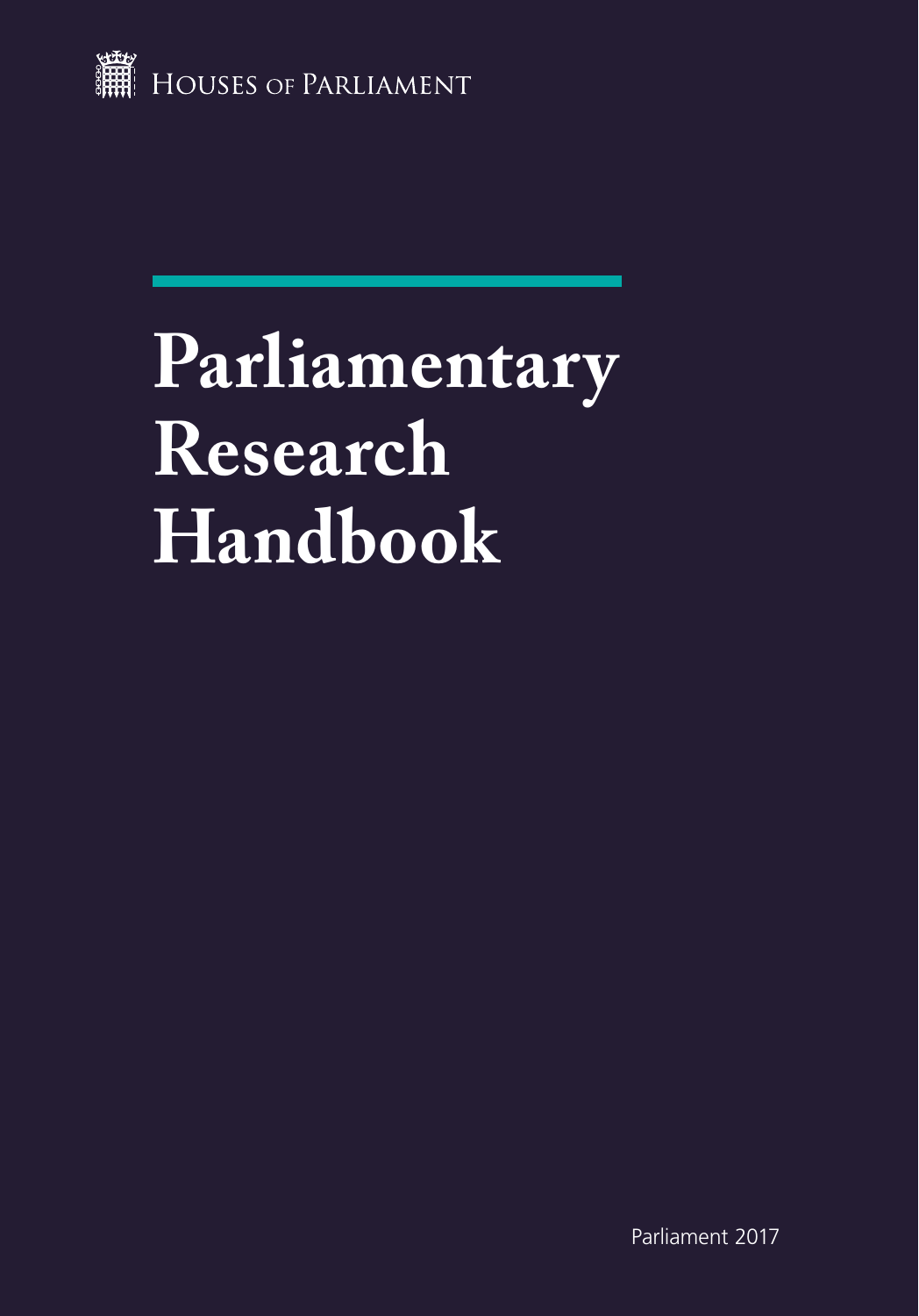HOUSES OF PARLIAMENT

# Parliamentary Research Handbook

Parliament 2017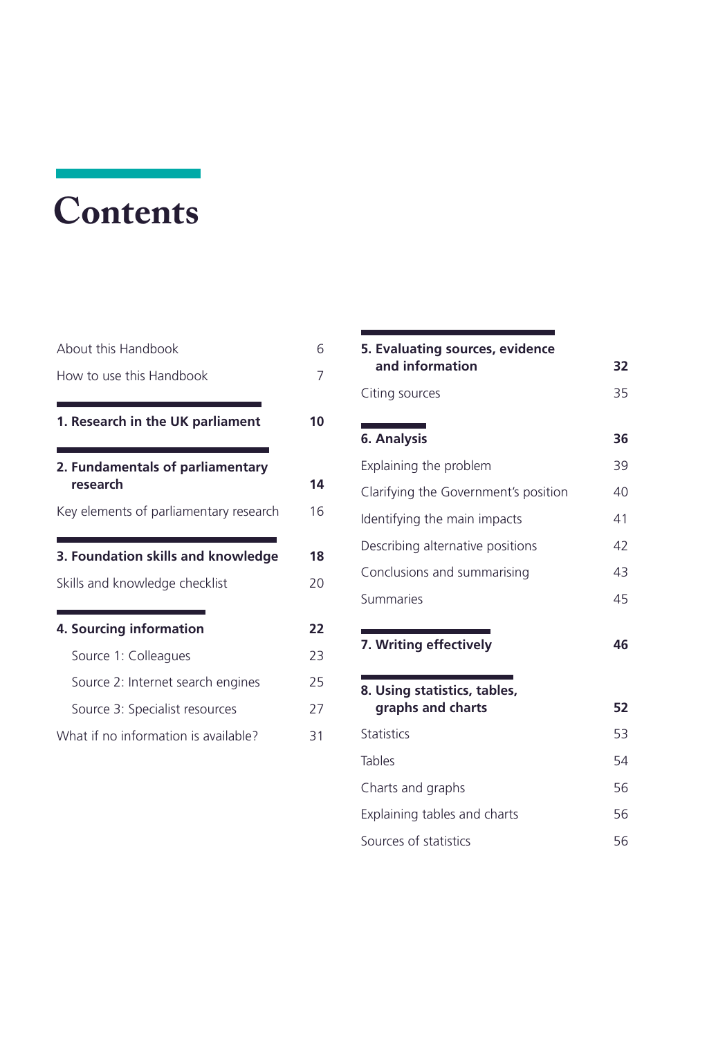# Contents

| | |
|---|---|
| About this Handbook | 6 |
| How to use this Handbook | 7 |
| **1. Research in the UK parliament** | **10** |
| **2. Fundamentals of parliamentary research** | **14** |
| Key elements of parliamentary research | 16 |
| **3. Foundation skills and knowledge** | **18** |
| Skills and knowledge checklist | 20 |
| **4. Sourcing information** | **22** |
| Source 1: Colleagues | 23 |
| Source 2: Internet search engines | 25 |
| Source 3: Specialist resources | 27 |
| What if no information is available? | 31 |
| **5. Evaluating sources, evidence and information** | **32** |
| Citing sources | 35 |
| **6. Analysis** | **36** |
| Explaining the problem | 39 |
| Clarifying the Government's position | 40 |
| Identifying the main impacts | 41 |
| Describing alternative positions | 42 |
| Conclusions and summarising | 43 |
| Summaries | 45 |
| **7. Writing effectively** | **46** |
| **8. Using statistics, tables, graphs and charts** | **52** |
| Statistics | 53 |
| Tables | 54 |
| Charts and graphs | 56 |
| Explaining tables and charts | 56 |
| Sources of statistics | 56 |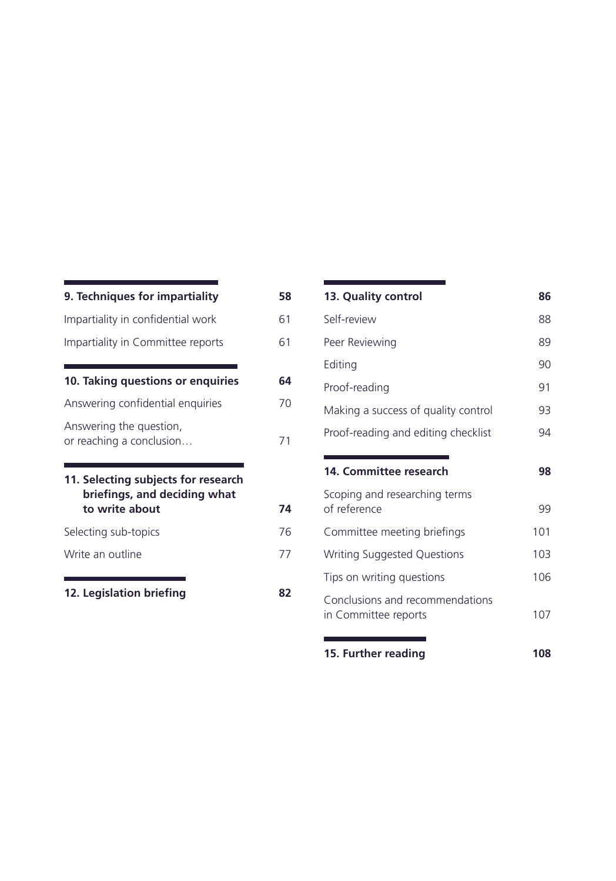**9. Techniques for impartiality** 58

Impartiality in confidential work 61

Impartiality in Committee reports 61

**10. Taking questions or enquiries** 64

Answering confidential enquiries 70

Answering the question, or reaching a conclusion… 71

**11. Selecting subjects for research briefings, and deciding what to write about** 74

Selecting sub-topics 76

Write an outline 77

**12. Legislation briefing** 82

**13. Quality control** 86

Self-review 88

Peer Reviewing 89

Editing 90

Proof-reading 91

Making a success of quality control 93

Proof-reading and editing checklist 94

**14. Committee research** 98

Scoping and researching terms of reference 99

Committee meeting briefings 101

Writing Suggested Questions 103

Tips on writing questions 106

Conclusions and recommendations in Committee reports 107

**15. Further reading** 108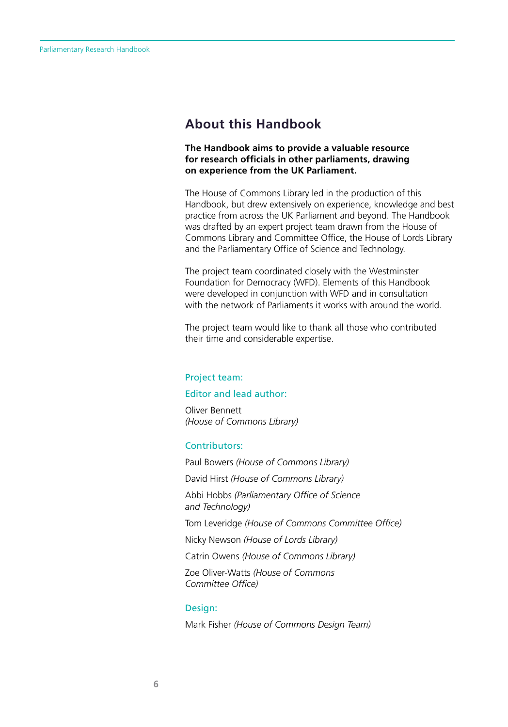## About this Handbook

**The Handbook aims to provide a valuable resource for research officials in other parliaments, drawing on experience from the UK Parliament.**

The House of Commons Library led in the production of this Handbook, but drew extensively on experience, knowledge and best practice from across the UK Parliament and beyond. The Handbook was drafted by an expert project team drawn from the House of Commons Library and Committee Office, the House of Lords Library and the Parliamentary Office of Science and Technology.

The project team coordinated closely with the Westminster Foundation for Democracy (WFD). Elements of this Handbook were developed in conjunction with WFD and in consultation with the network of Parliaments it works with around the world.

The project team would like to thank all those who contributed their time and considerable expertise.

### Project team:

### Editor and lead author:

Oliver Bennett
*(House of Commons Library)*

### Contributors:

Paul Bowers *(House of Commons Library)*

David Hirst *(House of Commons Library)*

Abbi Hobbs *(Parliamentary Office of Science and Technology)*

Tom Leveridge *(House of Commons Committee Office)*

Nicky Newson *(House of Lords Library)*

Catrin Owens *(House of Commons Library)*

Zoe Oliver-Watts *(House of Commons Committee Office)*

### Design:

Mark Fisher *(House of Commons Design Team)*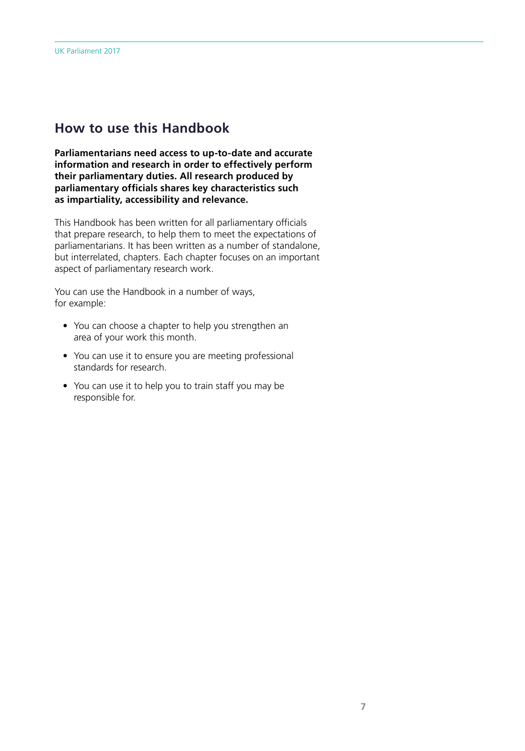## How to use this Handbook

**Parliamentarians need access to up-to-date and accurate information and research in order to effectively perform their parliamentary duties. All research produced by parliamentary officials shares key characteristics such as impartiality, accessibility and relevance.**

This Handbook has been written for all parliamentary officials that prepare research, to help them to meet the expectations of parliamentarians. It has been written as a number of standalone, but interrelated, chapters. Each chapter focuses on an important aspect of parliamentary research work.

You can use the Handbook in a number of ways, for example:

- You can choose a chapter to help you strengthen an area of your work this month.
- You can use it to ensure you are meeting professional standards for research.
- You can use it to help you to train staff you may be responsible for.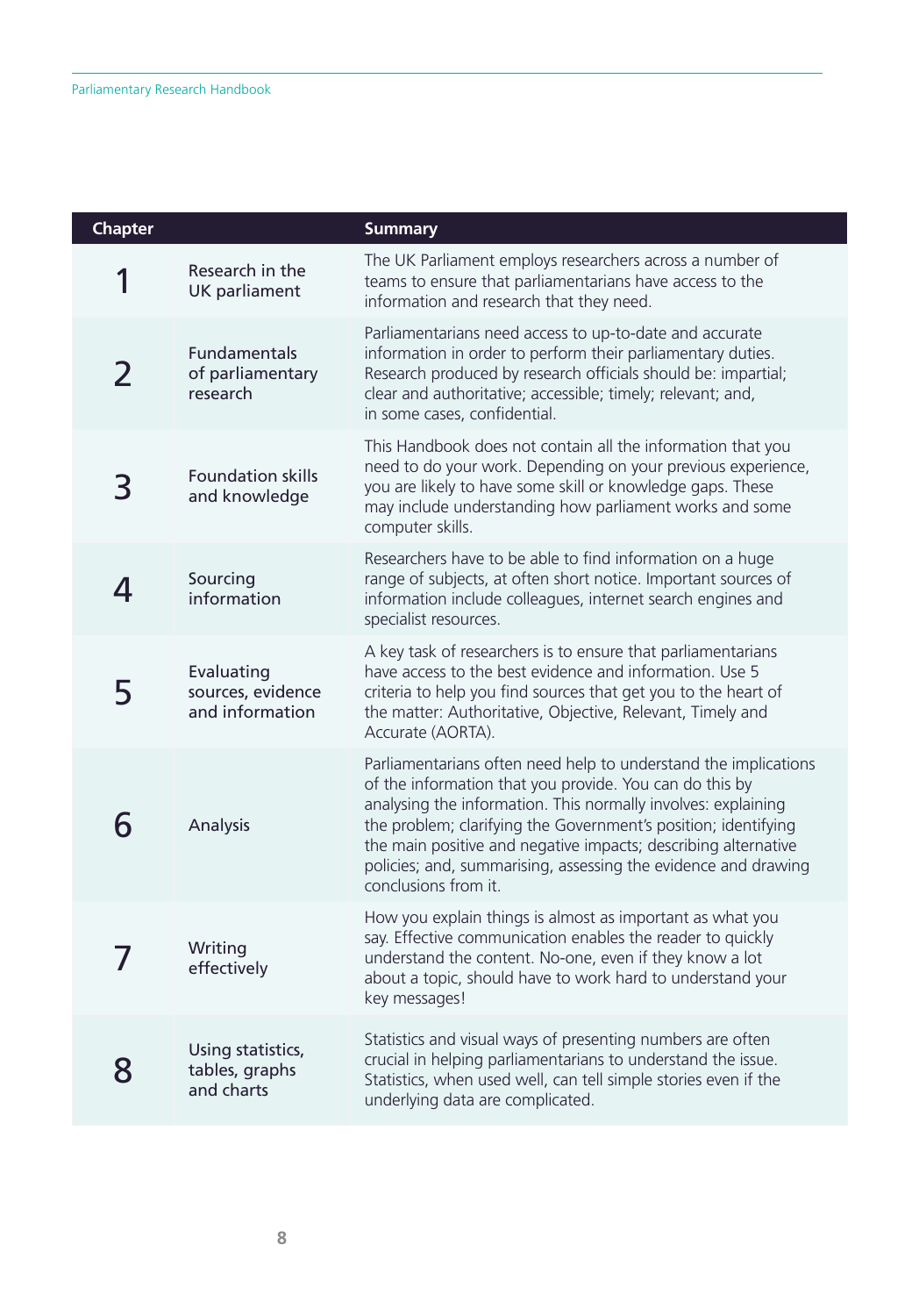| Chapter | | Summary |
|---|---|---|
| 1 | Research in the UK parliament | The UK Parliament employs researchers across a number of teams to ensure that parliamentarians have access to the information and research that they need. |
| 2 | Fundamentals of parliamentary research | Parliamentarians need access to up-to-date and accurate information in order to perform their parliamentary duties. Research produced by research officials should be: impartial; clear and authoritative; accessible; timely; relevant; and, in some cases, confidential. |
| 3 | Foundation skills and knowledge | This Handbook does not contain all the information that you need to do your work. Depending on your previous experience, you are likely to have some skill or knowledge gaps. These may include understanding how parliament works and some computer skills. |
| 4 | Sourcing information | Researchers have to be able to find information on a huge range of subjects, at often short notice. Important sources of information include colleagues, internet search engines and specialist resources. |
| 5 | Evaluating sources, evidence and information | A key task of researchers is to ensure that parliamentarians have access to the best evidence and information. Use 5 criteria to help you find sources that get you to the heart of the matter: Authoritative, Objective, Relevant, Timely and Accurate (AORTA). |
| 6 | Analysis | Parliamentarians often need help to understand the implications of the information that you provide. You can do this by analysing the information. This normally involves: explaining the problem; clarifying the Government's position; identifying the main positive and negative impacts; describing alternative policies; and, summarising, assessing the evidence and drawing conclusions from it. |
| 7 | Writing effectively | How you explain things is almost as important as what you say. Effective communication enables the reader to quickly understand the content. No-one, even if they know a lot about a topic, should have to work hard to understand your key messages! |
| 8 | Using statistics, tables, graphs and charts | Statistics and visual ways of presenting numbers are often crucial in helping parliamentarians to understand the issue. Statistics, when used well, can tell simple stories even if the underlying data are complicated. |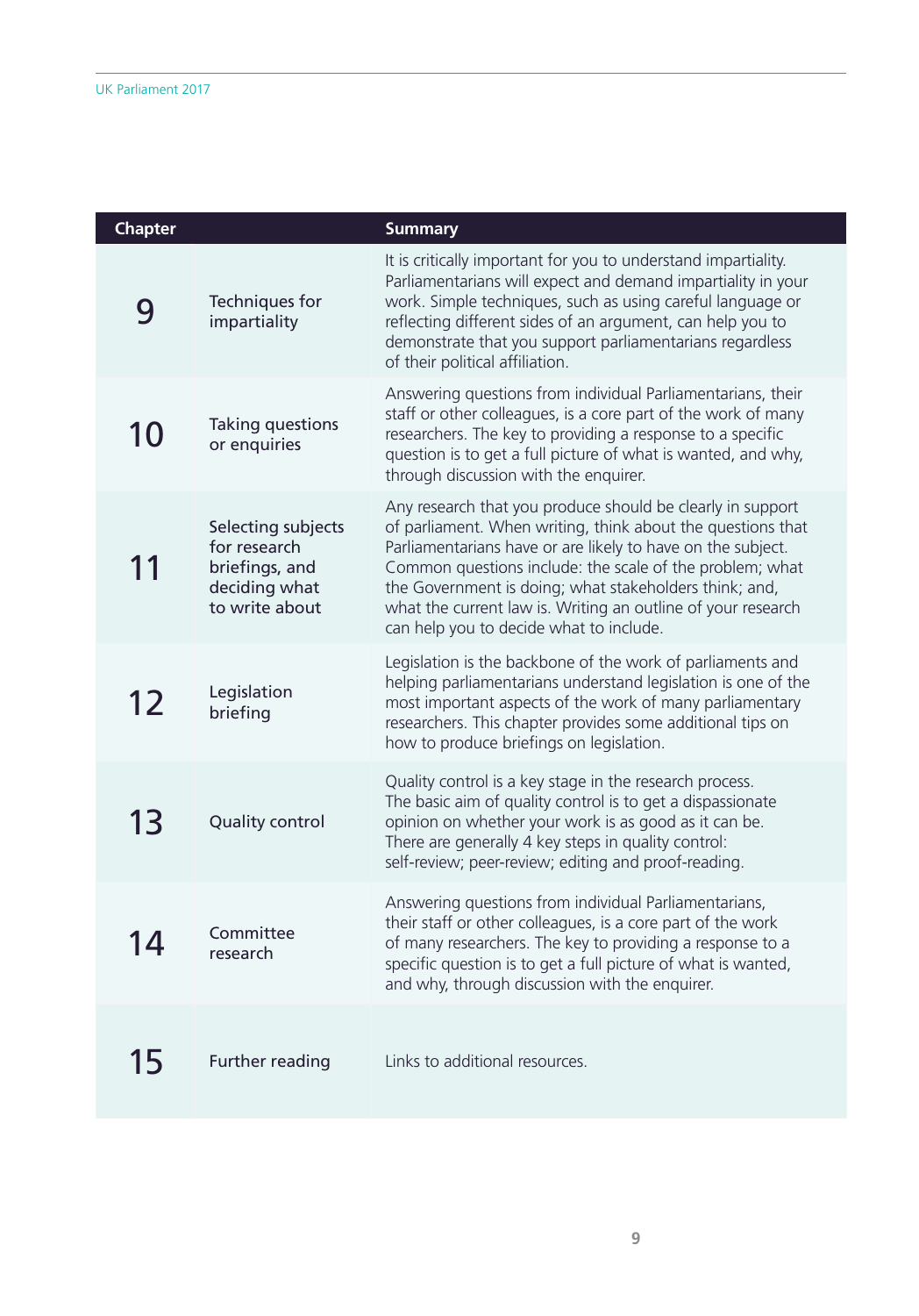| Chapter | | Summary |
|---|---|---|
| 9 | Techniques for impartiality | It is critically important for you to understand impartiality. Parliamentarians will expect and demand impartiality in your work. Simple techniques, such as using careful language or reflecting different sides of an argument, can help you to demonstrate that you support parliamentarians regardless of their political affiliation. |
| 10 | Taking questions or enquiries | Answering questions from individual Parliamentarians, their staff or other colleagues, is a core part of the work of many researchers. The key to providing a response to a specific question is to get a full picture of what is wanted, and why, through discussion with the enquirer. |
| 11 | Selecting subjects for research briefings, and deciding what to write about | Any research that you produce should be clearly in support of parliament. When writing, think about the questions that Parliamentarians have or are likely to have on the subject. Common questions include: the scale of the problem; what the Government is doing; what stakeholders think; and, what the current law is. Writing an outline of your research can help you to decide what to include. |
| 12 | Legislation briefing | Legislation is the backbone of the work of parliaments and helping parliamentarians understand legislation is one of the most important aspects of the work of many parliamentary researchers. This chapter provides some additional tips on how to produce briefings on legislation. |
| 13 | Quality control | Quality control is a key stage in the research process. The basic aim of quality control is to get a dispassionate opinion on whether your work is as good as it can be. There are generally 4 key steps in quality control: self-review; peer-review; editing and proof-reading. |
| 14 | Committee research | Answering questions from individual Parliamentarians, their staff or other colleagues, is a core part of the work of many researchers. The key to providing a response to a specific question is to get a full picture of what is wanted, and why, through discussion with the enquirer. |
| 15 | Further reading | Links to additional resources. |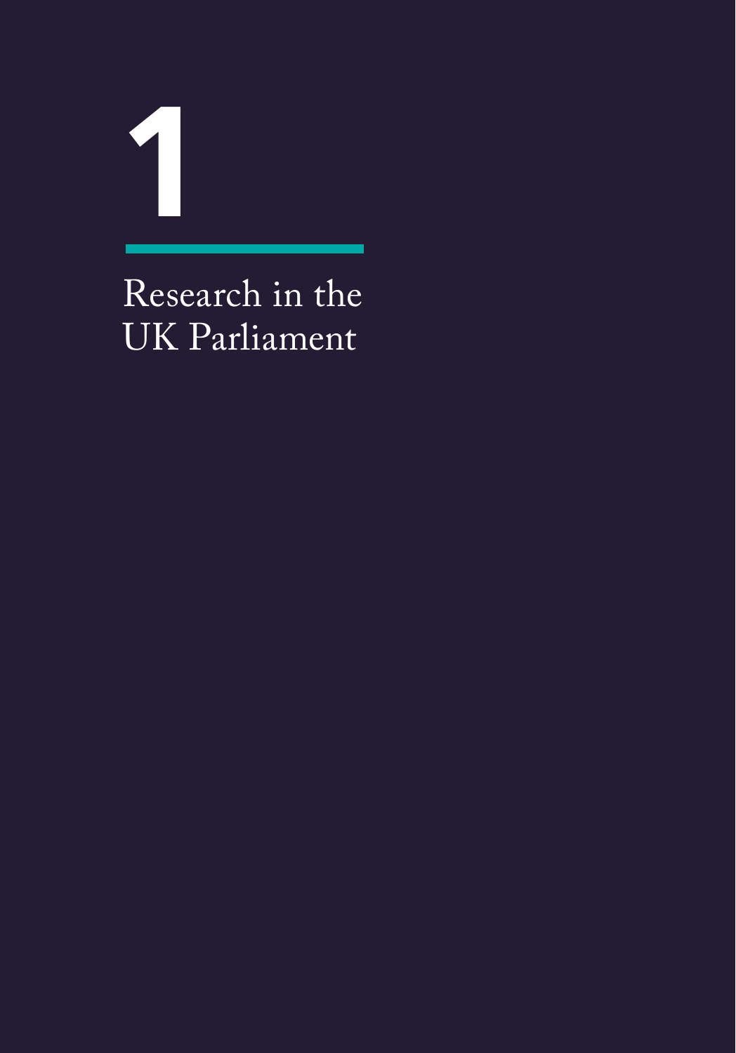# 1

## Research in the UK Parliament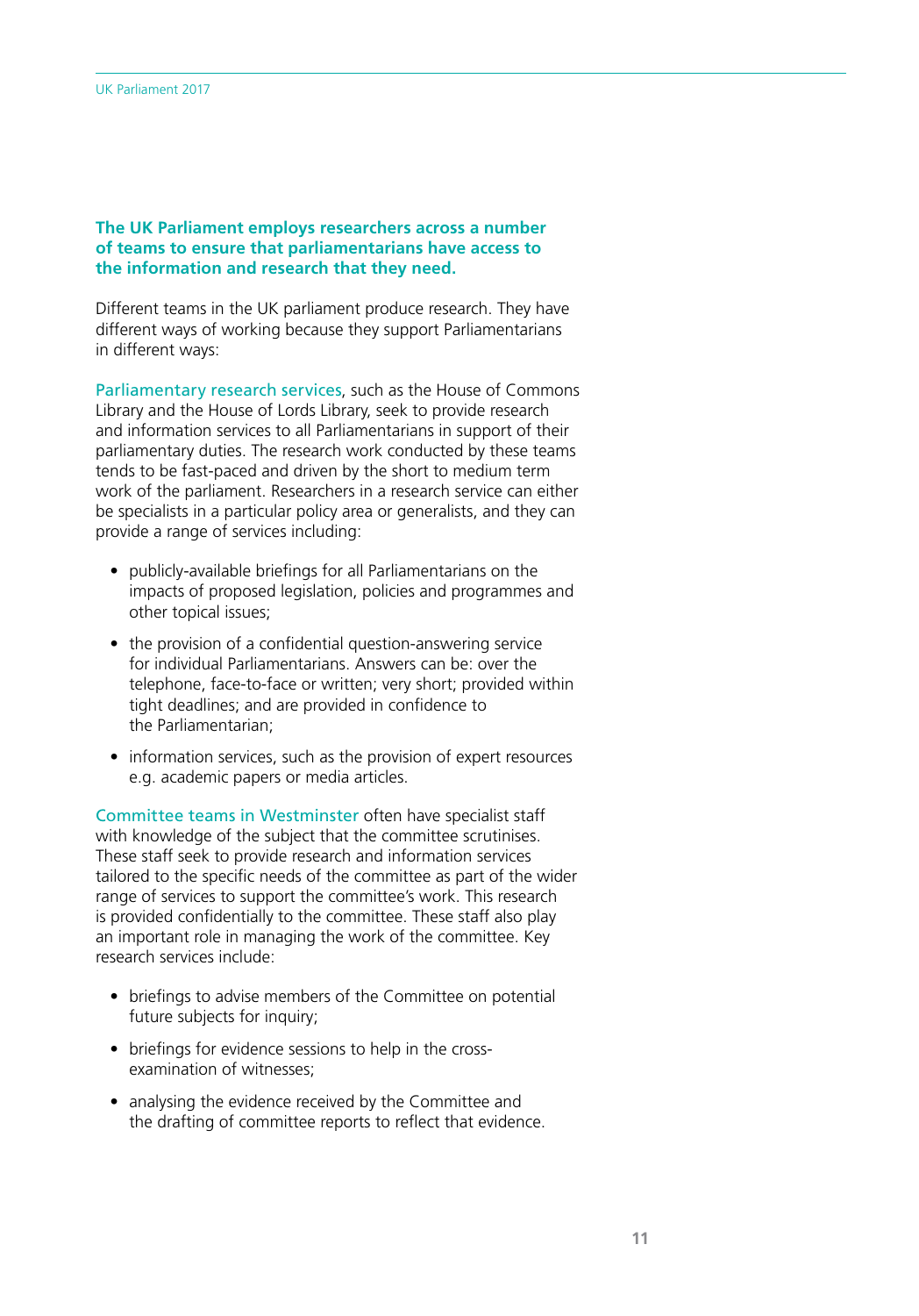**The UK Parliament employs researchers across a number of teams to ensure that parliamentarians have access to the information and research that they need.**

Different teams in the UK parliament produce research. They have different ways of working because they support Parliamentarians in different ways:

Parliamentary research services, such as the House of Commons Library and the House of Lords Library, seek to provide research and information services to all Parliamentarians in support of their parliamentary duties. The research work conducted by these teams tends to be fast-paced and driven by the short to medium term work of the parliament. Researchers in a research service can either be specialists in a particular policy area or generalists, and they can provide a range of services including:

- publicly-available briefings for all Parliamentarians on the impacts of proposed legislation, policies and programmes and other topical issues;
- the provision of a confidential question-answering service for individual Parliamentarians. Answers can be: over the telephone, face-to-face or written; very short; provided within tight deadlines; and are provided in confidence to the Parliamentarian;
- information services, such as the provision of expert resources e.g. academic papers or media articles.

Committee teams in Westminster often have specialist staff with knowledge of the subject that the committee scrutinises. These staff seek to provide research and information services tailored to the specific needs of the committee as part of the wider range of services to support the committee's work. This research is provided confidentially to the committee. These staff also play an important role in managing the work of the committee. Key research services include:

- briefings to advise members of the Committee on potential future subjects for inquiry;
- briefings for evidence sessions to help in the cross-examination of witnesses;
- analysing the evidence received by the Committee and the drafting of committee reports to reflect that evidence.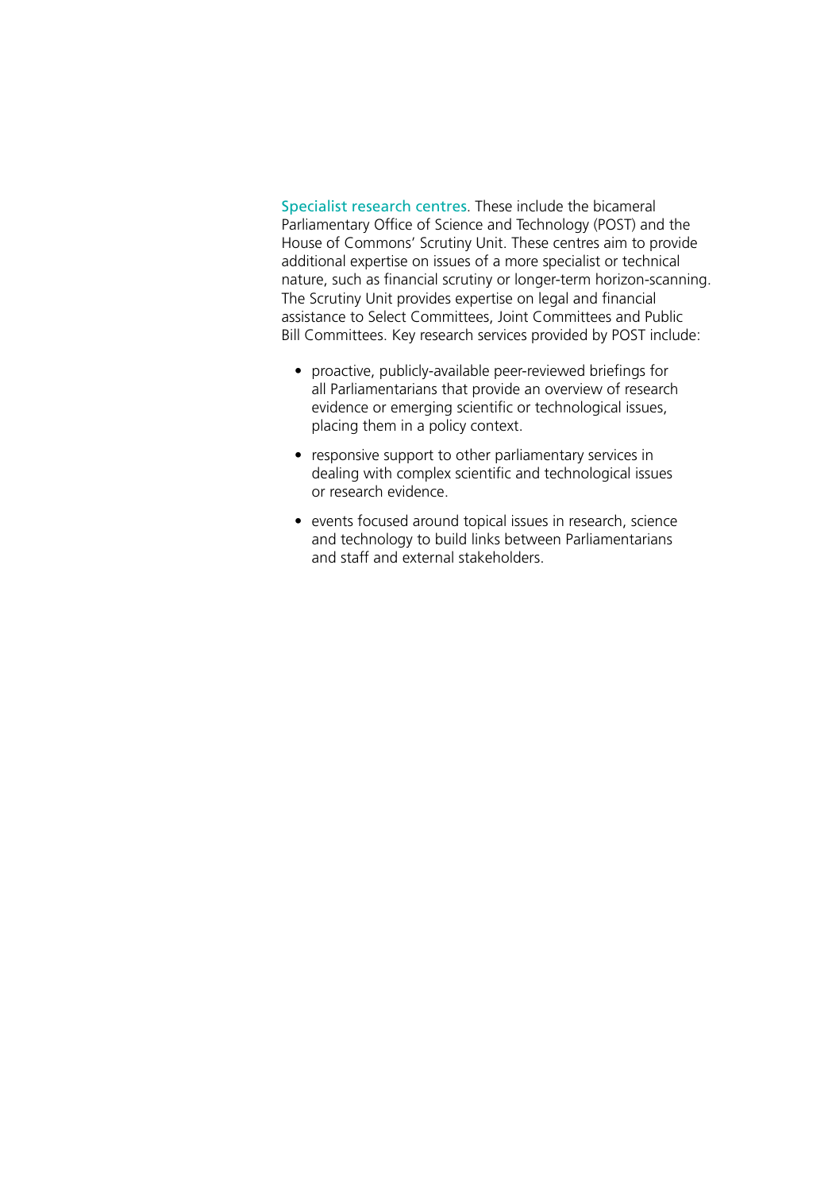**Specialist research centres**. These include the bicameral Parliamentary Office of Science and Technology (POST) and the House of Commons' Scrutiny Unit. These centres aim to provide additional expertise on issues of a more specialist or technical nature, such as financial scrutiny or longer-term horizon-scanning. The Scrutiny Unit provides expertise on legal and financial assistance to Select Committees, Joint Committees and Public Bill Committees. Key research services provided by POST include:

- proactive, publicly-available peer-reviewed briefings for all Parliamentarians that provide an overview of research evidence or emerging scientific or technological issues, placing them in a policy context.
- responsive support to other parliamentary services in dealing with complex scientific and technological issues or research evidence.
- events focused around topical issues in research, science and technology to build links between Parliamentarians and staff and external stakeholders.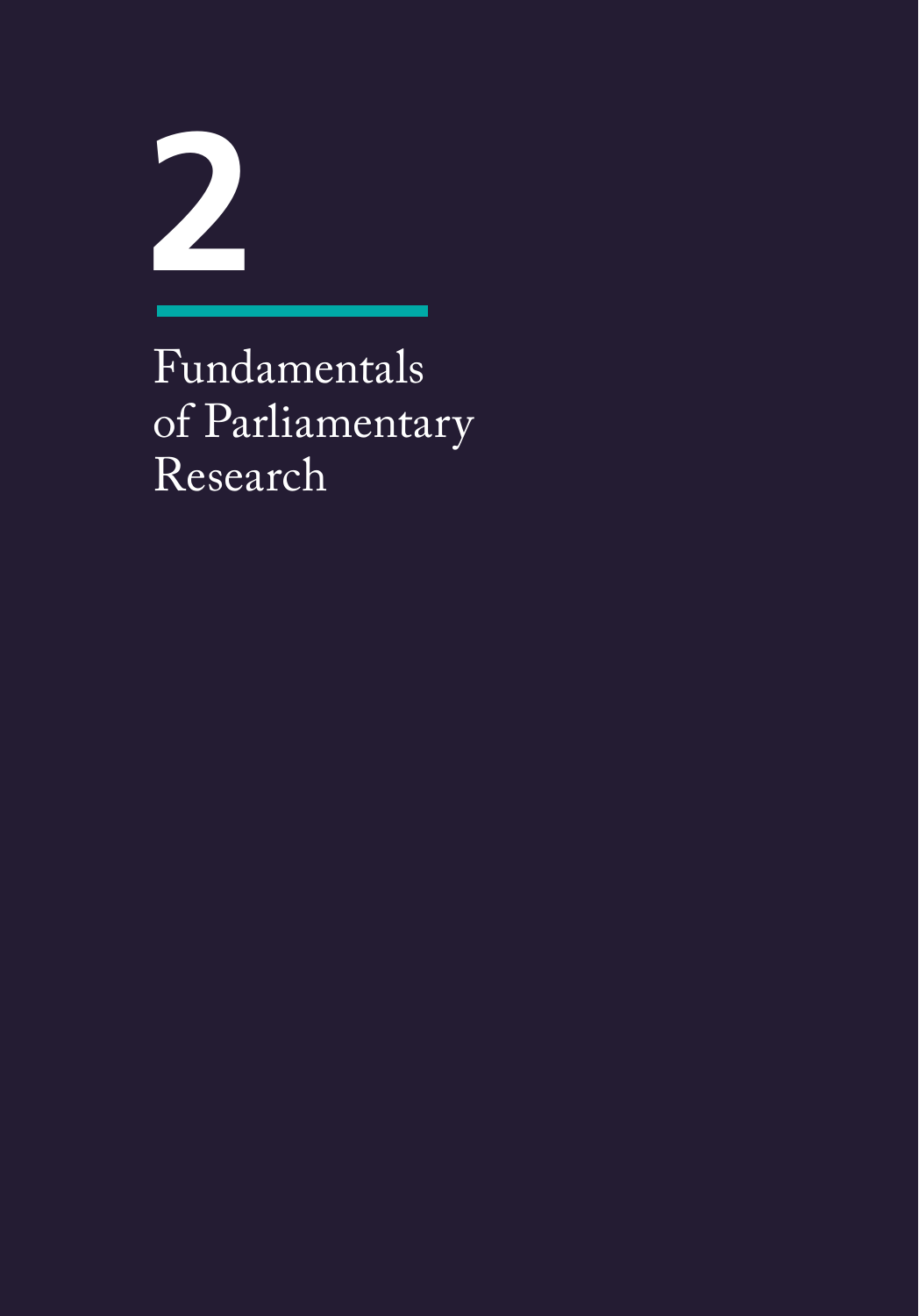# 2

## Fundamentals of Parliamentary Research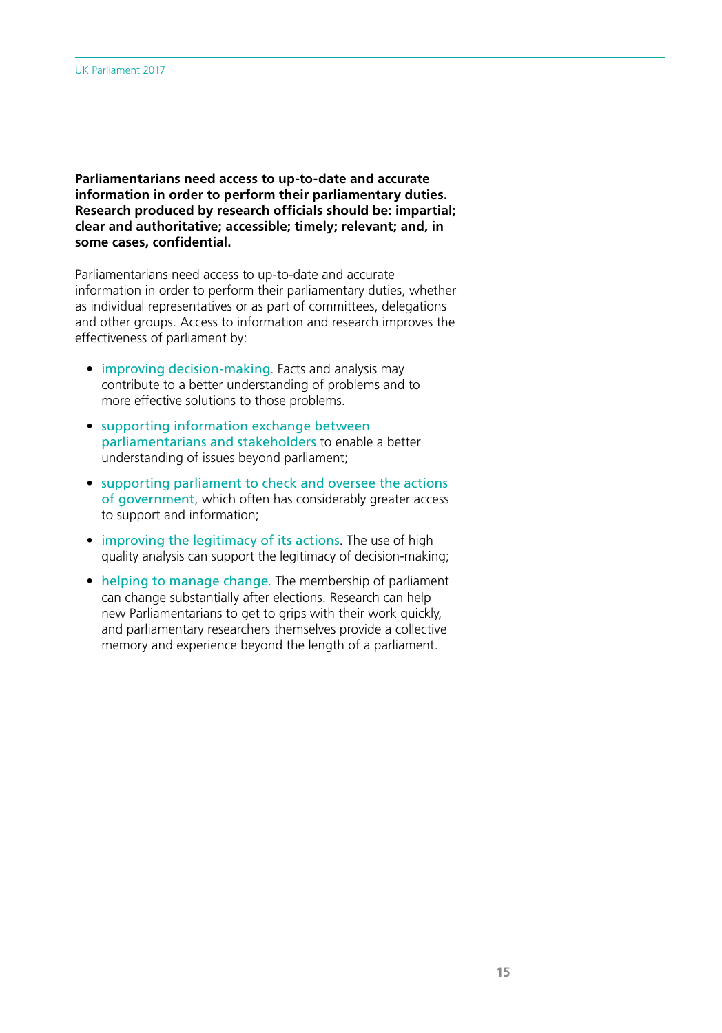**Parliamentarians need access to up-to-date and accurate information in order to perform their parliamentary duties. Research produced by research officials should be: impartial; clear and authoritative; accessible; timely; relevant; and, in some cases, confidential.**

Parliamentarians need access to up-to-date and accurate information in order to perform their parliamentary duties, whether as individual representatives or as part of committees, delegations and other groups. Access to information and research improves the effectiveness of parliament by:

- improving decision-making. Facts and analysis may contribute to a better understanding of problems and to more effective solutions to those problems.
- supporting information exchange between parliamentarians and stakeholders to enable a better understanding of issues beyond parliament;
- supporting parliament to check and oversee the actions of government, which often has considerably greater access to support and information;
- improving the legitimacy of its actions. The use of high quality analysis can support the legitimacy of decision-making;
- helping to manage change. The membership of parliament can change substantially after elections. Research can help new Parliamentarians to get to grips with their work quickly, and parliamentary researchers themselves provide a collective memory and experience beyond the length of a parliament.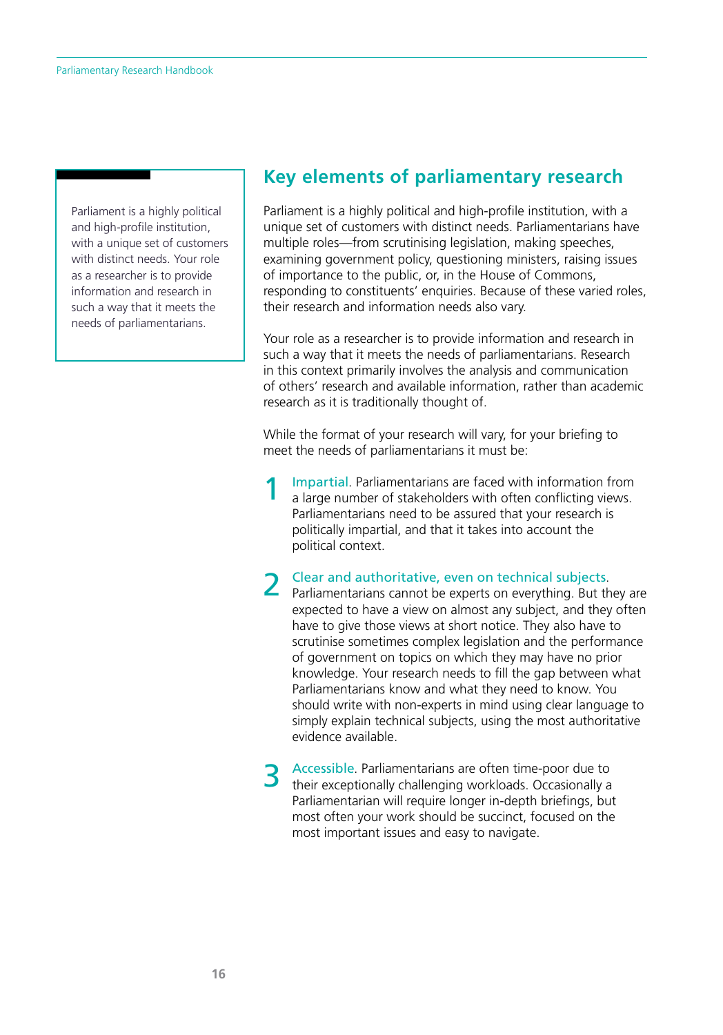> Parliament is a highly political and high-profile institution, with a unique set of customers with distinct needs. Your role as a researcher is to provide information and research in such a way that it meets the needs of parliamentarians.

## Key elements of parliamentary research

Parliament is a highly political and high-profile institution, with a unique set of customers with distinct needs. Parliamentarians have multiple roles—from scrutinising legislation, making speeches, examining government policy, questioning ministers, raising issues of importance to the public, or, in the House of Commons, responding to constituents' enquiries. Because of these varied roles, their research and information needs also vary.

Your role as a researcher is to provide information and research in such a way that it meets the needs of parliamentarians. Research in this context primarily involves the analysis and communication of others' research and available information, rather than academic research as it is traditionally thought of.

While the format of your research will vary, for your briefing to meet the needs of parliamentarians it must be:

1. **Impartial**. Parliamentarians are faced with information from a large number of stakeholders with often conflicting views. Parliamentarians need to be assured that your research is politically impartial, and that it takes into account the political context.

2. **Clear and authoritative, even on technical subjects**. Parliamentarians cannot be experts on everything. But they are expected to have a view on almost any subject, and they often have to give those views at short notice. They also have to scrutinise sometimes complex legislation and the performance of government on topics on which they may have no prior knowledge. Your research needs to fill the gap between what Parliamentarians know and what they need to know. You should write with non-experts in mind using clear language to simply explain technical subjects, using the most authoritative evidence available.

3. **Accessible**. Parliamentarians are often time-poor due to their exceptionally challenging workloads. Occasionally a Parliamentarian will require longer in-depth briefings, but most often your work should be succinct, focused on the most important issues and easy to navigate.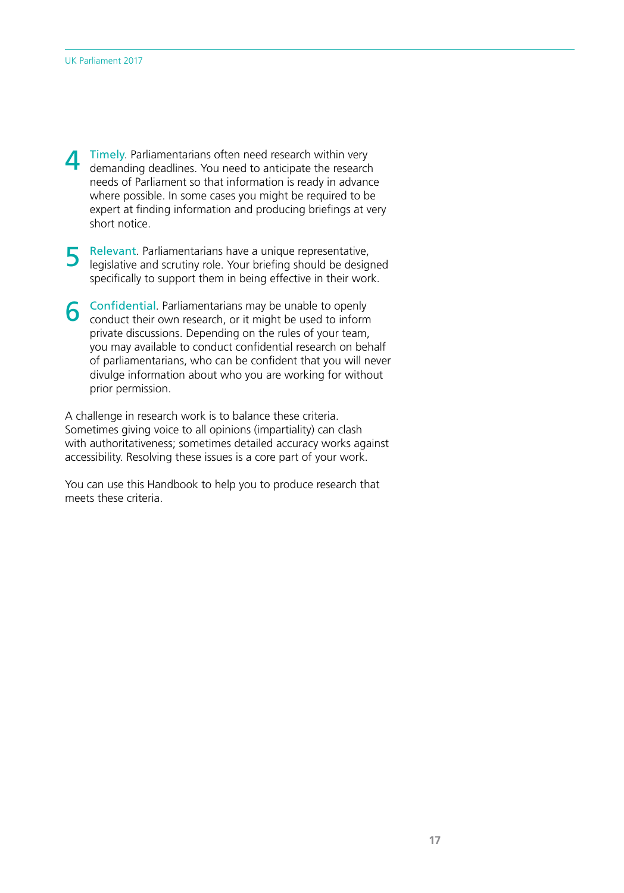4. **Timely**. Parliamentarians often need research within very demanding deadlines. You need to anticipate the research needs of Parliament so that information is ready in advance where possible. In some cases you might be required to be expert at finding information and producing briefings at very short notice.

5. **Relevant**. Parliamentarians have a unique representative, legislative and scrutiny role. Your briefing should be designed specifically to support them in being effective in their work.

6. **Confidential**. Parliamentarians may be unable to openly conduct their own research, or it might be used to inform private discussions. Depending on the rules of your team, you may available to conduct confidential research on behalf of parliamentarians, who can be confident that you will never divulge information about who you are working for without prior permission.

A challenge in research work is to balance these criteria. Sometimes giving voice to all opinions (impartiality) can clash with authoritativeness; sometimes detailed accuracy works against accessibility. Resolving these issues is a core part of your work.

You can use this Handbook to help you to produce research that meets these criteria.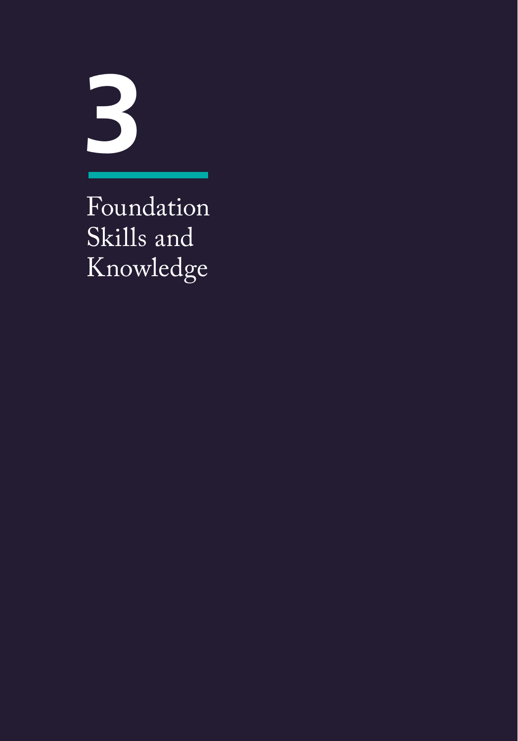# 3

# Foundation Skills and Knowledge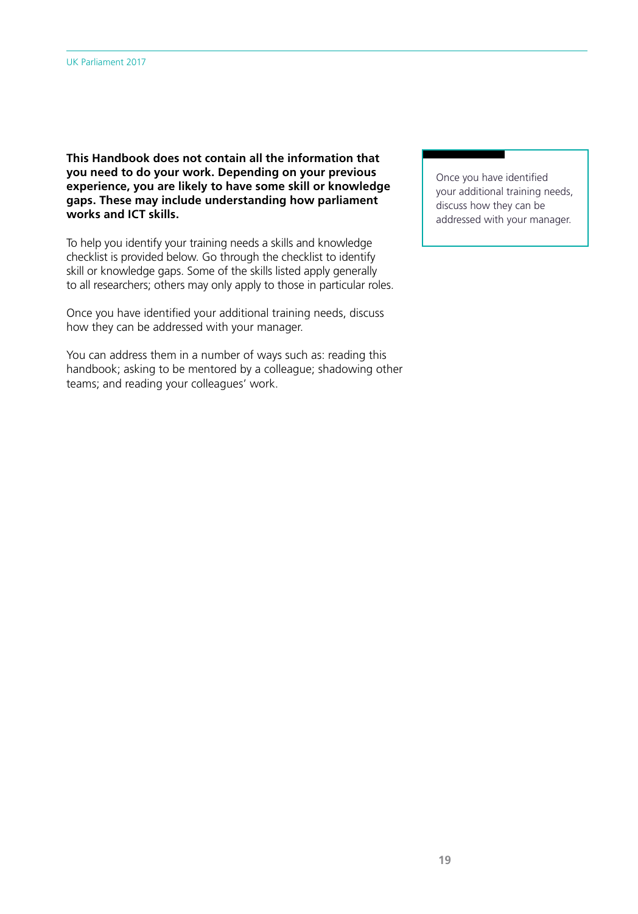**This Handbook does not contain all the information that you need to do your work. Depending on your previous experience, you are likely to have some skill or knowledge gaps. These may include understanding how parliament works and ICT skills.**

To help you identify your training needs a skills and knowledge checklist is provided below. Go through the checklist to identify skill or knowledge gaps. Some of the skills listed apply generally to all researchers; others may only apply to those in particular roles.

Once you have identified your additional training needs, discuss how they can be addressed with your manager.

You can address them in a number of ways such as: reading this handbook; asking to be mentored by a colleague; shadowing other teams; and reading your colleagues' work.

> Once you have identified your additional training needs, discuss how they can be addressed with your manager.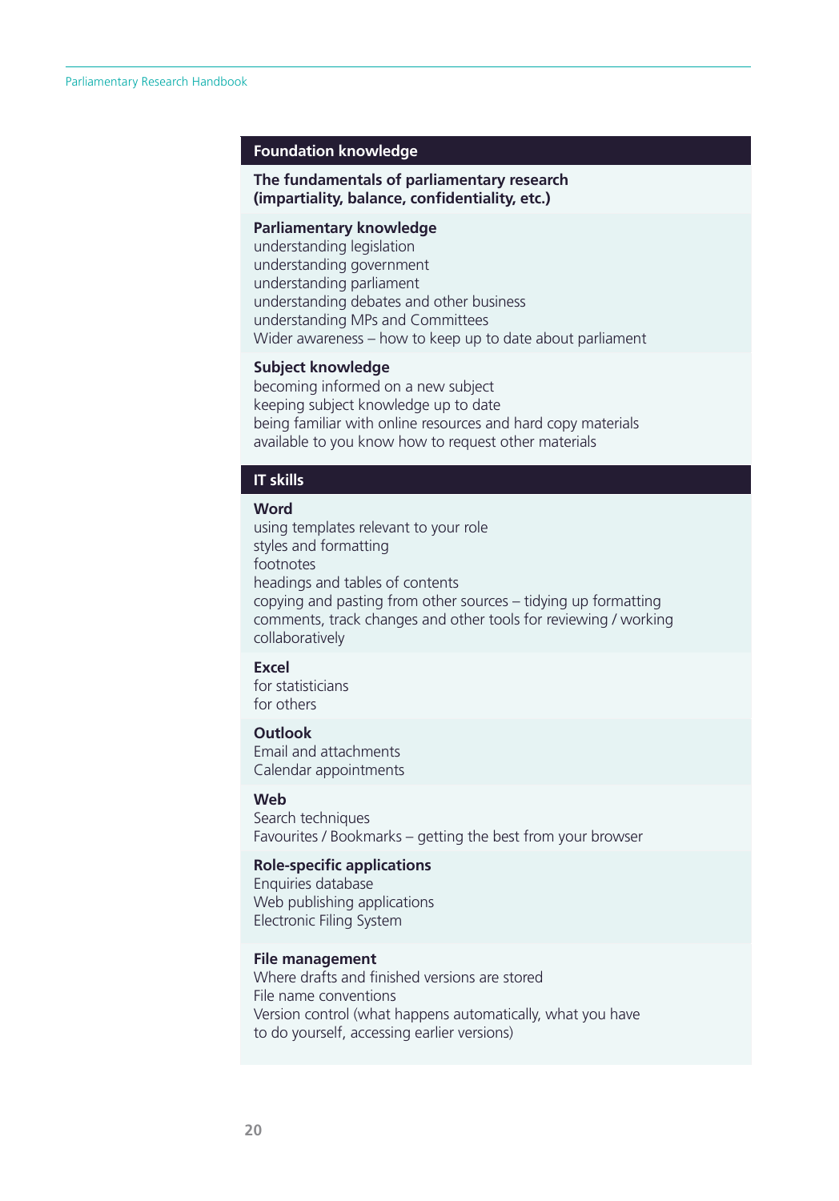## Foundation knowledge

**The fundamentals of parliamentary research (impartiality, balance, confidentiality, etc.)**

**Parliamentary knowledge**
understanding legislation
understanding government
understanding parliament
understanding debates and other business
understanding MPs and Committees
Wider awareness – how to keep up to date about parliament

**Subject knowledge**
becoming informed on a new subject
keeping subject knowledge up to date
being familiar with online resources and hard copy materials
available to you know how to request other materials

## IT skills

**Word**
using templates relevant to your role
styles and formatting
footnotes
headings and tables of contents
copying and pasting from other sources – tidying up formatting
comments, track changes and other tools for reviewing / working collaboratively

**Excel**
for statisticians
for others

**Outlook**
Email and attachments
Calendar appointments

**Web**
Search techniques
Favourites / Bookmarks – getting the best from your browser

**Role-specific applications**
Enquiries database
Web publishing applications
Electronic Filing System

**File management**
Where drafts and finished versions are stored
File name conventions
Version control (what happens automatically, what you have to do yourself, accessing earlier versions)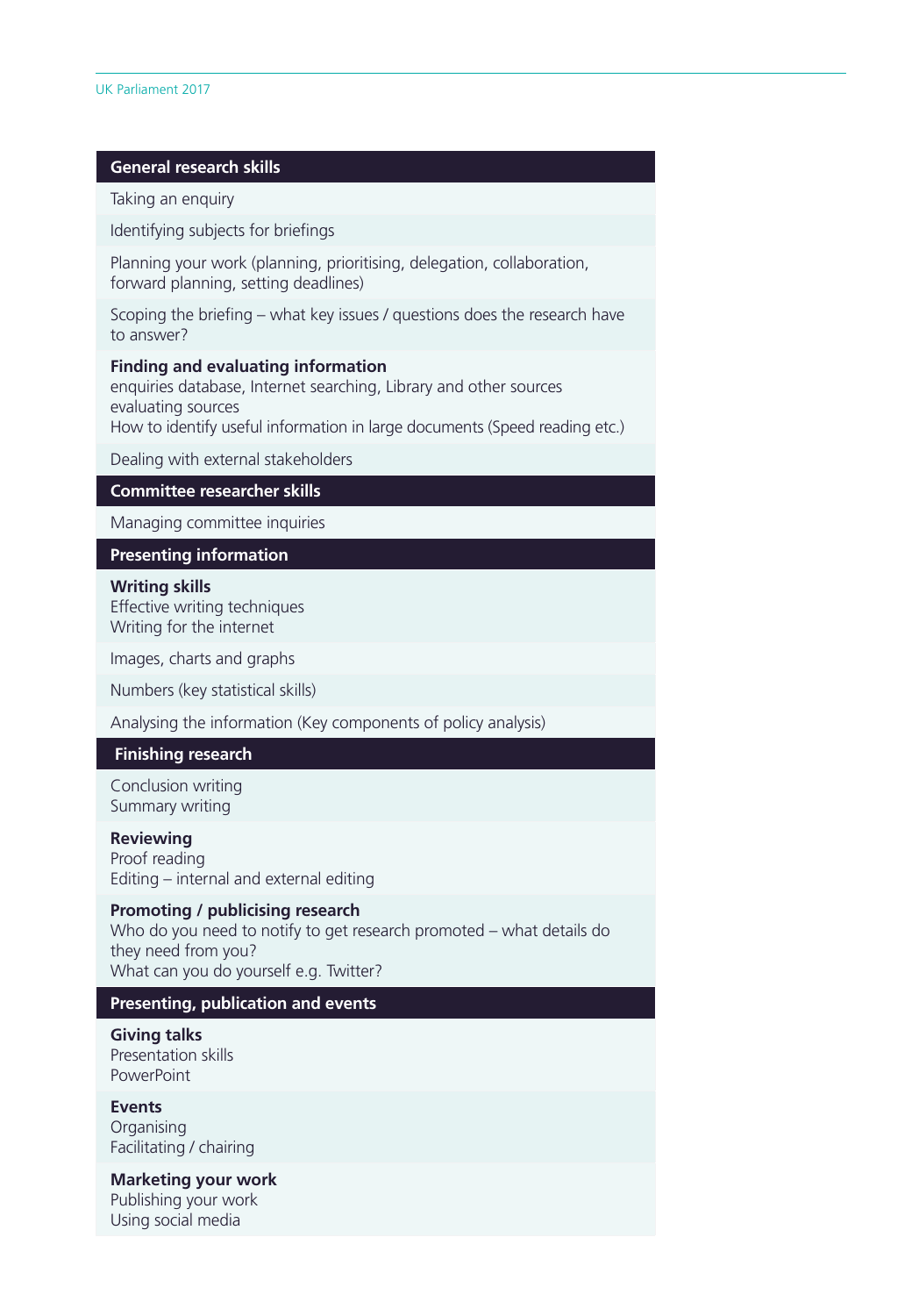| General research skills |
|---|
| Taking an enquiry |
| Identifying subjects for briefings |
| Planning your work (planning, prioritising, delegation, collaboration, forward planning, setting deadlines) |
| Scoping the briefing – what key issues / questions does the research have to answer? |
| **Finding and evaluating information**<br>enquiries database, Internet searching, Library and other sources<br>evaluating sources<br>How to identify useful information in large documents (Speed reading etc.) |
| Dealing with external stakeholders |
| **Committee researcher skills** |
| Managing committee inquiries |
| **Presenting information** |
| **Writing skills**<br>Effective writing techniques<br>Writing for the internet |
| Images, charts and graphs |
| Numbers (key statistical skills) |
| Analysing the information (Key components of policy analysis) |
| **Finishing research** |
| Conclusion writing<br>Summary writing |
| **Reviewing**<br>Proof reading<br>Editing – internal and external editing |
| **Promoting / publicising research**<br>Who do you need to notify to get research promoted – what details do they need from you?<br>What can you do yourself e.g. Twitter? |
| **Presenting, publication and events** |
| **Giving talks**<br>Presentation skills<br>PowerPoint |
| **Events**<br>Organising<br>Facilitating / chairing |
| **Marketing your work**<br>Publishing your work<br>Using social media |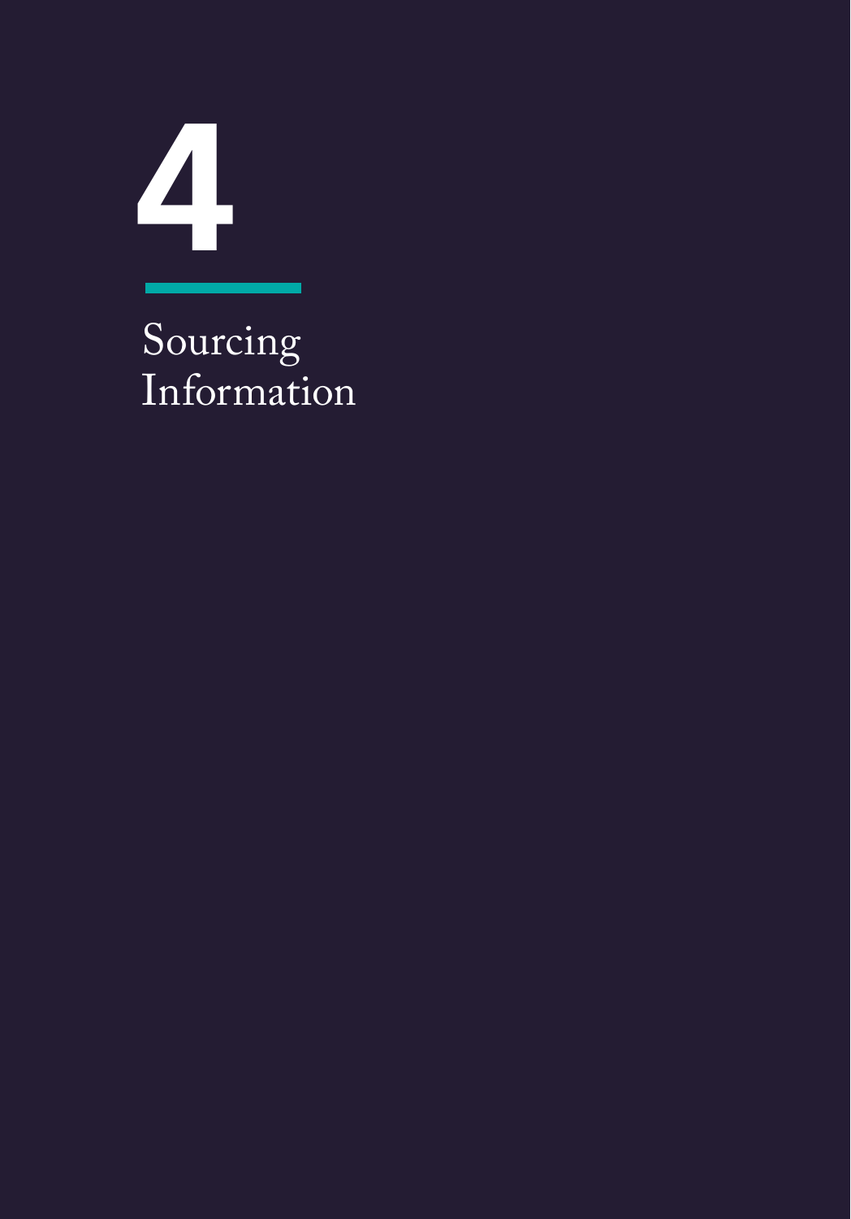# 4

# Sourcing Information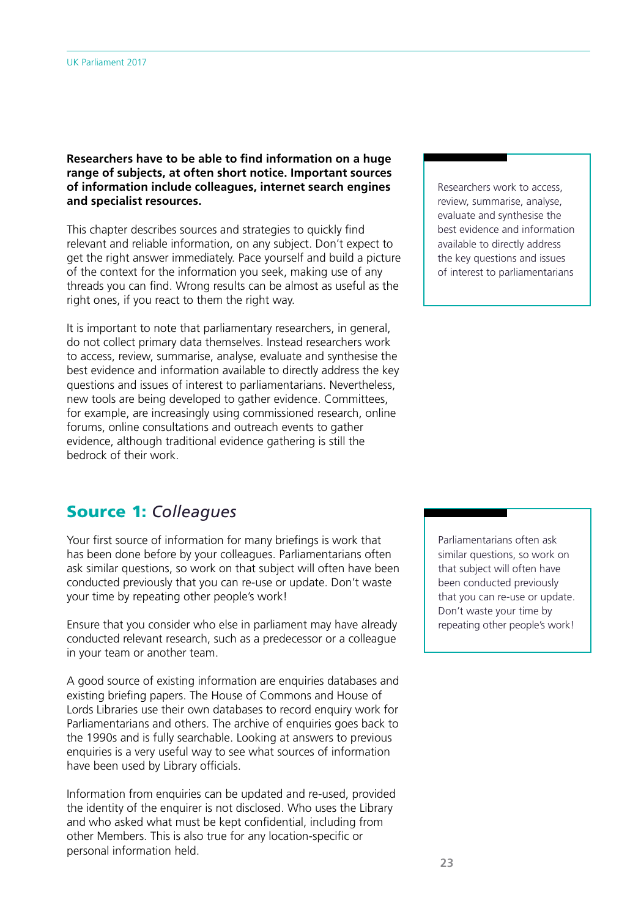**Researchers have to be able to find information on a huge range of subjects, at often short notice. Important sources of information include colleagues, internet search engines and specialist resources.**

This chapter describes sources and strategies to quickly find relevant and reliable information, on any subject. Don't expect to get the right answer immediately. Pace yourself and build a picture of the context for the information you seek, making use of any threads you can find. Wrong results can be almost as useful as the right ones, if you react to them the right way.

> Researchers work to access, review, summarise, analyse, evaluate and synthesise the best evidence and information available to directly address the key questions and issues of interest to parliamentarians

It is important to note that parliamentary researchers, in general, do not collect primary data themselves. Instead researchers work to access, review, summarise, analyse, evaluate and synthesise the best evidence and information available to directly address the key questions and issues of interest to parliamentarians. Nevertheless, new tools are being developed to gather evidence. Committees, for example, are increasingly using commissioned research, online forums, online consultations and outreach events to gather evidence, although traditional evidence gathering is still the bedrock of their work.

## Source 1: *Colleagues*

Your first source of information for many briefings is work that has been done before by your colleagues. Parliamentarians often ask similar questions, so work on that subject will often have been conducted previously that you can re-use or update. Don't waste your time by repeating other people's work!

> Parliamentarians often ask similar questions, so work on that subject will often have been conducted previously that you can re-use or update. Don't waste your time by repeating other people's work!

Ensure that you consider who else in parliament may have already conducted relevant research, such as a predecessor or a colleague in your team or another team.

A good source of existing information are enquiries databases and existing briefing papers. The House of Commons and House of Lords Libraries use their own databases to record enquiry work for Parliamentarians and others. The archive of enquiries goes back to the 1990s and is fully searchable. Looking at answers to previous enquiries is a very useful way to see what sources of information have been used by Library officials.

Information from enquiries can be updated and re-used, provided the identity of the enquirer is not disclosed. Who uses the Library and who asked what must be kept confidential, including from other Members. This is also true for any location-specific or personal information held.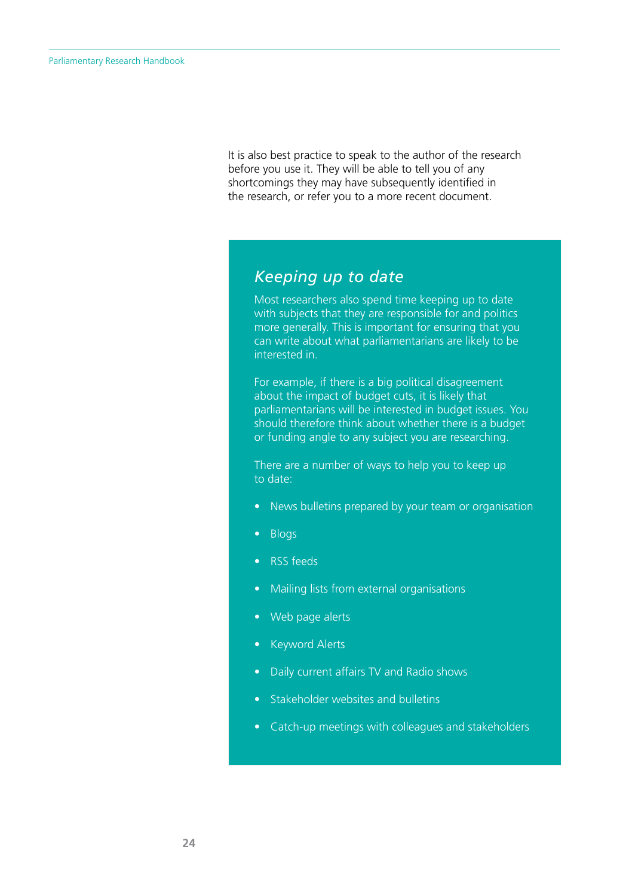It is also best practice to speak to the author of the research before you use it. They will be able to tell you of any shortcomings they may have subsequently identified in the research, or refer you to a more recent document.

## *Keeping up to date*

Most researchers also spend time keeping up to date with subjects that they are responsible for and politics more generally. This is important for ensuring that you can write about what parliamentarians are likely to be interested in.

For example, if there is a big political disagreement about the impact of budget cuts, it is likely that parliamentarians will be interested in budget issues. You should therefore think about whether there is a budget or funding angle to any subject you are researching.

There are a number of ways to help you to keep up to date:

- News bulletins prepared by your team or organisation
- Blogs
- RSS feeds
- Mailing lists from external organisations
- Web page alerts
- Keyword Alerts
- Daily current affairs TV and Radio shows
- Stakeholder websites and bulletins
- Catch-up meetings with colleagues and stakeholders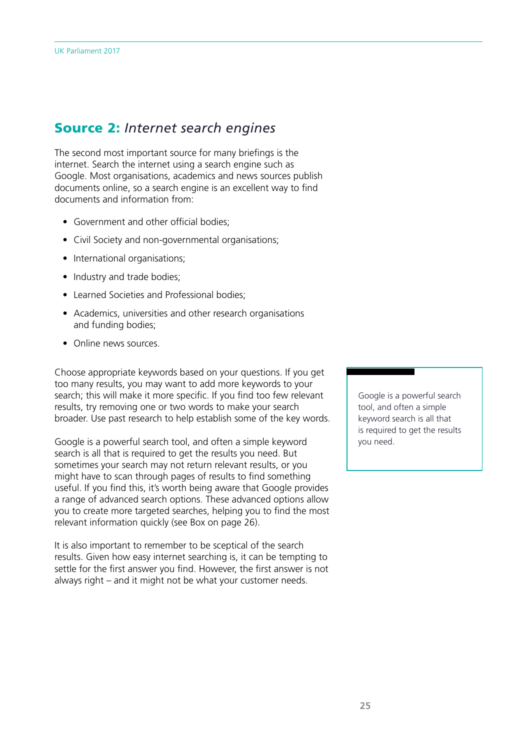## **Source 2:** *Internet search engines*

The second most important source for many briefings is the internet. Search the internet using a search engine such as Google. Most organisations, academics and news sources publish documents online, so a search engine is an excellent way to find documents and information from:

- Government and other official bodies;
- Civil Society and non-governmental organisations;
- International organisations;
- Industry and trade bodies;
- Learned Societies and Professional bodies;
- Academics, universities and other research organisations and funding bodies;
- Online news sources.

Choose appropriate keywords based on your questions. If you get too many results, you may want to add more keywords to your search; this will make it more specific. If you find too few relevant results, try removing one or two words to make your search broader. Use past research to help establish some of the key words.

Google is a powerful search tool, and often a simple keyword search is all that is required to get the results you need. But sometimes your search may not return relevant results, or you might have to scan through pages of results to find something useful. If you find this, it's worth being aware that Google provides a range of advanced search options. These advanced options allow you to create more targeted searches, helping you to find the most relevant information quickly (see Box on page 26).

It is also important to remember to be sceptical of the search results. Given how easy internet searching is, it can be tempting to settle for the first answer you find. However, the first answer is not always right – and it might not be what your customer needs.

> Google is a powerful search tool, and often a simple keyword search is all that is required to get the results you need.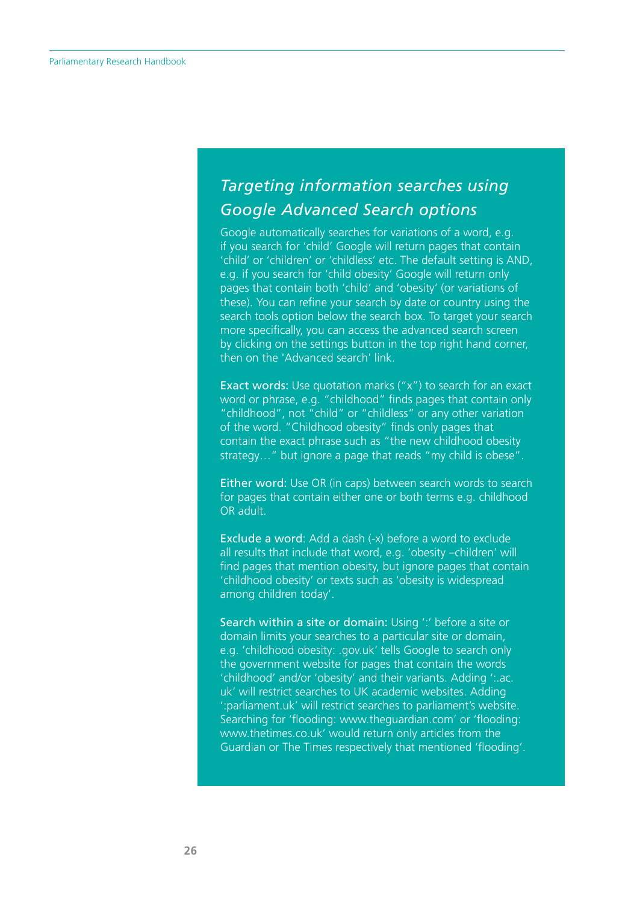## *Targeting information searches using Google Advanced Search options*

Google automatically searches for variations of a word, e.g. if you search for 'child' Google will return pages that contain 'child' or 'children' or 'childless' etc. The default setting is AND, e.g. if you search for 'child obesity' Google will return only pages that contain both 'child' and 'obesity' (or variations of these). You can refine your search by date or country using the search tools option below the search box. To target your search more specifically, you can access the advanced search screen by clicking on the settings button in the top right hand corner, then on the 'Advanced search' link.

**Exact words:** Use quotation marks ("x") to search for an exact word or phrase, e.g. "childhood" finds pages that contain only "childhood", not "child" or "childless" or any other variation of the word. "Childhood obesity" finds only pages that contain the exact phrase such as "the new childhood obesity strategy…" but ignore a page that reads "my child is obese".

**Either word:** Use OR (in caps) between search words to search for pages that contain either one or both terms e.g. childhood OR adult.

**Exclude a word**: Add a dash (-x) before a word to exclude all results that include that word, e.g. 'obesity –children' will find pages that mention obesity, but ignore pages that contain 'childhood obesity' or texts such as 'obesity is widespread among children today'.

**Search within a site or domain:** Using ':' before a site or domain limits your searches to a particular site or domain, e.g. 'childhood obesity: .gov.uk' tells Google to search only the government website for pages that contain the words 'childhood' and/or 'obesity' and their variants. Adding ':.ac.uk' will restrict searches to UK academic websites. Adding ':parliament.uk' will restrict searches to parliament's website. Searching for 'flooding: www.theguardian.com' or 'flooding: www.thetimes.co.uk' would return only articles from the Guardian or The Times respectively that mentioned 'flooding'.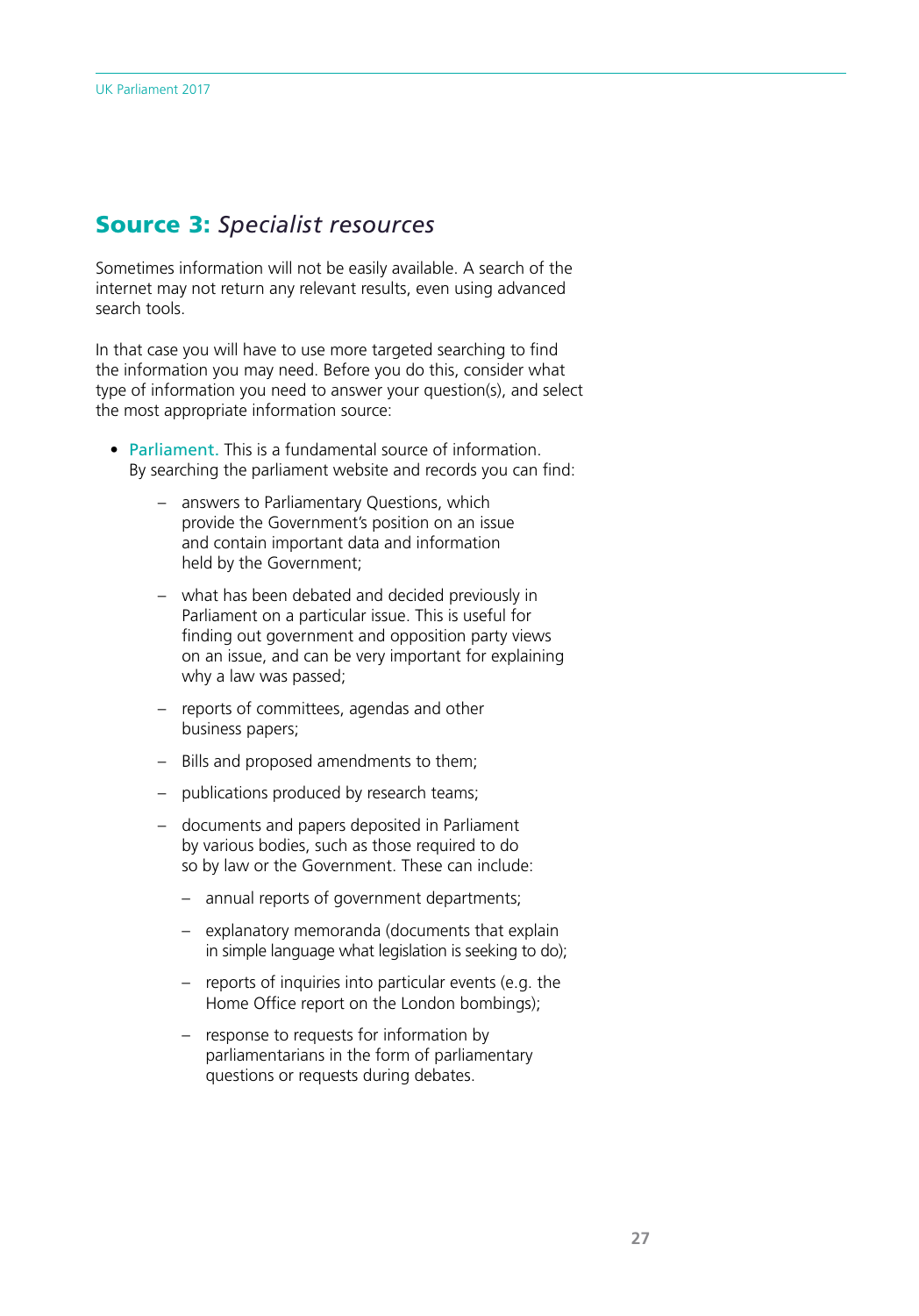## **Source 3:** *Specialist resources*

Sometimes information will not be easily available. A search of the internet may not return any relevant results, even using advanced search tools.

In that case you will have to use more targeted searching to find the information you may need. Before you do this, consider what type of information you need to answer your question(s), and select the most appropriate information source:

- Parliament. This is a fundamental source of information. By searching the parliament website and records you can find:
  - answers to Parliamentary Questions, which provide the Government's position on an issue and contain important data and information held by the Government;
  - what has been debated and decided previously in Parliament on a particular issue. This is useful for finding out government and opposition party views on an issue, and can be very important for explaining why a law was passed;
  - reports of committees, agendas and other business papers;
  - Bills and proposed amendments to them;
  - publications produced by research teams;
  - documents and papers deposited in Parliament by various bodies, such as those required to do so by law or the Government. These can include:
    - annual reports of government departments;
    - explanatory memoranda (documents that explain in simple language what legislation is seeking to do);
    - reports of inquiries into particular events (e.g. the Home Office report on the London bombings);
    - response to requests for information by parliamentarians in the form of parliamentary questions or requests during debates.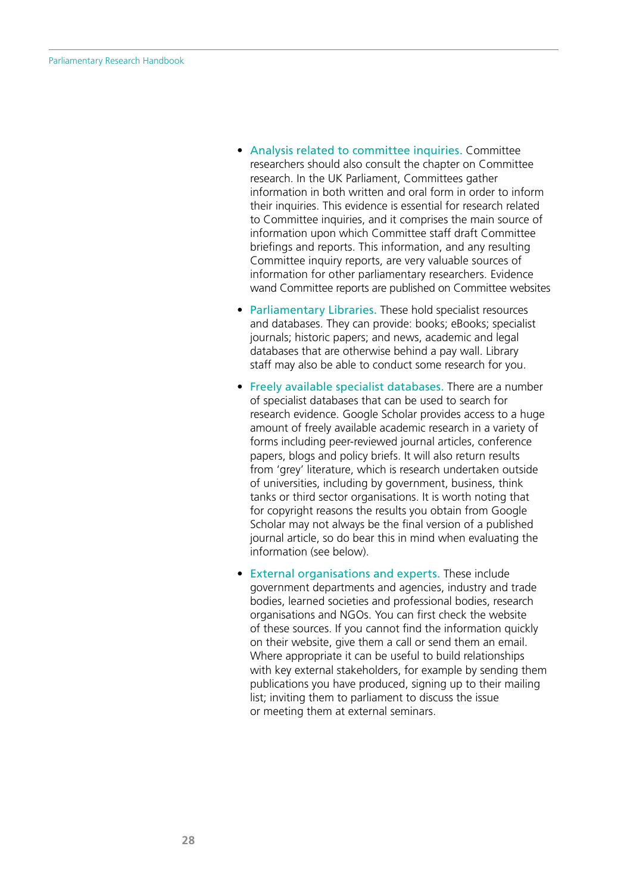- **Analysis related to committee inquiries.** Committee researchers should also consult the chapter on Committee research. In the UK Parliament, Committees gather information in both written and oral form in order to inform their inquiries. This evidence is essential for research related to Committee inquiries, and it comprises the main source of information upon which Committee staff draft Committee briefings and reports. This information, and any resulting Committee inquiry reports, are very valuable sources of information for other parliamentary researchers. Evidence wand Committee reports are published on Committee websites

- **Parliamentary Libraries.** These hold specialist resources and databases. They can provide: books; eBooks; specialist journals; historic papers; and news, academic and legal databases that are otherwise behind a pay wall. Library staff may also be able to conduct some research for you.

- **Freely available specialist databases.** There are a number of specialist databases that can be used to search for research evidence. Google Scholar provides access to a huge amount of freely available academic research in a variety of forms including peer-reviewed journal articles, conference papers, blogs and policy briefs. It will also return results from 'grey' literature, which is research undertaken outside of universities, including by government, business, think tanks or third sector organisations. It is worth noting that for copyright reasons the results you obtain from Google Scholar may not always be the final version of a published journal article, so do bear this in mind when evaluating the information (see below).

- **External organisations and experts.** These include government departments and agencies, industry and trade bodies, learned societies and professional bodies, research organisations and NGOs. You can first check the website of these sources. If you cannot find the information quickly on their website, give them a call or send them an email. Where appropriate it can be useful to build relationships with key external stakeholders, for example by sending them publications you have produced, signing up to their mailing list; inviting them to parliament to discuss the issue or meeting them at external seminars.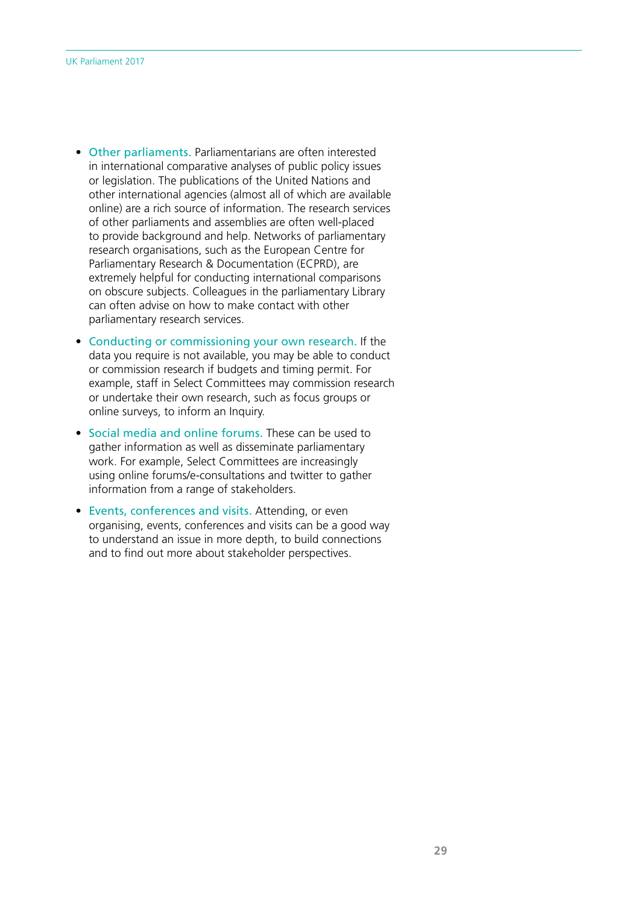- Other parliaments. Parliamentarians are often interested in international comparative analyses of public policy issues or legislation. The publications of the United Nations and other international agencies (almost all of which are available online) are a rich source of information. The research services of other parliaments and assemblies are often well-placed to provide background and help. Networks of parliamentary research organisations, such as the European Centre for Parliamentary Research & Documentation (ECPRD), are extremely helpful for conducting international comparisons on obscure subjects. Colleagues in the parliamentary Library can often advise on how to make contact with other parliamentary research services.

- Conducting or commissioning your own research. If the data you require is not available, you may be able to conduct or commission research if budgets and timing permit. For example, staff in Select Committees may commission research or undertake their own research, such as focus groups or online surveys, to inform an Inquiry.

- Social media and online forums. These can be used to gather information as well as disseminate parliamentary work. For example, Select Committees are increasingly using online forums/e-consultations and twitter to gather information from a range of stakeholders.

- Events, conferences and visits. Attending, or even organising, events, conferences and visits can be a good way to understand an issue in more depth, to build connections and to find out more about stakeholder perspectives.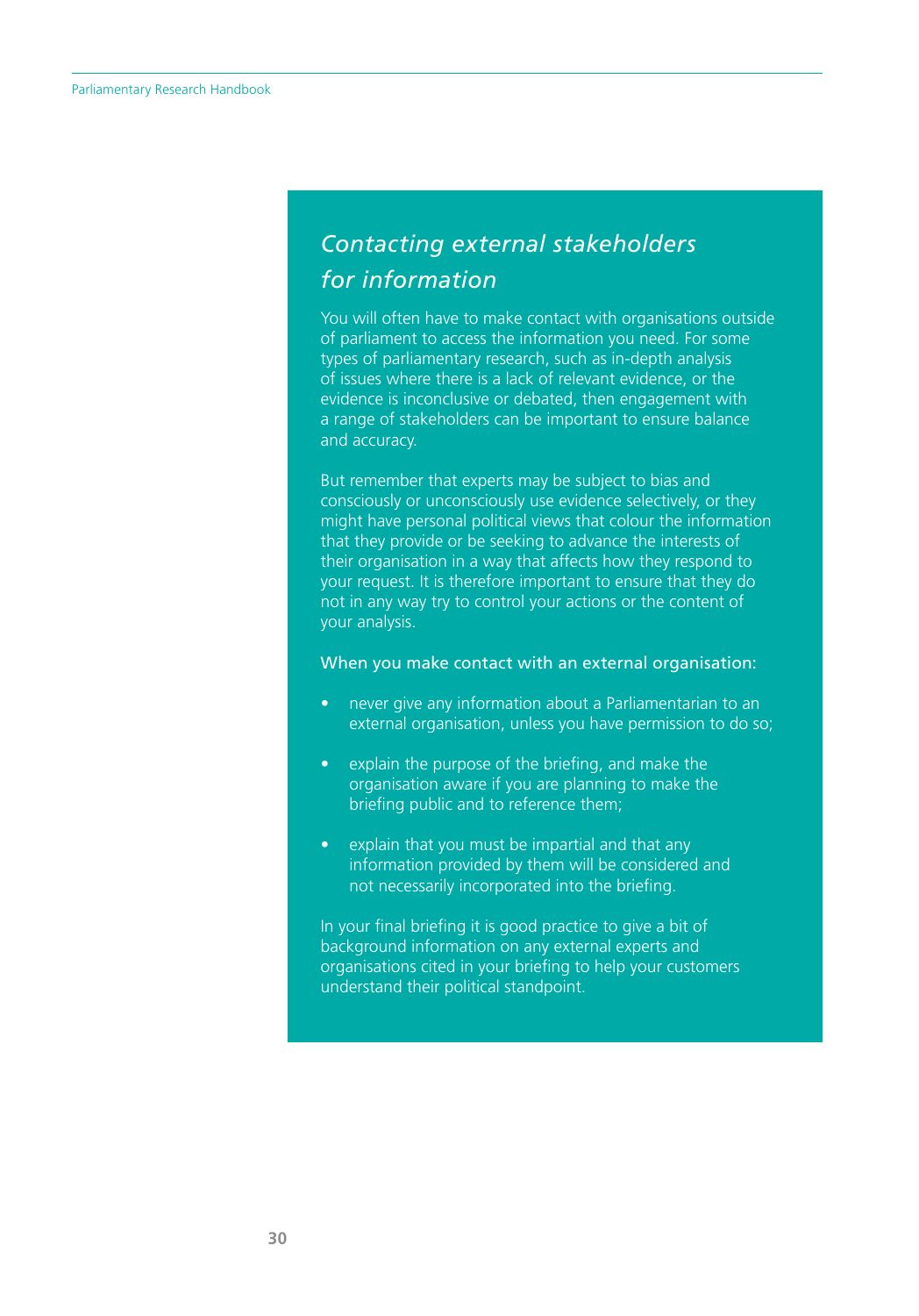## *Contacting external stakeholders for information*

You will often have to make contact with organisations outside of parliament to access the information you need. For some types of parliamentary research, such as in-depth analysis of issues where there is a lack of relevant evidence, or the evidence is inconclusive or debated, then engagement with a range of stakeholders can be important to ensure balance and accuracy.

But remember that experts may be subject to bias and consciously or unconsciously use evidence selectively, or they might have personal political views that colour the information that they provide or be seeking to advance the interests of their organisation in a way that affects how they respond to your request. It is therefore important to ensure that they do not in any way try to control your actions or the content of your analysis.

When you make contact with an external organisation:

- never give any information about a Parliamentarian to an external organisation, unless you have permission to do so;
- explain the purpose of the briefing, and make the organisation aware if you are planning to make the briefing public and to reference them;
- explain that you must be impartial and that any information provided by them will be considered and not necessarily incorporated into the briefing.

In your final briefing it is good practice to give a bit of background information on any external experts and organisations cited in your briefing to help your customers understand their political standpoint.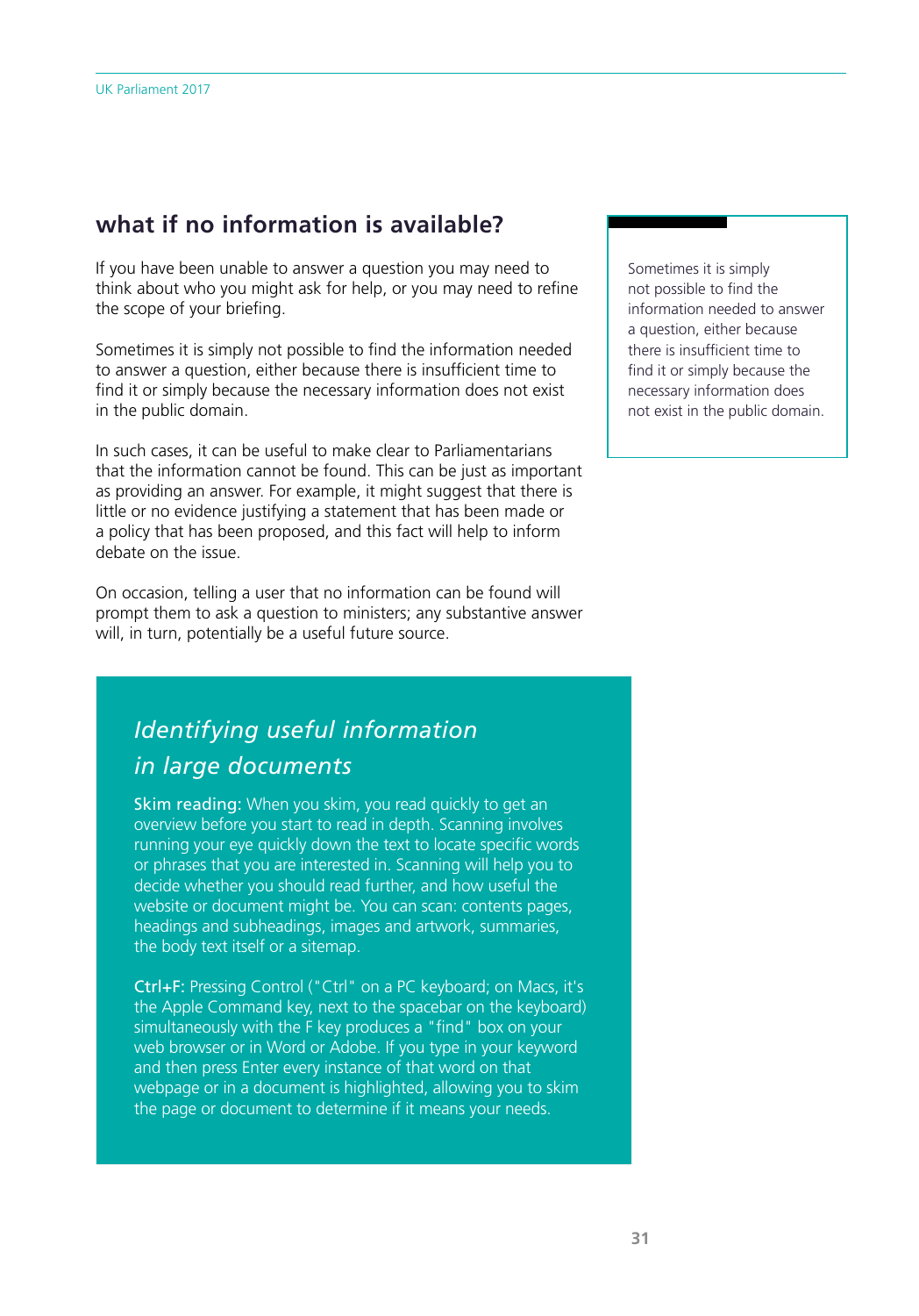## what if no information is available?

If you have been unable to answer a question you may need to think about who you might ask for help, or you may need to refine the scope of your briefing.

Sometimes it is simply not possible to find the information needed to answer a question, either because there is insufficient time to find it or simply because the necessary information does not exist in the public domain.

In such cases, it can be useful to make clear to Parliamentarians that the information cannot be found. This can be just as important as providing an answer. For example, it might suggest that there is little or no evidence justifying a statement that has been made or a policy that has been proposed, and this fact will help to inform debate on the issue.

On occasion, telling a user that no information can be found will prompt them to ask a question to ministers; any substantive answer will, in turn, potentially be a useful future source.

> Sometimes it is simply not possible to find the information needed to answer a question, either because there is insufficient time to find it or simply because the necessary information does not exist in the public domain.

### *Identifying useful information in large documents*

**Skim reading:** When you skim, you read quickly to get an overview before you start to read in depth. Scanning involves running your eye quickly down the text to locate specific words or phrases that you are interested in. Scanning will help you to decide whether you should read further, and how useful the website or document might be. You can scan: contents pages, headings and subheadings, images and artwork, summaries, the body text itself or a sitemap.

**Ctrl+F:** Pressing Control ("Ctrl" on a PC keyboard; on Macs, it's the Apple Command key, next to the spacebar on the keyboard) simultaneously with the F key produces a "find" box on your web browser or in Word or Adobe. If you type in your keyword and then press Enter every instance of that word on that webpage or in a document is highlighted, allowing you to skim the page or document to determine if it means your needs.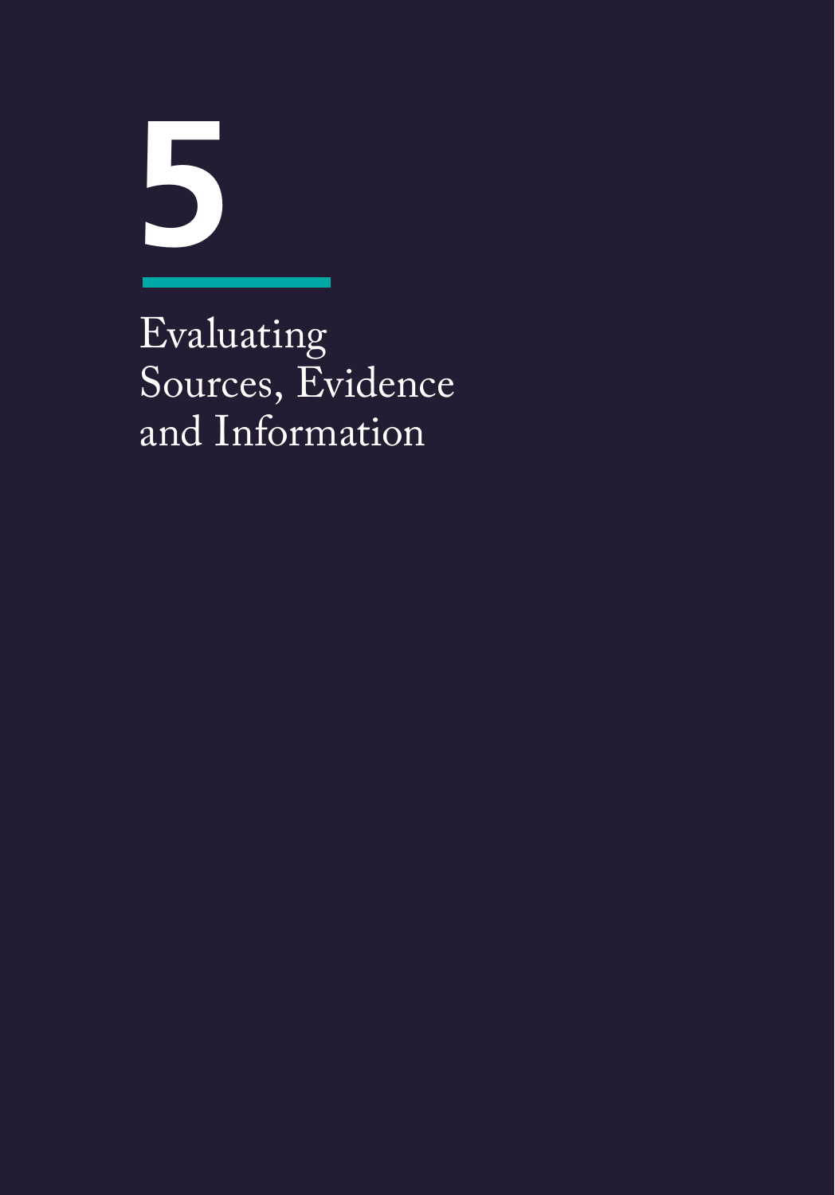# 5

# Evaluating Sources, Evidence and Information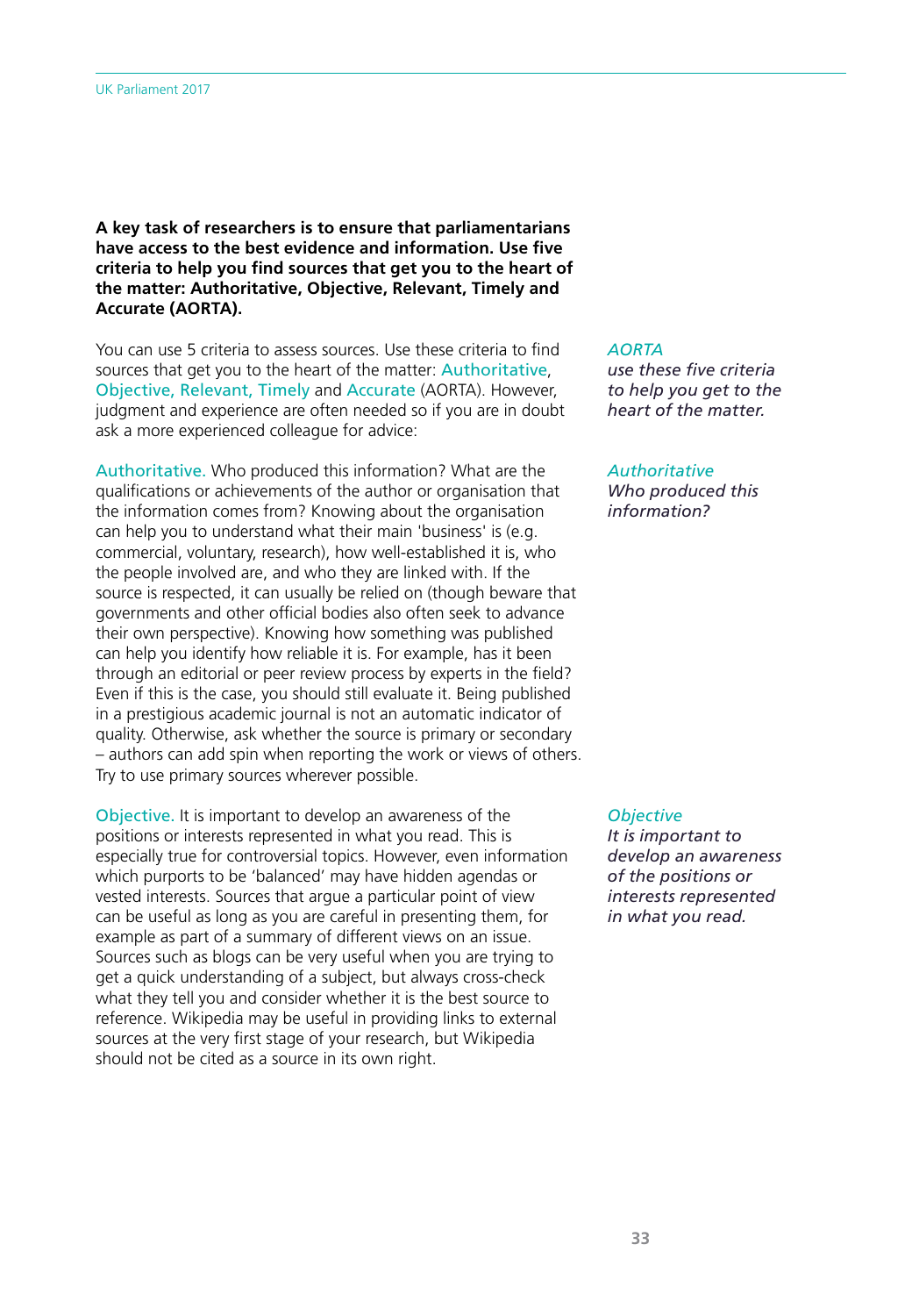**A key task of researchers is to ensure that parliamentarians have access to the best evidence and information. Use five criteria to help you find sources that get you to the heart of the matter: Authoritative, Objective, Relevant, Timely and Accurate (AORTA).**

*AORTA*
*use these five criteria to help you get to the heart of the matter.*

You can use 5 criteria to assess sources. Use these criteria to find sources that get you to the heart of the matter: Authoritative, Objective, Relevant, Timely and Accurate (AORTA). However, judgment and experience are often needed so if you are in doubt ask a more experienced colleague for advice:

*Authoritative*
*Who produced this information?*

Authoritative. Who produced this information? What are the qualifications or achievements of the author or organisation that the information comes from? Knowing about the organisation can help you to understand what their main 'business' is (e.g. commercial, voluntary, research), how well-established it is, who the people involved are, and who they are linked with. If the source is respected, it can usually be relied on (though beware that governments and other official bodies also often seek to advance their own perspective). Knowing how something was published can help you identify how reliable it is. For example, has it been through an editorial or peer review process by experts in the field? Even if this is the case, you should still evaluate it. Being published in a prestigious academic journal is not an automatic indicator of quality. Otherwise, ask whether the source is primary or secondary – authors can add spin when reporting the work or views of others. Try to use primary sources wherever possible.

*Objective*
*It is important to develop an awareness of the positions or interests represented in what you read.*

Objective. It is important to develop an awareness of the positions or interests represented in what you read. This is especially true for controversial topics. However, even information which purports to be 'balanced' may have hidden agendas or vested interests. Sources that argue a particular point of view can be useful as long as you are careful in presenting them, for example as part of a summary of different views on an issue. Sources such as blogs can be very useful when you are trying to get a quick understanding of a subject, but always cross-check what they tell you and consider whether it is the best source to reference. Wikipedia may be useful in providing links to external sources at the very first stage of your research, but Wikipedia should not be cited as a source in its own right.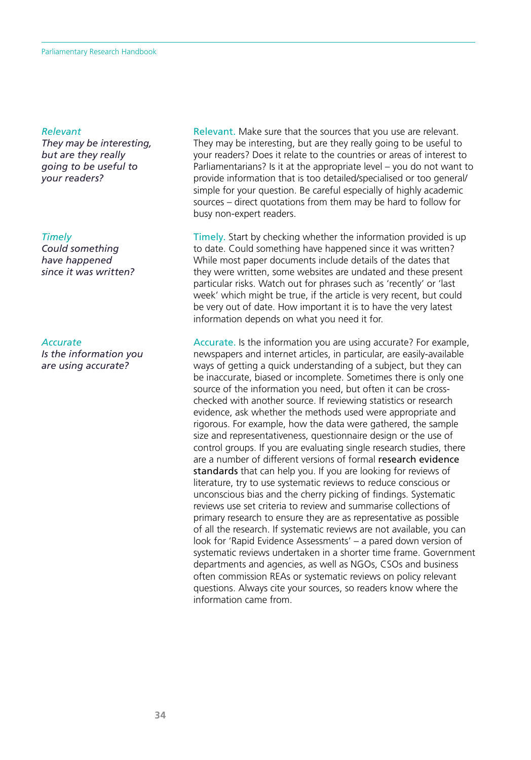*Relevant*
*They may be interesting, but are they really going to be useful to your readers?*

Relevant. Make sure that the sources that you use are relevant. They may be interesting, but are they really going to be useful to your readers? Does it relate to the countries or areas of interest to Parliamentarians? Is it at the appropriate level – you do not want to provide information that is too detailed/specialised or too general/ simple for your question. Be careful especially of highly academic sources – direct quotations from them may be hard to follow for busy non-expert readers.

*Timely*
*Could something have happened since it was written?*

Timely. Start by checking whether the information provided is up to date. Could something have happened since it was written? While most paper documents include details of the dates that they were written, some websites are undated and these present particular risks. Watch out for phrases such as 'recently' or 'last week' which might be true, if the article is very recent, but could be very out of date. How important it is to have the very latest information depends on what you need it for.

*Accurate*
*Is the information you are using accurate?*

Accurate. Is the information you are using accurate? For example, newspapers and internet articles, in particular, are easily-available ways of getting a quick understanding of a subject, but they can be inaccurate, biased or incomplete. Sometimes there is only one source of the information you need, but often it can be cross-checked with another source. If reviewing statistics or research evidence, ask whether the methods used were appropriate and rigorous. For example, how the data were gathered, the sample size and representativeness, questionnaire design or the use of control groups. If you are evaluating single research studies, there are a number of different versions of formal research evidence standards that can help you. If you are looking for reviews of literature, try to use systematic reviews to reduce conscious or unconscious bias and the cherry picking of findings. Systematic reviews use set criteria to review and summarise collections of primary research to ensure they are as representative as possible of all the research. If systematic reviews are not available, you can look for 'Rapid Evidence Assessments' – a pared down version of systematic reviews undertaken in a shorter time frame. Government departments and agencies, as well as NGOs, CSOs and business often commission REAs or systematic reviews on policy relevant questions. Always cite your sources, so readers know where the information came from.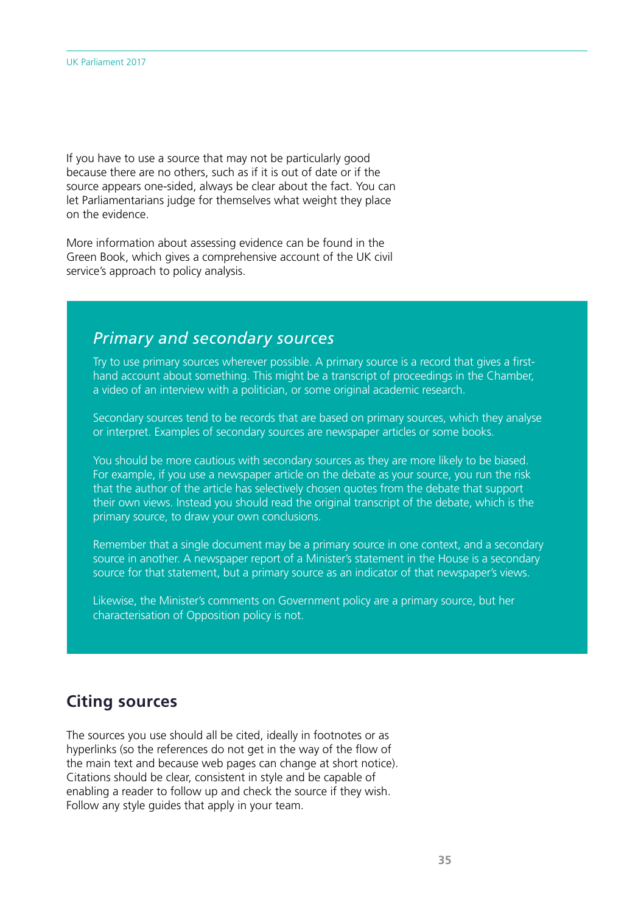If you have to use a source that may not be particularly good because there are no others, such as if it is out of date or if the source appears one-sided, always be clear about the fact. You can let Parliamentarians judge for themselves what weight they place on the evidence.

More information about assessing evidence can be found in the Green Book, which gives a comprehensive account of the UK civil service's approach to policy analysis.

### *Primary and secondary sources*

Try to use primary sources wherever possible. A primary source is a record that gives a first-hand account about something. This might be a transcript of proceedings in the Chamber, a video of an interview with a politician, or some original academic research.

Secondary sources tend to be records that are based on primary sources, which they analyse or interpret. Examples of secondary sources are newspaper articles or some books.

You should be more cautious with secondary sources as they are more likely to be biased. For example, if you use a newspaper article on the debate as your source, you run the risk that the author of the article has selectively chosen quotes from the debate that support their own views. Instead you should read the original transcript of the debate, which is the primary source, to draw your own conclusions.

Remember that a single document may be a primary source in one context, and a secondary source in another. A newspaper report of a Minister's statement in the House is a secondary source for that statement, but a primary source as an indicator of that newspaper's views.

Likewise, the Minister's comments on Government policy are a primary source, but her characterisation of Opposition policy is not.

## Citing sources

The sources you use should all be cited, ideally in footnotes or as hyperlinks (so the references do not get in the way of the flow of the main text and because web pages can change at short notice). Citations should be clear, consistent in style and be capable of enabling a reader to follow up and check the source if they wish. Follow any style guides that apply in your team.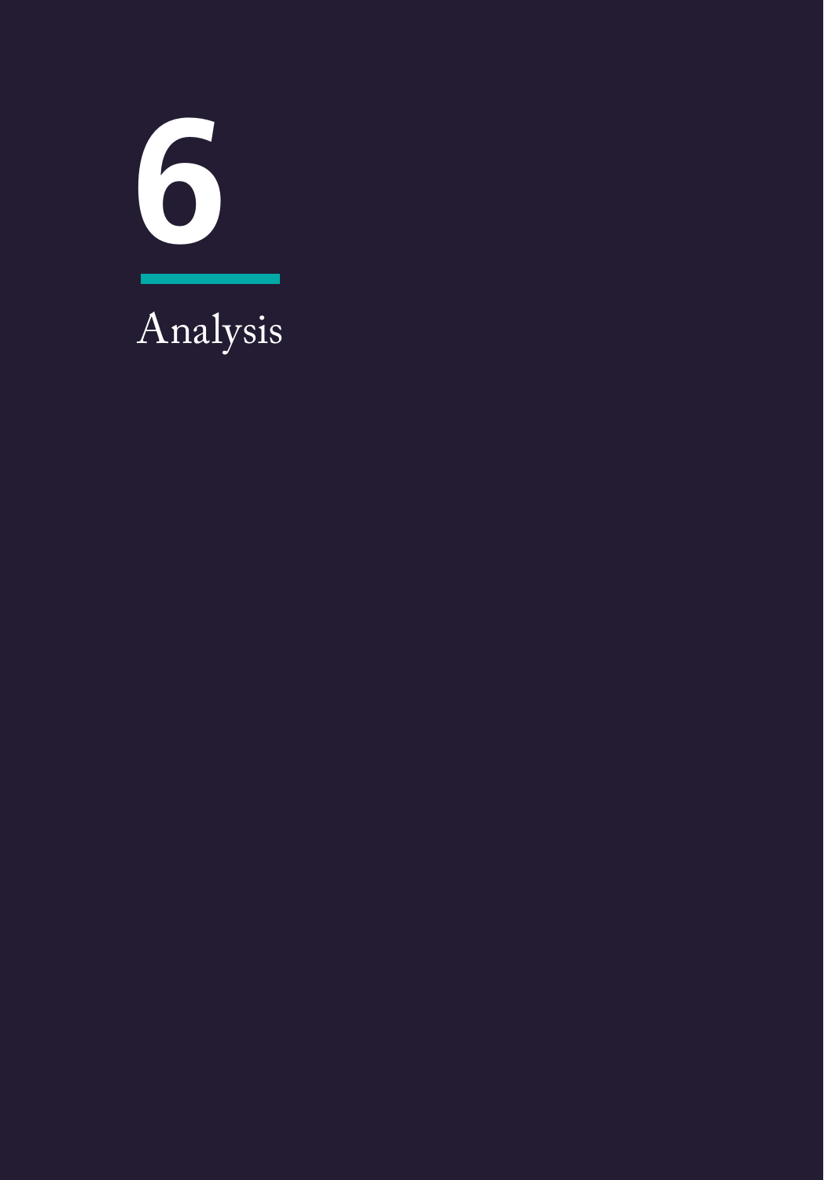# 6

# Analysis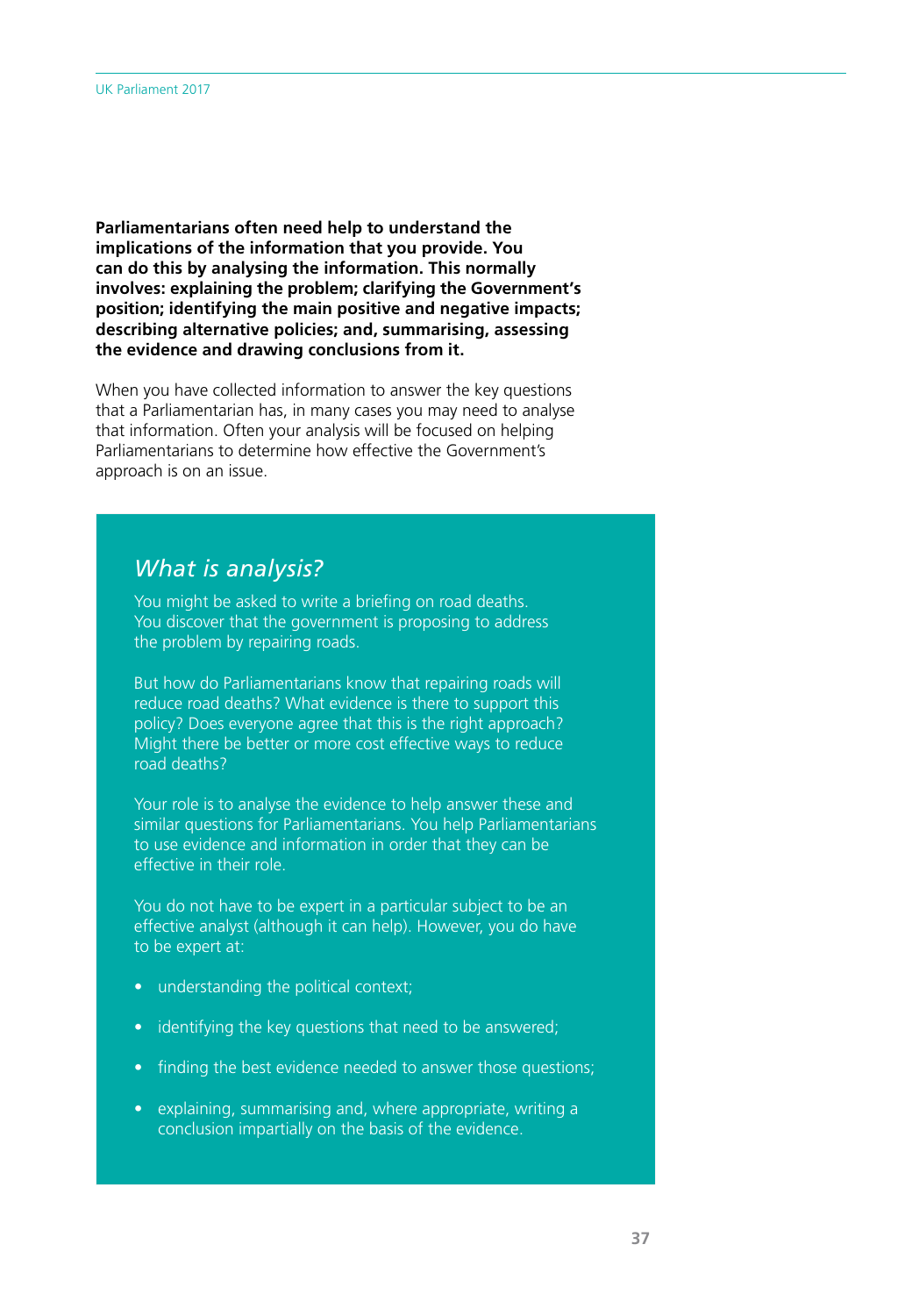**Parliamentarians often need help to understand the implications of the information that you provide. You can do this by analysing the information. This normally involves: explaining the problem; clarifying the Government's position; identifying the main positive and negative impacts; describing alternative policies; and, summarising, assessing the evidence and drawing conclusions from it.**

When you have collected information to answer the key questions that a Parliamentarian has, in many cases you may need to analyse that information. Often your analysis will be focused on helping Parliamentarians to determine how effective the Government's approach is on an issue.

## *What is analysis?*

You might be asked to write a briefing on road deaths. You discover that the government is proposing to address the problem by repairing roads.

But how do Parliamentarians know that repairing roads will reduce road deaths? What evidence is there to support this policy? Does everyone agree that this is the right approach? Might there be better or more cost effective ways to reduce road deaths?

Your role is to analyse the evidence to help answer these and similar questions for Parliamentarians. You help Parliamentarians to use evidence and information in order that they can be effective in their role.

You do not have to be expert in a particular subject to be an effective analyst (although it can help). However, you do have to be expert at:

- understanding the political context;
- identifying the key questions that need to be answered;
- finding the best evidence needed to answer those questions;
- explaining, summarising and, where appropriate, writing a conclusion impartially on the basis of the evidence.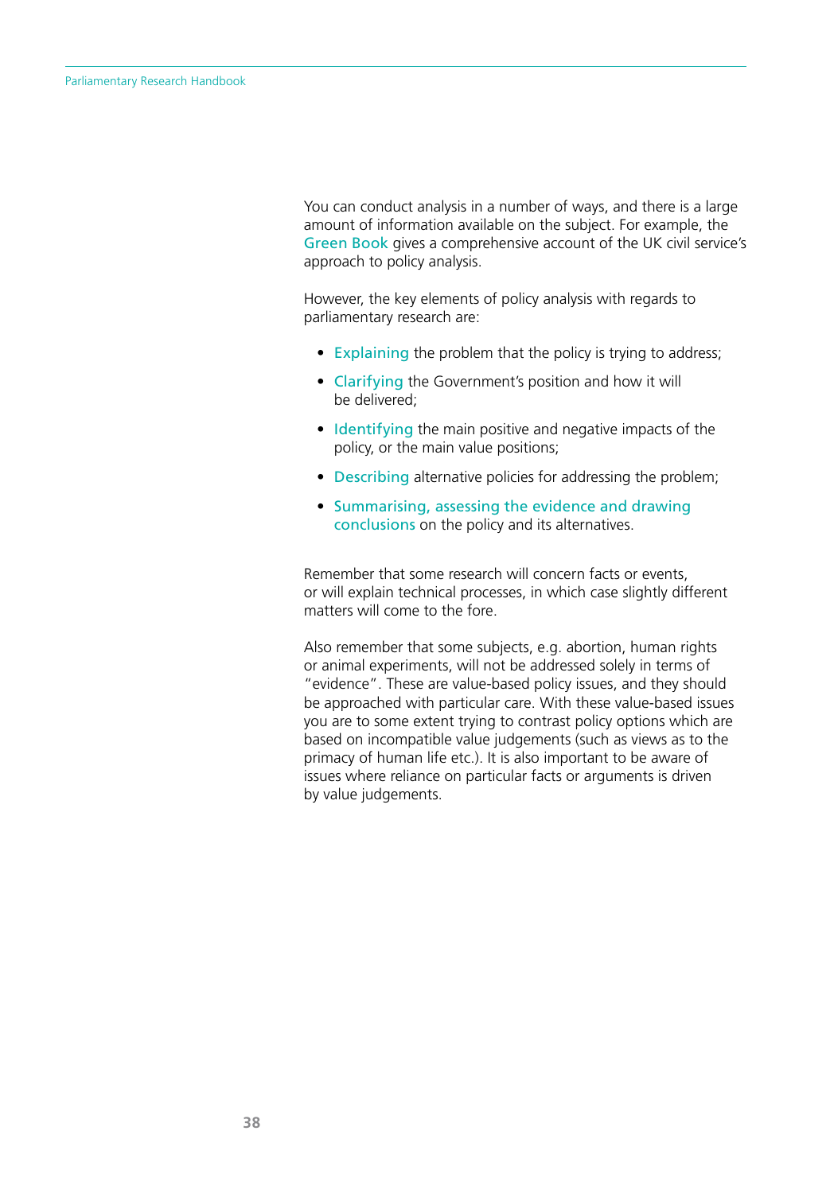You can conduct analysis in a number of ways, and there is a large amount of information available on the subject. For example, the Green Book gives a comprehensive account of the UK civil service's approach to policy analysis.

However, the key elements of policy analysis with regards to parliamentary research are:

- **Explaining** the problem that the policy is trying to address;
- **Clarifying** the Government's position and how it will be delivered;
- **Identifying** the main positive and negative impacts of the policy, or the main value positions;
- **Describing** alternative policies for addressing the problem;
- **Summarising, assessing the evidence and drawing conclusions** on the policy and its alternatives.

Remember that some research will concern facts or events, or will explain technical processes, in which case slightly different matters will come to the fore.

Also remember that some subjects, e.g. abortion, human rights or animal experiments, will not be addressed solely in terms of "evidence". These are value-based policy issues, and they should be approached with particular care. With these value-based issues you are to some extent trying to contrast policy options which are based on incompatible value judgements (such as views as to the primacy of human life etc.). It is also important to be aware of issues where reliance on particular facts or arguments is driven by value judgements.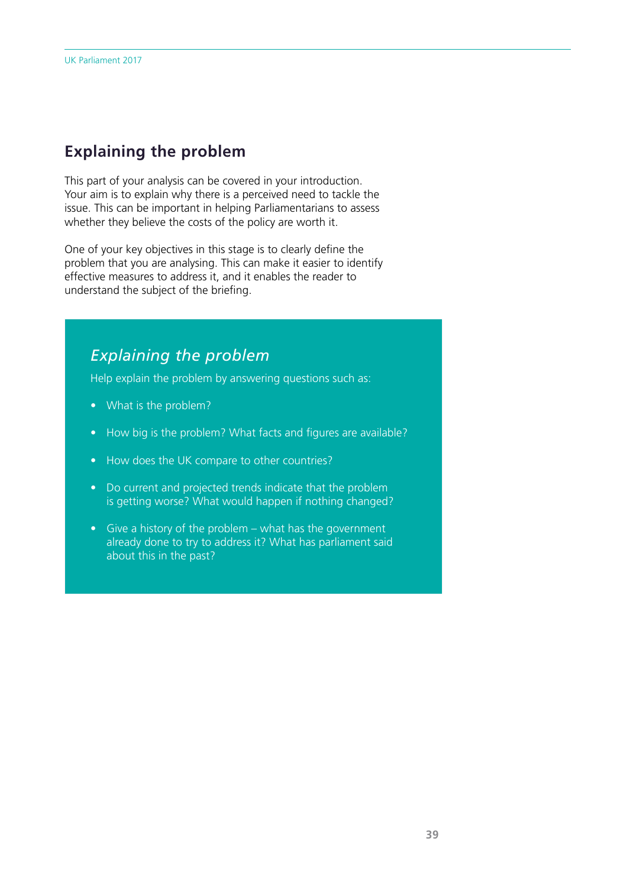## Explaining the problem

This part of your analysis can be covered in your introduction. Your aim is to explain why there is a perceived need to tackle the issue. This can be important in helping Parliamentarians to assess whether they believe the costs of the policy are worth it.

One of your key objectives in this stage is to clearly define the problem that you are analysing. This can make it easier to identify effective measures to address it, and it enables the reader to understand the subject of the briefing.

### *Explaining the problem*

Help explain the problem by answering questions such as:

- What is the problem?
- How big is the problem? What facts and figures are available?
- How does the UK compare to other countries?
- Do current and projected trends indicate that the problem is getting worse? What would happen if nothing changed?
- Give a history of the problem – what has the government already done to try to address it? What has parliament said about this in the past?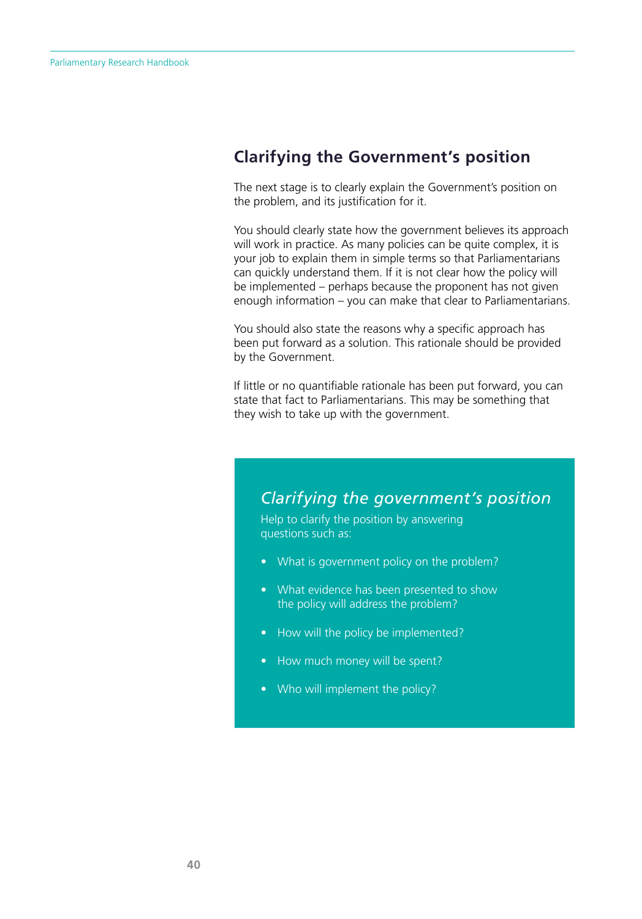## Clarifying the Government's position

The next stage is to clearly explain the Government's position on the problem, and its justification for it.

You should clearly state how the government believes its approach will work in practice. As many policies can be quite complex, it is your job to explain them in simple terms so that Parliamentarians can quickly understand them. If it is not clear how the policy will be implemented – perhaps because the proponent has not given enough information – you can make that clear to Parliamentarians.

You should also state the reasons why a specific approach has been put forward as a solution. This rationale should be provided by the Government.

If little or no quantifiable rationale has been put forward, you can state that fact to Parliamentarians. This may be something that they wish to take up with the government.

### *Clarifying the government's position*

Help to clarify the position by answering questions such as:

- What is government policy on the problem?
- What evidence has been presented to show the policy will address the problem?
- How will the policy be implemented?
- How much money will be spent?
- Who will implement the policy?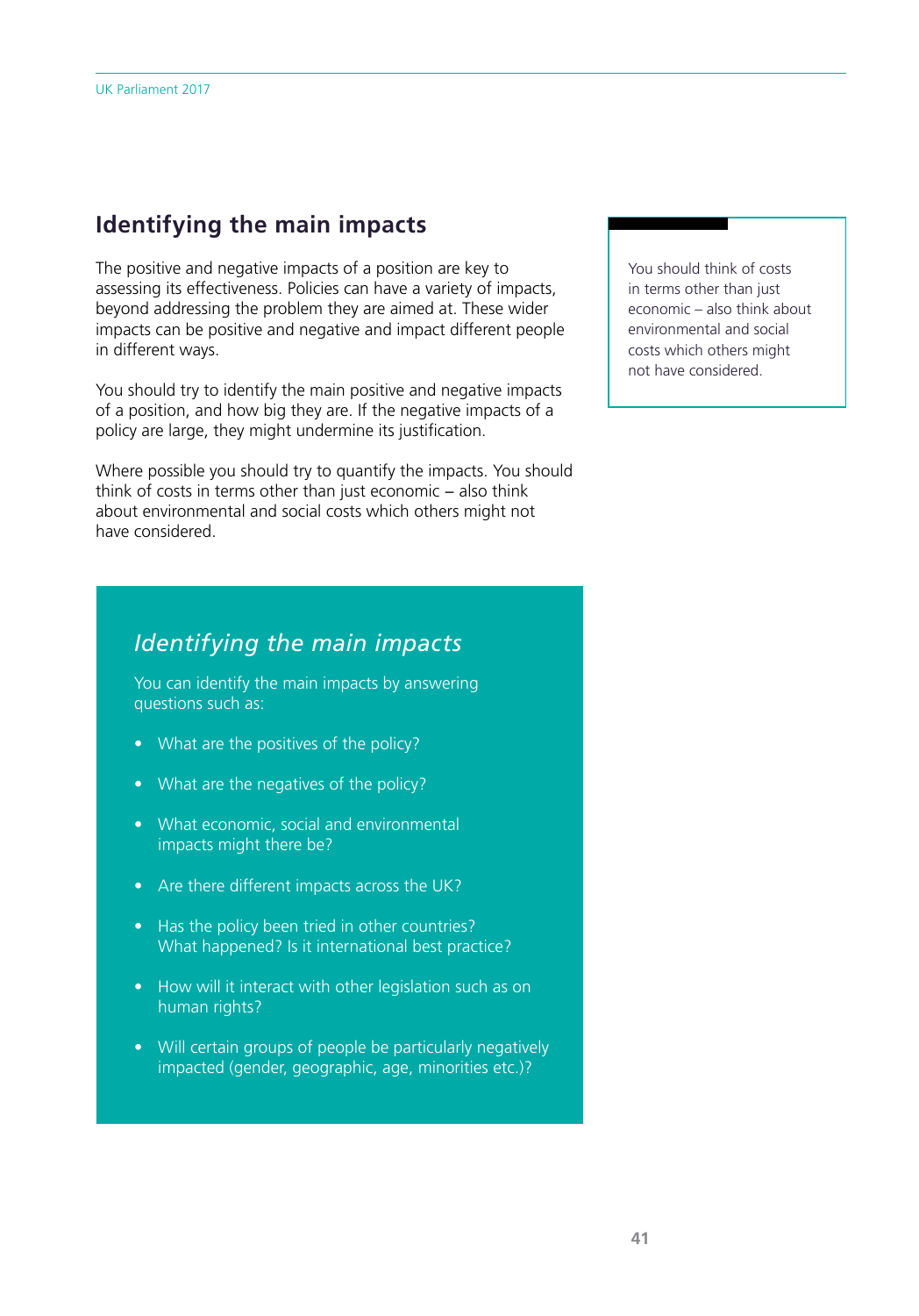## Identifying the main impacts

The positive and negative impacts of a position are key to assessing its effectiveness. Policies can have a variety of impacts, beyond addressing the problem they are aimed at. These wider impacts can be positive and negative and impact different people in different ways.

You should try to identify the main positive and negative impacts of a position, and how big they are. If the negative impacts of a policy are large, they might undermine its justification.

Where possible you should try to quantify the impacts. You should think of costs in terms other than just economic – also think about environmental and social costs which others might not have considered.

> You should think of costs in terms other than just economic – also think about environmental and social costs which others might not have considered.

### *Identifying the main impacts*

You can identify the main impacts by answering questions such as:

- What are the positives of the policy?
- What are the negatives of the policy?
- What economic, social and environmental impacts might there be?
- Are there different impacts across the UK?
- Has the policy been tried in other countries? What happened? Is it international best practice?
- How will it interact with other legislation such as on human rights?
- Will certain groups of people be particularly negatively impacted (gender, geographic, age, minorities etc.)?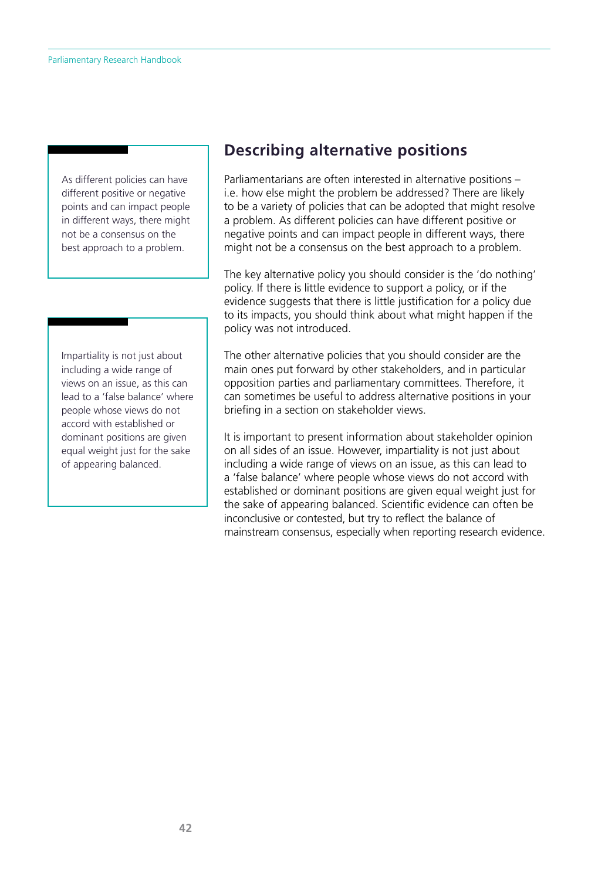> As different policies can have different positive or negative points and can impact people in different ways, there might not be a consensus on the best approach to a problem.

> Impartiality is not just about including a wide range of views on an issue, as this can lead to a 'false balance' where people whose views do not accord with established or dominant positions are given equal weight just for the sake of appearing balanced.

## Describing alternative positions

Parliamentarians are often interested in alternative positions – i.e. how else might the problem be addressed? There are likely to be a variety of policies that can be adopted that might resolve a problem. As different policies can have different positive or negative points and can impact people in different ways, there might not be a consensus on the best approach to a problem.

The key alternative policy you should consider is the 'do nothing' policy. If there is little evidence to support a policy, or if the evidence suggests that there is little justification for a policy due to its impacts, you should think about what might happen if the policy was not introduced.

The other alternative policies that you should consider are the main ones put forward by other stakeholders, and in particular opposition parties and parliamentary committees. Therefore, it can sometimes be useful to address alternative positions in your briefing in a section on stakeholder views.

It is important to present information about stakeholder opinion on all sides of an issue. However, impartiality is not just about including a wide range of views on an issue, as this can lead to a 'false balance' where people whose views do not accord with established or dominant positions are given equal weight just for the sake of appearing balanced. Scientific evidence can often be inconclusive or contested, but try to reflect the balance of mainstream consensus, especially when reporting research evidence.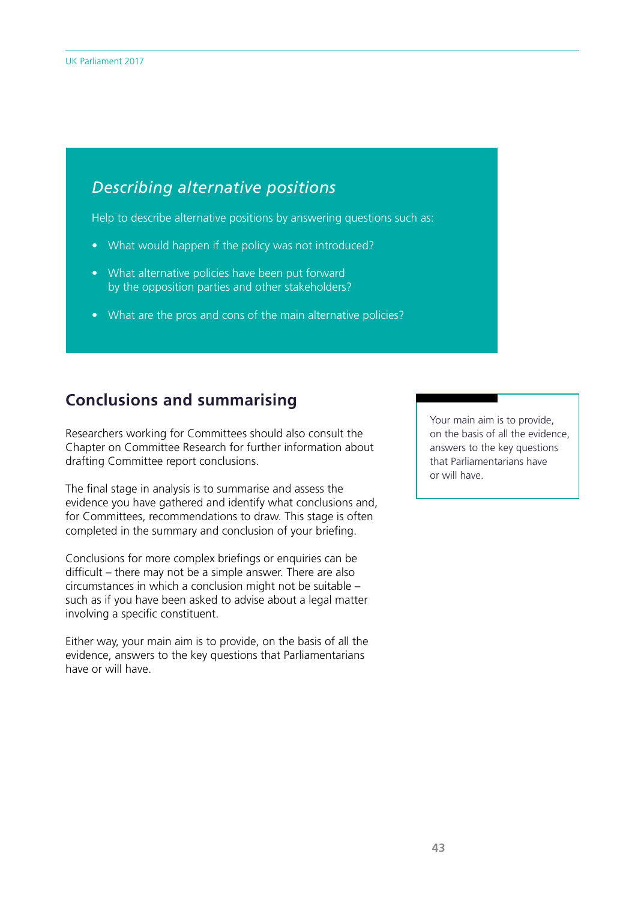### *Describing alternative positions*

Help to describe alternative positions by answering questions such as:

- What would happen if the policy was not introduced?
- What alternative policies have been put forward by the opposition parties and other stakeholders?
- What are the pros and cons of the main alternative policies?

## Conclusions and summarising

Researchers working for Committees should also consult the Chapter on Committee Research for further information about drafting Committee report conclusions.

The final stage in analysis is to summarise and assess the evidence you have gathered and identify what conclusions and, for Committees, recommendations to draw. This stage is often completed in the summary and conclusion of your briefing.

Conclusions for more complex briefings or enquiries can be difficult – there may not be a simple answer. There are also circumstances in which a conclusion might not be suitable – such as if you have been asked to advise about a legal matter involving a specific constituent.

Either way, your main aim is to provide, on the basis of all the evidence, answers to the key questions that Parliamentarians have or will have.

> Your main aim is to provide, on the basis of all the evidence, answers to the key questions that Parliamentarians have or will have.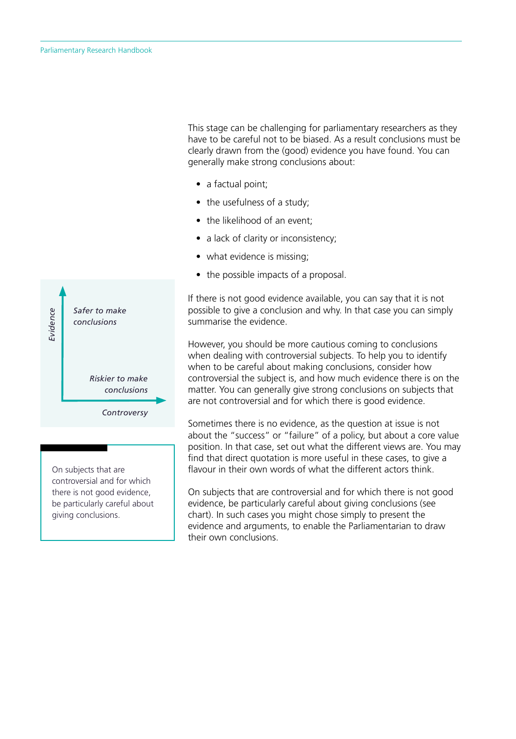This stage can be challenging for parliamentary researchers as they have to be careful not to be biased. As a result conclusions must be clearly drawn from the (good) evidence you have found. You can generally make strong conclusions about:

- a factual point;
- the usefulness of a study;
- the likelihood of an event;
- a lack of clarity or inconsistency;
- what evidence is missing;
- the possible impacts of a proposal.

*Evidence*

*Safer to make conclusions*

*Riskier to make conclusions*

*Controversy*

If there is not good evidence available, you can say that it is not possible to give a conclusion and why. In that case you can simply summarise the evidence.

However, you should be more cautious coming to conclusions when dealing with controversial subjects. To help you to identify when to be careful about making conclusions, consider how controversial the subject is, and how much evidence there is on the matter. You can generally give strong conclusions on subjects that are not controversial and for which there is good evidence.

Sometimes there is no evidence, as the question at issue is not about the "success" or "failure" of a policy, but about a core value position. In that case, set out what the different views are. You may find that direct quotation is more useful in these cases, to give a flavour in their own words of what the different actors think.

> On subjects that are controversial and for which there is not good evidence, be particularly careful about giving conclusions.

On subjects that are controversial and for which there is not good evidence, be particularly careful about giving conclusions (see chart). In such cases you might chose simply to present the evidence and arguments, to enable the Parliamentarian to draw their own conclusions.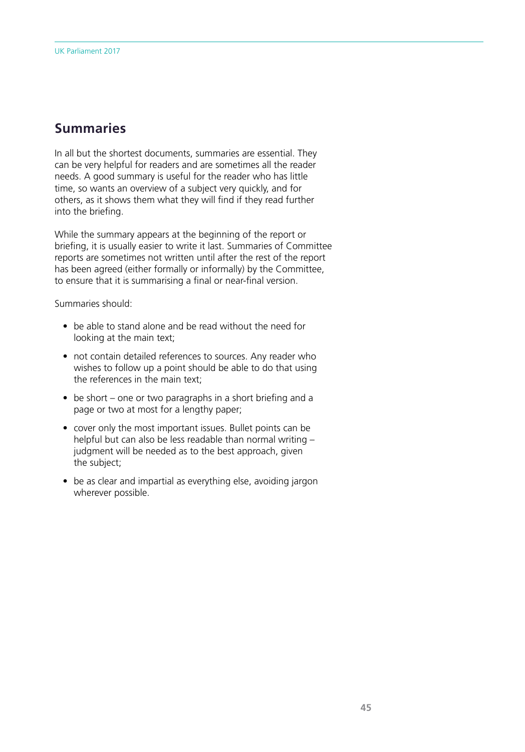## Summaries

In all but the shortest documents, summaries are essential. They can be very helpful for readers and are sometimes all the reader needs. A good summary is useful for the reader who has little time, so wants an overview of a subject very quickly, and for others, as it shows them what they will find if they read further into the briefing.

While the summary appears at the beginning of the report or briefing, it is usually easier to write it last. Summaries of Committee reports are sometimes not written until after the rest of the report has been agreed (either formally or informally) by the Committee, to ensure that it is summarising a final or near-final version.

Summaries should:

- be able to stand alone and be read without the need for looking at the main text;
- not contain detailed references to sources. Any reader who wishes to follow up a point should be able to do that using the references in the main text;
- be short – one or two paragraphs in a short briefing and a page or two at most for a lengthy paper;
- cover only the most important issues. Bullet points can be helpful but can also be less readable than normal writing – judgment will be needed as to the best approach, given the subject;
- be as clear and impartial as everything else, avoiding jargon wherever possible.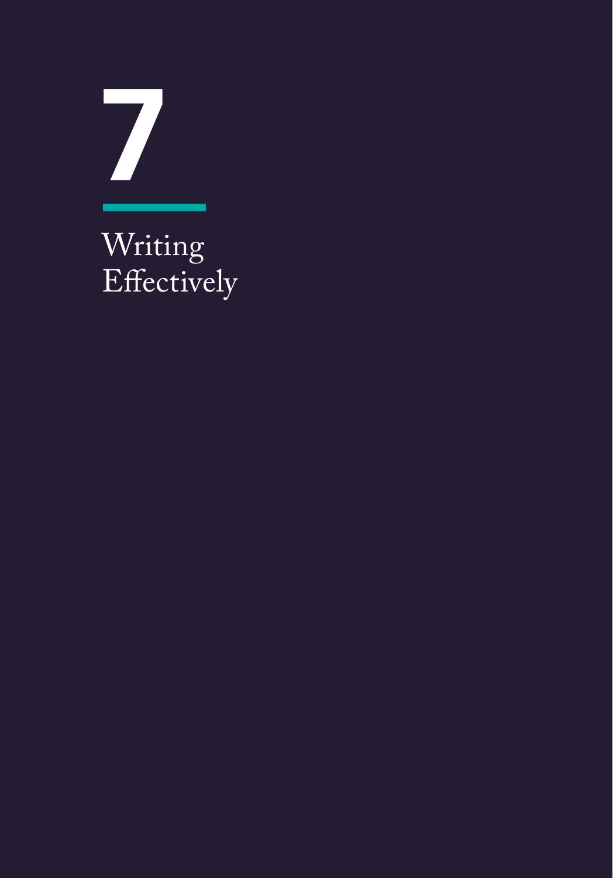# 7

# Writing Effectively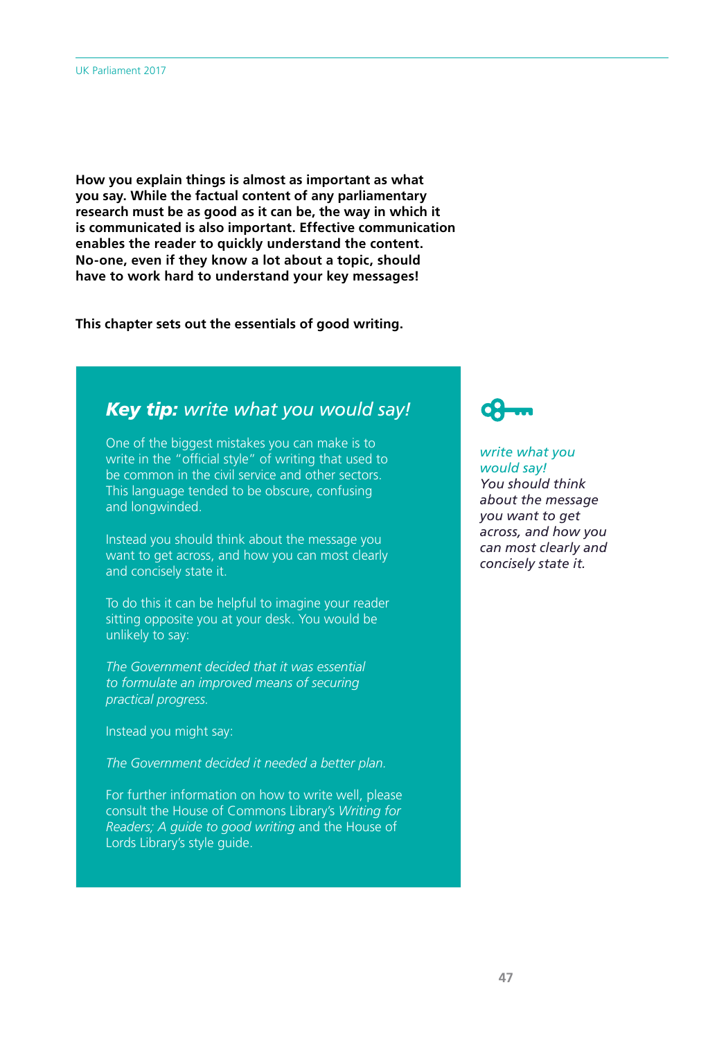**How you explain things is almost as important as what you say. While the factual content of any parliamentary research must be as good as it can be, the way in which it is communicated is also important. Effective communication enables the reader to quickly understand the content. No-one, even if they know a lot about a topic, should have to work hard to understand your key messages!**

**This chapter sets out the essentials of good writing.**

## ***Key tip:*** *write what you would say!*

One of the biggest mistakes you can make is to write in the "official style" of writing that used to be common in the civil service and other sectors. This language tended to be obscure, confusing and longwinded.

Instead you should think about the message you want to get across, and how you can most clearly and concisely state it.

To do this it can be helpful to imagine your reader sitting opposite you at your desk. You would be unlikely to say:

*The Government decided that it was essential to formulate an improved means of securing practical progress.*

Instead you might say:

*The Government decided it needed a better plan.*

For further information on how to write well, please consult the House of Commons Library's *Writing for Readers; A guide to good writing* and the House of Lords Library's style guide.

*write what you would say!*
*You should think about the message you want to get across, and how you can most clearly and concisely state it.*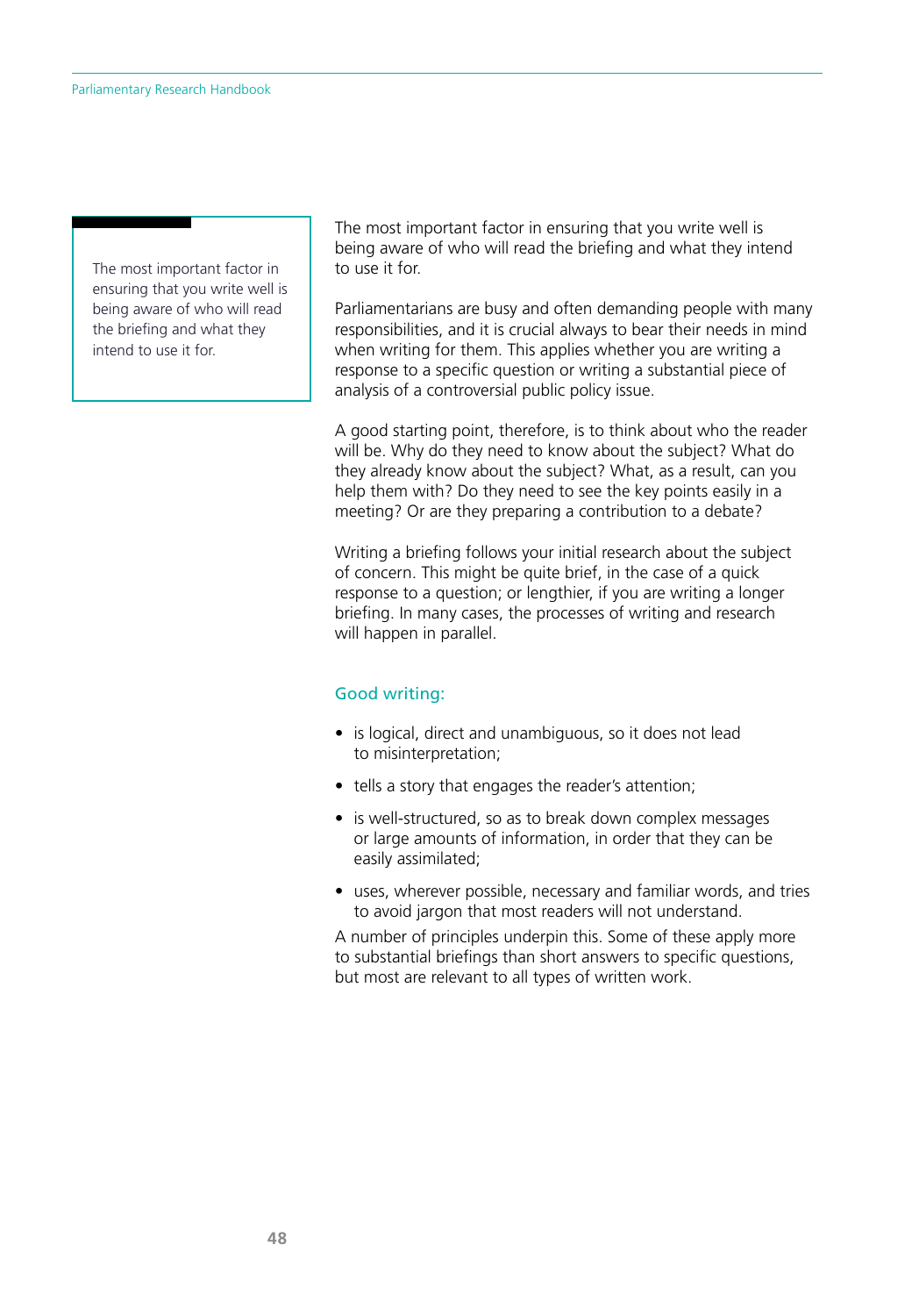> The most important factor in ensuring that you write well is being aware of who will read the briefing and what they intend to use it for.

The most important factor in ensuring that you write well is being aware of who will read the briefing and what they intend to use it for.

Parliamentarians are busy and often demanding people with many responsibilities, and it is crucial always to bear their needs in mind when writing for them. This applies whether you are writing a response to a specific question or writing a substantial piece of analysis of a controversial public policy issue.

A good starting point, therefore, is to think about who the reader will be. Why do they need to know about the subject? What do they already know about the subject? What, as a result, can you help them with? Do they need to see the key points easily in a meeting? Or are they preparing a contribution to a debate?

Writing a briefing follows your initial research about the subject of concern. This might be quite brief, in the case of a quick response to a question; or lengthier, if you are writing a longer briefing. In many cases, the processes of writing and research will happen in parallel.

### Good writing:

- is logical, direct and unambiguous, so it does not lead to misinterpretation;
- tells a story that engages the reader's attention;
- is well-structured, so as to break down complex messages or large amounts of information, in order that they can be easily assimilated;
- uses, wherever possible, necessary and familiar words, and tries to avoid jargon that most readers will not understand.

A number of principles underpin this. Some of these apply more to substantial briefings than short answers to specific questions, but most are relevant to all types of written work.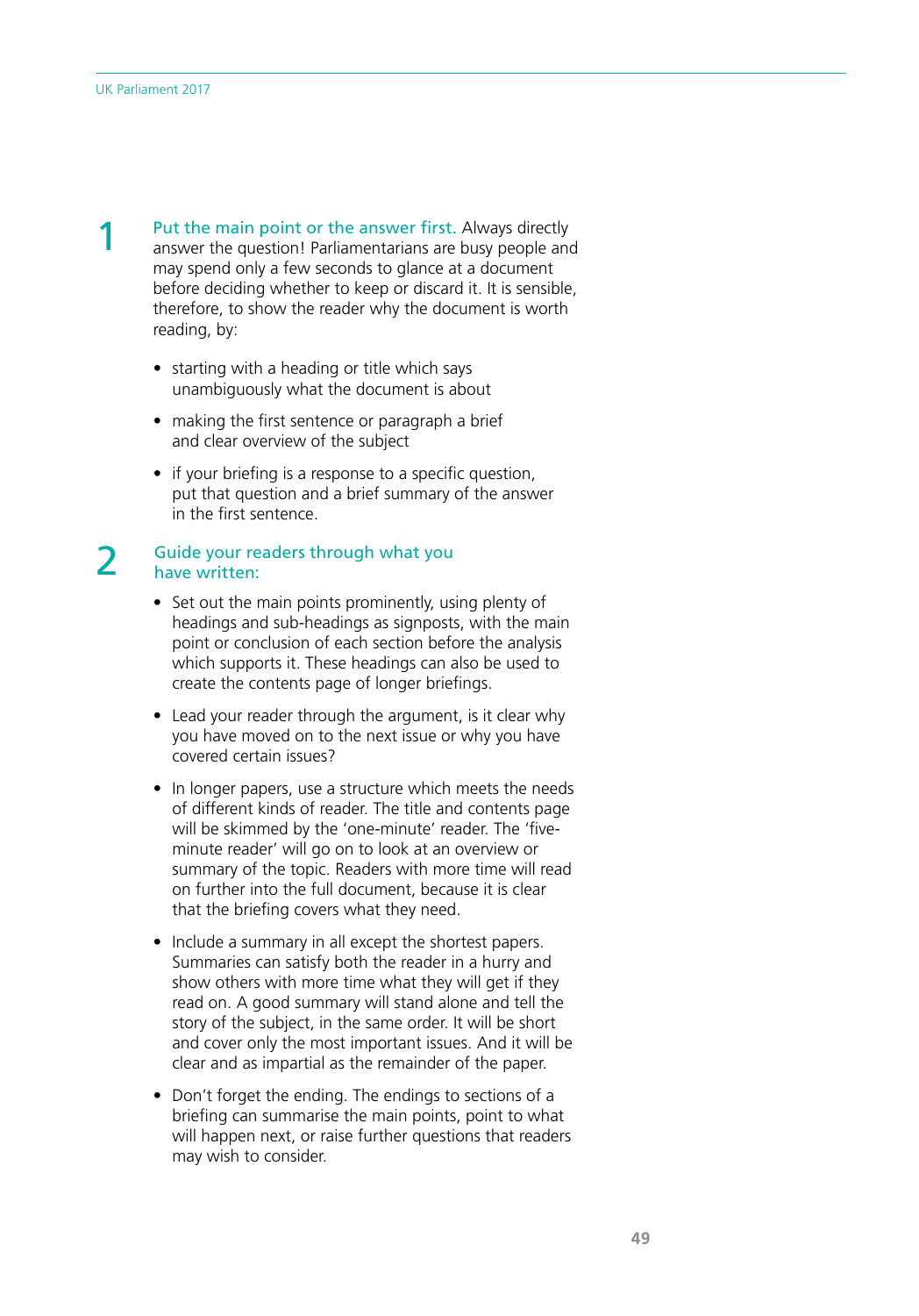1. **Put the main point or the answer first.** Always directly answer the question! Parliamentarians are busy people and may spend only a few seconds to glance at a document before deciding whether to keep or discard it. It is sensible, therefore, to show the reader why the document is worth reading, by:

   - starting with a heading or title which says unambiguously what the document is about
   - making the first sentence or paragraph a brief and clear overview of the subject
   - if your briefing is a response to a specific question, put that question and a brief summary of the answer in the first sentence.

2. **Guide your readers through what you have written:**

   - Set out the main points prominently, using plenty of headings and sub-headings as signposts, with the main point or conclusion of each section before the analysis which supports it. These headings can also be used to create the contents page of longer briefings.
   - Lead your reader through the argument, is it clear why you have moved on to the next issue or why you have covered certain issues?
   - In longer papers, use a structure which meets the needs of different kinds of reader. The title and contents page will be skimmed by the 'one-minute' reader. The 'five-minute reader' will go on to look at an overview or summary of the topic. Readers with more time will read on further into the full document, because it is clear that the briefing covers what they need.
   - Include a summary in all except the shortest papers. Summaries can satisfy both the reader in a hurry and show others with more time what they will get if they read on. A good summary will stand alone and tell the story of the subject, in the same order. It will be short and cover only the most important issues. And it will be clear and as impartial as the remainder of the paper.
   - Don't forget the ending. The endings to sections of a briefing can summarise the main points, point to what will happen next, or raise further questions that readers may wish to consider.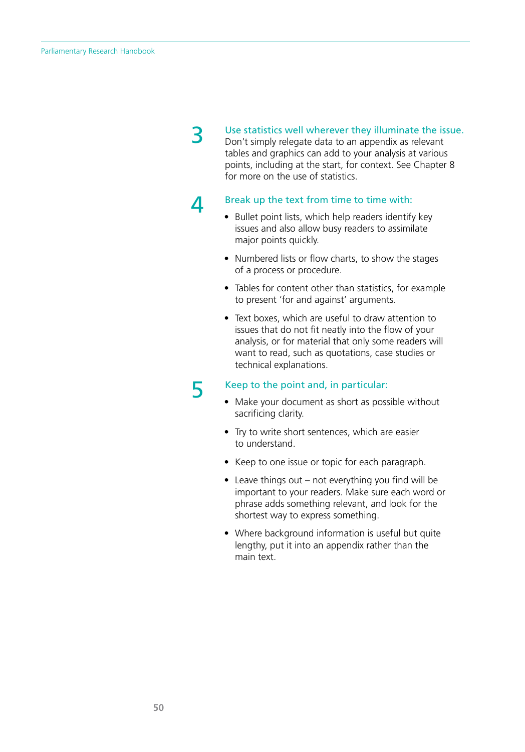3. **Use statistics well wherever they illuminate the issue.** Don't simply relegate data to an appendix as relevant tables and graphics can add to your analysis at various points, including at the start, for context. See Chapter 8 for more on the use of statistics.

4. **Break up the text from time to time with:**

   - Bullet point lists, which help readers identify key issues and also allow busy readers to assimilate major points quickly.
   - Numbered lists or flow charts, to show the stages of a process or procedure.
   - Tables for content other than statistics, for example to present 'for and against' arguments.
   - Text boxes, which are useful to draw attention to issues that do not fit neatly into the flow of your analysis, or for material that only some readers will want to read, such as quotations, case studies or technical explanations.

5. **Keep to the point and, in particular:**

   - Make your document as short as possible without sacrificing clarity.
   - Try to write short sentences, which are easier to understand.
   - Keep to one issue or topic for each paragraph.
   - Leave things out – not everything you find will be important to your readers. Make sure each word or phrase adds something relevant, and look for the shortest way to express something.
   - Where background information is useful but quite lengthy, put it into an appendix rather than the main text.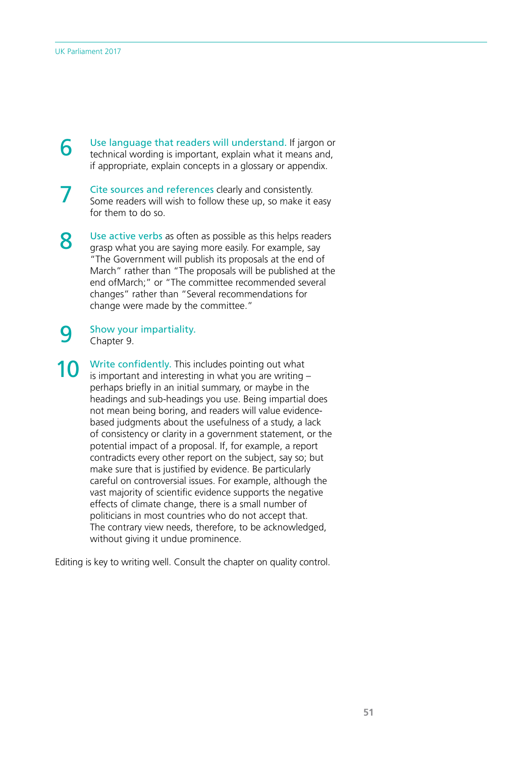6. **Use language that readers will understand.** If jargon or technical wording is important, explain what it means and, if appropriate, explain concepts in a glossary or appendix.

7. **Cite sources and references** clearly and consistently. Some readers will wish to follow these up, so make it easy for them to do so.

8. **Use active verbs** as often as possible as this helps readers grasp what you are saying more easily. For example, say "The Government will publish its proposals at the end of March" rather than "The proposals will be published at the end ofMarch;" or "The committee recommended several changes" rather than "Several recommendations for change were made by the committee."

9. **Show your impartiality.**
   Chapter 9.

10. **Write confidently.** This includes pointing out what is important and interesting in what you are writing – perhaps briefly in an initial summary, or maybe in the headings and sub-headings you use. Being impartial does not mean being boring, and readers will value evidence-based judgments about the usefulness of a study, a lack of consistency or clarity in a government statement, or the potential impact of a proposal. If, for example, a report contradicts every other report on the subject, say so; but make sure that is justified by evidence. Be particularly careful on controversial issues. For example, although the vast majority of scientific evidence supports the negative effects of climate change, there is a small number of politicians in most countries who do not accept that. The contrary view needs, therefore, to be acknowledged, without giving it undue prominence.

Editing is key to writing well. Consult the chapter on quality control.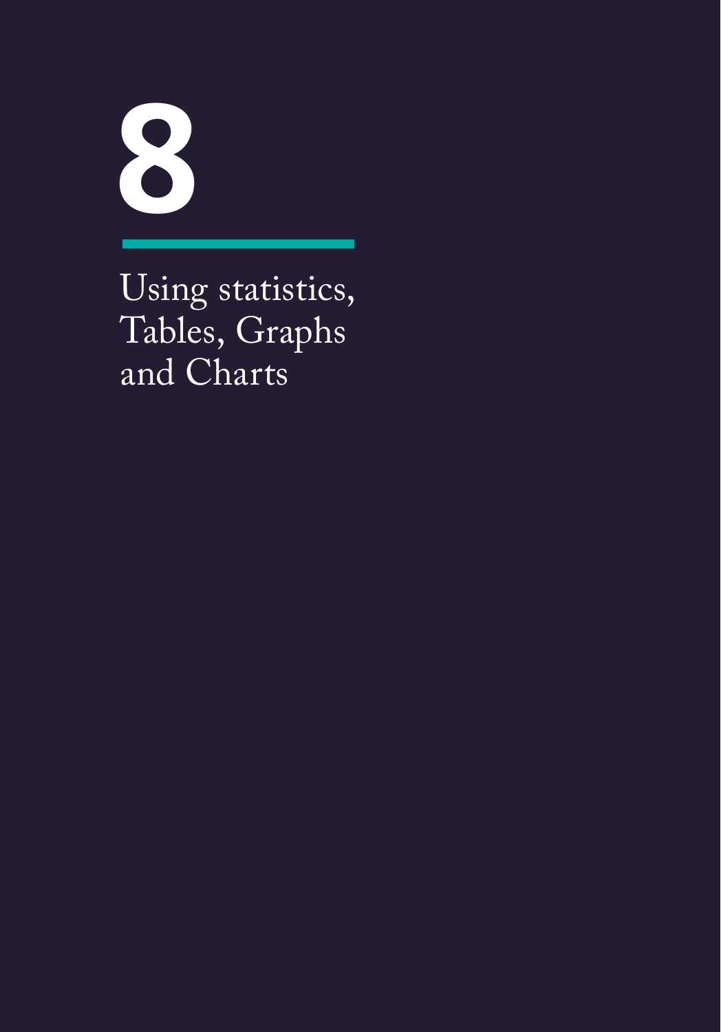# 8

## Using statistics, Tables, Graphs and Charts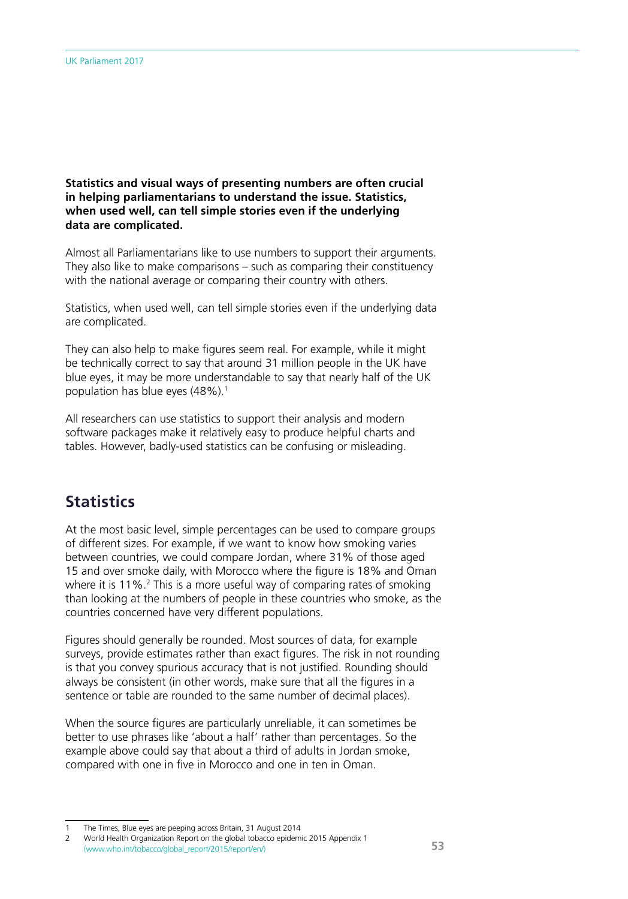**Statistics and visual ways of presenting numbers are often crucial in helping parliamentarians to understand the issue. Statistics, when used well, can tell simple stories even if the underlying data are complicated.**

Almost all Parliamentarians like to use numbers to support their arguments. They also like to make comparisons – such as comparing their constituency with the national average or comparing their country with others.

Statistics, when used well, can tell simple stories even if the underlying data are complicated.

They can also help to make figures seem real. For example, while it might be technically correct to say that around 31 million people in the UK have blue eyes, it may be more understandable to say that nearly half of the UK population has blue eyes (48%).[1]

All researchers can use statistics to support their analysis and modern software packages make it relatively easy to produce helpful charts and tables. However, badly-used statistics can be confusing or misleading.

## Statistics

At the most basic level, simple percentages can be used to compare groups of different sizes. For example, if we want to know how smoking varies between countries, we could compare Jordan, where 31% of those aged 15 and over smoke daily, with Morocco where the figure is 18% and Oman where it is 11%.[2] This is a more useful way of comparing rates of smoking than looking at the numbers of people in these countries who smoke, as the countries concerned have very different populations.

Figures should generally be rounded. Most sources of data, for example surveys, provide estimates rather than exact figures. The risk in not rounding is that you convey spurious accuracy that is not justified. Rounding should always be consistent (in other words, make sure that all the figures in a sentence or table are rounded to the same number of decimal places).

When the source figures are particularly unreliable, it can sometimes be better to use phrases like 'about a half' rather than percentages. So the example above could say that about a third of adults in Jordan smoke, compared with one in five in Morocco and one in ten in Oman.

---

1 The Times, Blue eyes are peeping across Britain, 31 August 2014

2 World Health Organization Report on the global tobacco epidemic 2015 Appendix 1 (www.who.int/tobacco/global_report/2015/report/en/)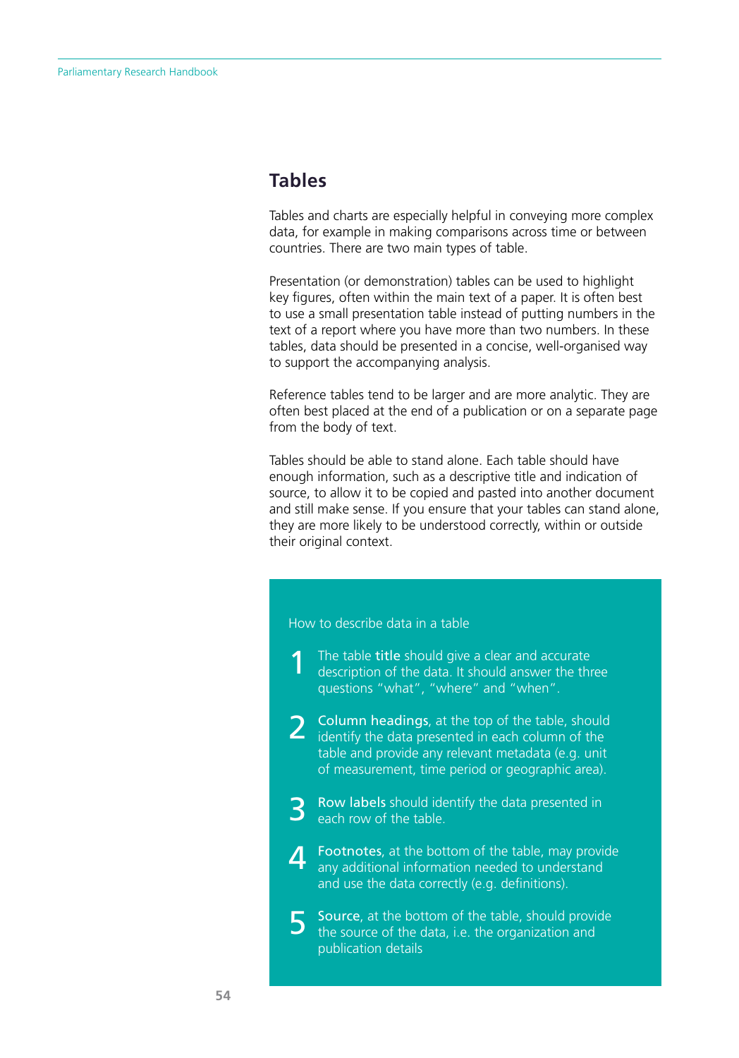## Tables

Tables and charts are especially helpful in conveying more complex data, for example in making comparisons across time or between countries. There are two main types of table.

Presentation (or demonstration) tables can be used to highlight key figures, often within the main text of a paper. It is often best to use a small presentation table instead of putting numbers in the text of a report where you have more than two numbers. In these tables, data should be presented in a concise, well-organised way to support the accompanying analysis.

Reference tables tend to be larger and are more analytic. They are often best placed at the end of a publication or on a separate page from the body of text.

Tables should be able to stand alone. Each table should have enough information, such as a descriptive title and indication of source, to allow it to be copied and pasted into another document and still make sense. If you ensure that your tables can stand alone, they are more likely to be understood correctly, within or outside their original context.

How to describe data in a table

1. The table **title** should give a clear and accurate description of the data. It should answer the three questions “what”, “where” and “when”.
2. **Column headings**, at the top of the table, should identify the data presented in each column of the table and provide any relevant metadata (e.g. unit of measurement, time period or geographic area).
3. **Row labels** should identify the data presented in each row of the table.
4. **Footnotes**, at the bottom of the table, may provide any additional information needed to understand and use the data correctly (e.g. definitions).
5. **Source**, at the bottom of the table, should provide the source of the data, i.e. the organization and publication details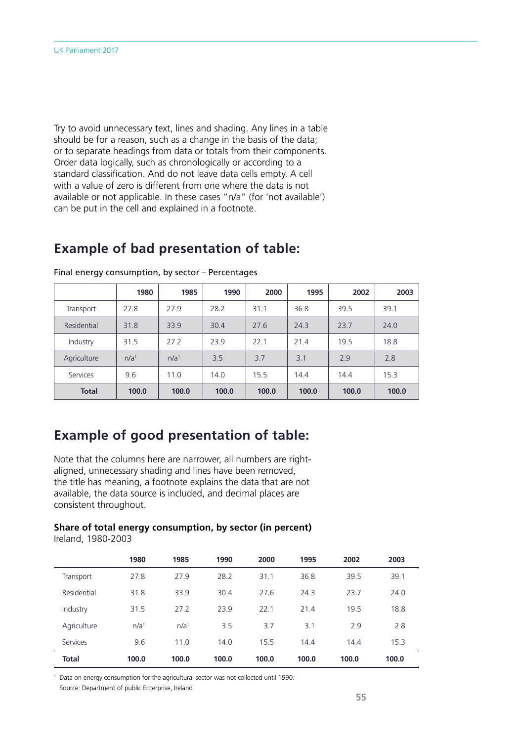Try to avoid unnecessary text, lines and shading. Any lines in a table should be for a reason, such as a change in the basis of the data; or to separate headings from data or totals from their components. Order data logically, such as chronologically or according to a standard classification. And do not leave data cells empty. A cell with a value of zero is different from one where the data is not available or not applicable. In these cases "n/a" (for 'not available') can be put in the cell and explained in a footnote.

## Example of bad presentation of table:

Final energy consumption, by sector – Percentages

| | 1980 | 1985 | 1990 | 2000 | 1995 | 2002 | 2003 |
|---|---|---|---|---|---|---|---|
| Transport | 27.8 | 27.9 | 28.2 | 31.1 | 36.8 | 39.5 | 39.1 |
| Residential | 31.8 | 33.9 | 30.4 | 27.6 | 24.3 | 23.7 | 24.0 |
| Industry | 31.5 | 27.2 | 23.9 | 22.1 | 21.4 | 19.5 | 18.8 |
| Agriculture | n/a[1] | n/a[1] | 3.5 | 3.7 | 3.1 | 2.9 | 2.8 |
| Services | 9.6 | 11.0 | 14.0 | 15.5 | 14.4 | 14.4 | 15.3 |
| **Total** | **100.0** | **100.0** | **100.0** | **100.0** | **100.0** | **100.0** | **100.0** |

## Example of good presentation of table:

Note that the columns here are narrower, all numbers are right-aligned, unnecessary shading and lines have been removed, the title has meaning, a footnote explains the data that are not available, the data source is included, and decimal places are consistent throughout.

**Share of total energy consumption, by sector (in percent)**
Ireland, 1980-2003

| | 1980 | 1985 | 1990 | 2000 | 1995 | 2002 | 2003 |
|---|---:|---:|---:|---:|---:|---:|---:|
| Transport | 27.8 | 27.9 | 28.2 | 31.1 | 36.8 | 39.5 | 39.1 |
| Residential | 31.8 | 33.9 | 30.4 | 27.6 | 24.3 | 23.7 | 24.0 |
| Industry | 31.5 | 27.2 | 23.9 | 22.1 | 21.4 | 19.5 | 18.8 |
| Agriculture | n/a[1] | n/a[1] | 3.5 | 3.7 | 3.1 | 2.9 | 2.8 |
| Services | 9.6 | 11.0 | 14.0 | 15.5 | 14.4 | 14.4 | 15.3 |
| **Total** | **100.0** | **100.0** | **100.0** | **100.0** | **100.0** | **100.0** | **100.0** |

[1] Data on energy consumption for the agricultural sector was not collected until 1990.
Source: Department of public Enterprise, Ireland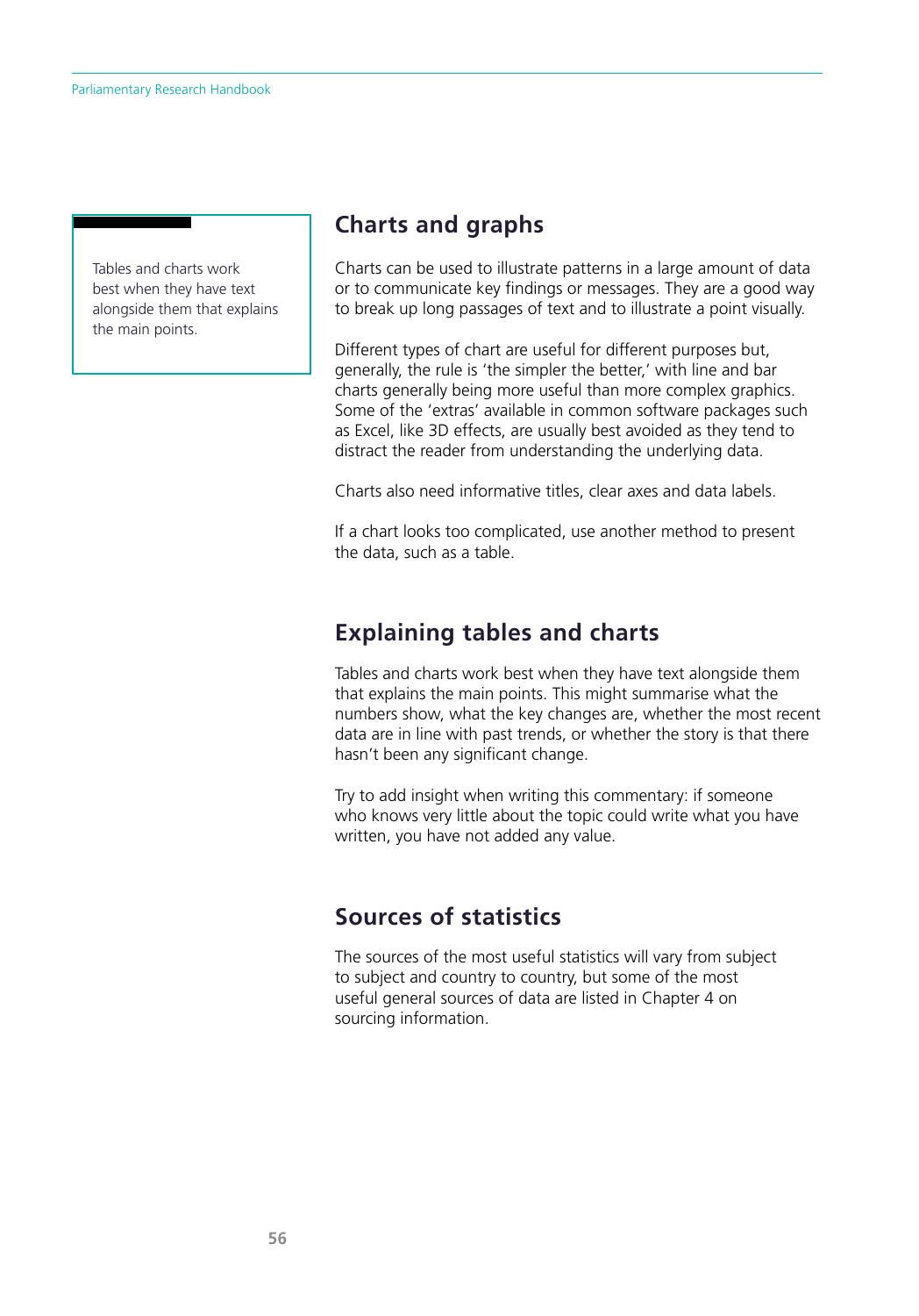> Tables and charts work best when they have text alongside them that explains the main points.

## Charts and graphs

Charts can be used to illustrate patterns in a large amount of data or to communicate key findings or messages. They are a good way to break up long passages of text and to illustrate a point visually.

Different types of chart are useful for different purposes but, generally, the rule is 'the simpler the better,' with line and bar charts generally being more useful than more complex graphics. Some of the 'extras' available in common software packages such as Excel, like 3D effects, are usually best avoided as they tend to distract the reader from understanding the underlying data.

Charts also need informative titles, clear axes and data labels.

If a chart looks too complicated, use another method to present the data, such as a table.

## Explaining tables and charts

Tables and charts work best when they have text alongside them that explains the main points. This might summarise what the numbers show, what the key changes are, whether the most recent data are in line with past trends, or whether the story is that there hasn't been any significant change.

Try to add insight when writing this commentary: if someone who knows very little about the topic could write what you have written, you have not added any value.

## Sources of statistics

The sources of the most useful statistics will vary from subject to subject and country to country, but some of the most useful general sources of data are listed in Chapter 4 on sourcing information.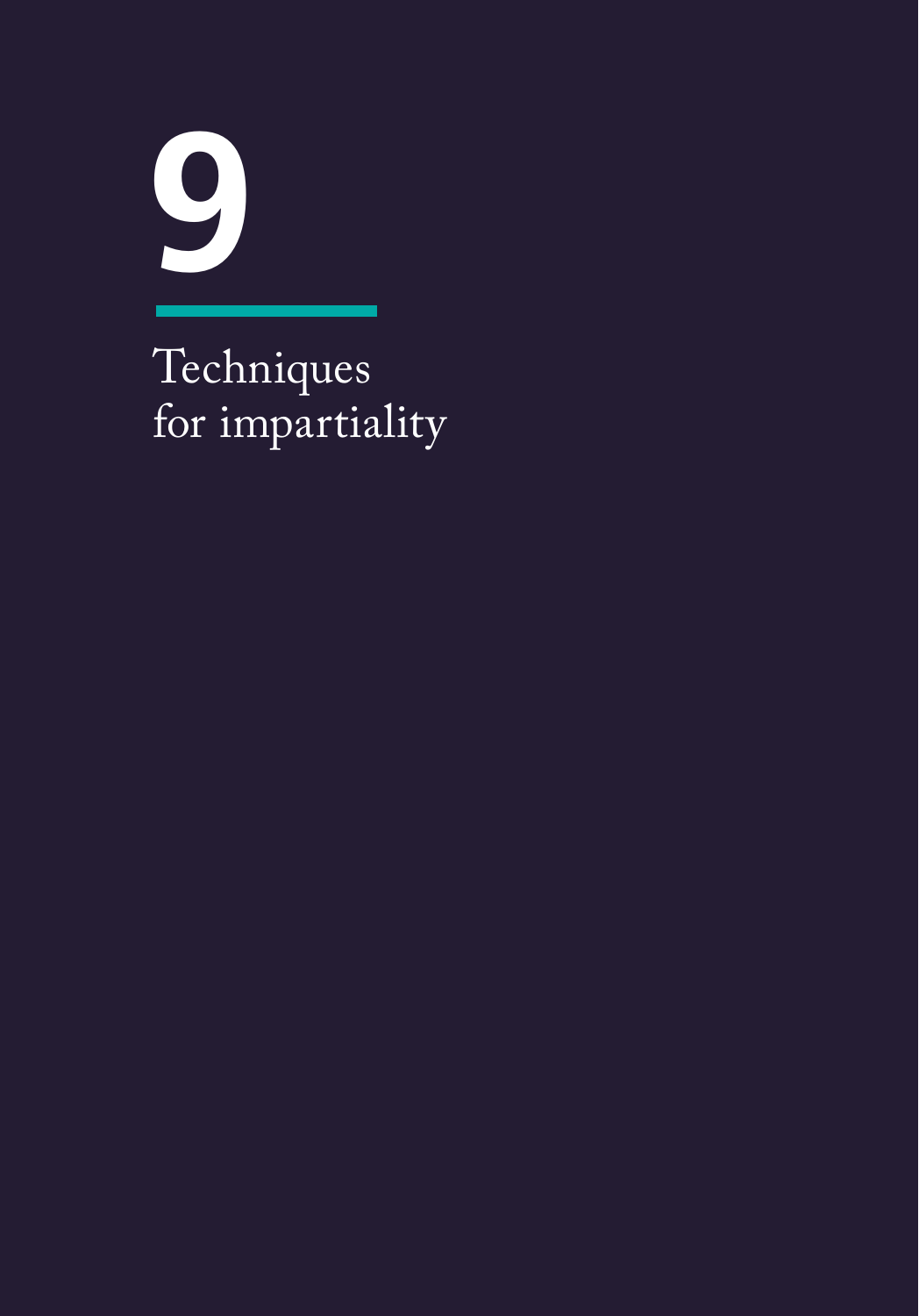# 9

## Techniques for impartiality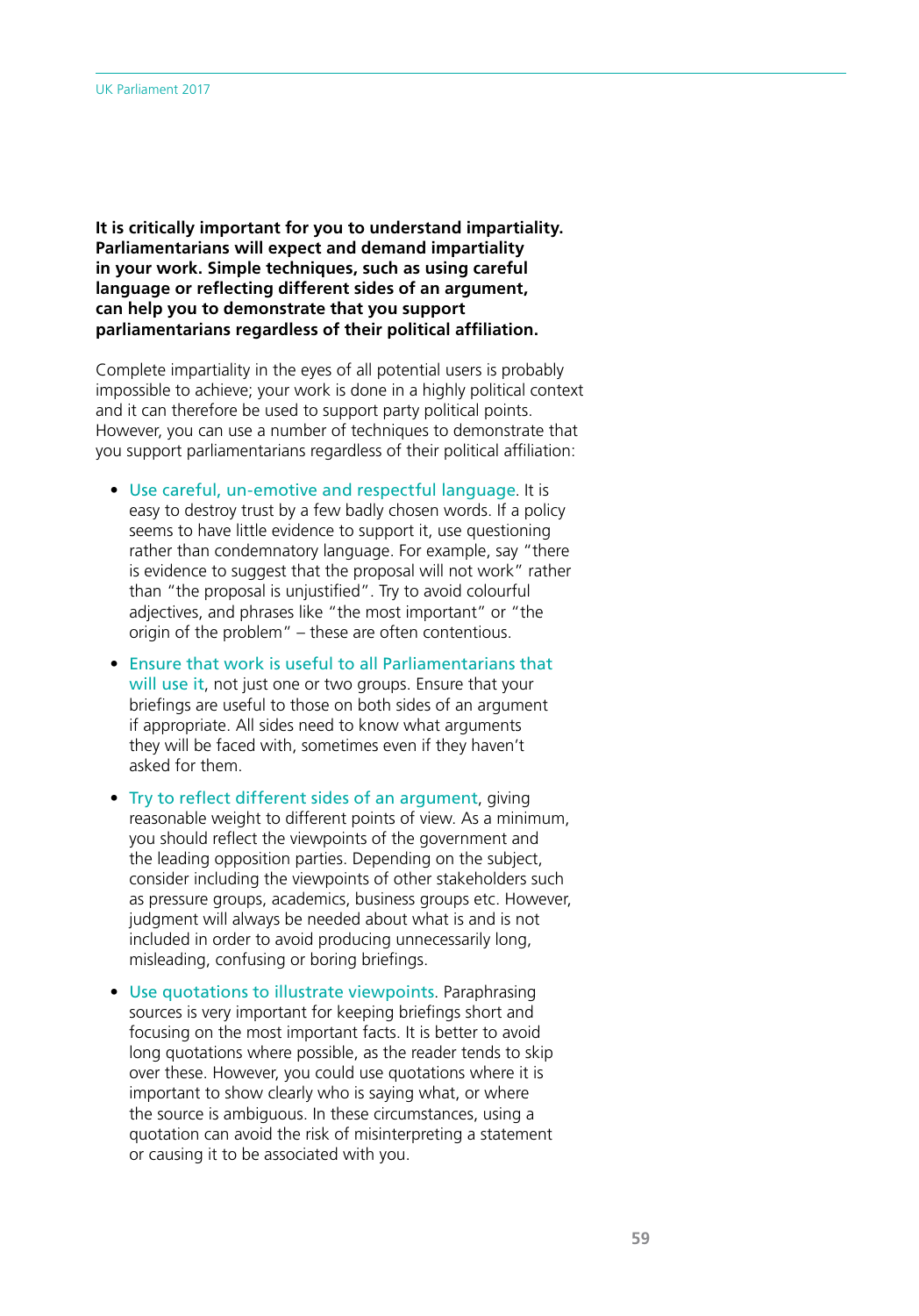**It is critically important for you to understand impartiality. Parliamentarians will expect and demand impartiality in your work. Simple techniques, such as using careful language or reflecting different sides of an argument, can help you to demonstrate that you support parliamentarians regardless of their political affiliation.**

Complete impartiality in the eyes of all potential users is probably impossible to achieve; your work is done in a highly political context and it can therefore be used to support party political points. However, you can use a number of techniques to demonstrate that you support parliamentarians regardless of their political affiliation:

- Use careful, un-emotive and respectful language. It is easy to destroy trust by a few badly chosen words. If a policy seems to have little evidence to support it, use questioning rather than condemnatory language. For example, say "there is evidence to suggest that the proposal will not work" rather than "the proposal is unjustified". Try to avoid colourful adjectives, and phrases like "the most important" or "the origin of the problem" – these are often contentious.
- Ensure that work is useful to all Parliamentarians that will use it, not just one or two groups. Ensure that your briefings are useful to those on both sides of an argument if appropriate. All sides need to know what arguments they will be faced with, sometimes even if they haven't asked for them.
- Try to reflect different sides of an argument, giving reasonable weight to different points of view. As a minimum, you should reflect the viewpoints of the government and the leading opposition parties. Depending on the subject, consider including the viewpoints of other stakeholders such as pressure groups, academics, business groups etc. However, judgment will always be needed about what is and is not included in order to avoid producing unnecessarily long, misleading, confusing or boring briefings.
- Use quotations to illustrate viewpoints. Paraphrasing sources is very important for keeping briefings short and focusing on the most important facts. It is better to avoid long quotations where possible, as the reader tends to skip over these. However, you could use quotations where it is important to show clearly who is saying what, or where the source is ambiguous. In these circumstances, using a quotation can avoid the risk of misinterpreting a statement or causing it to be associated with you.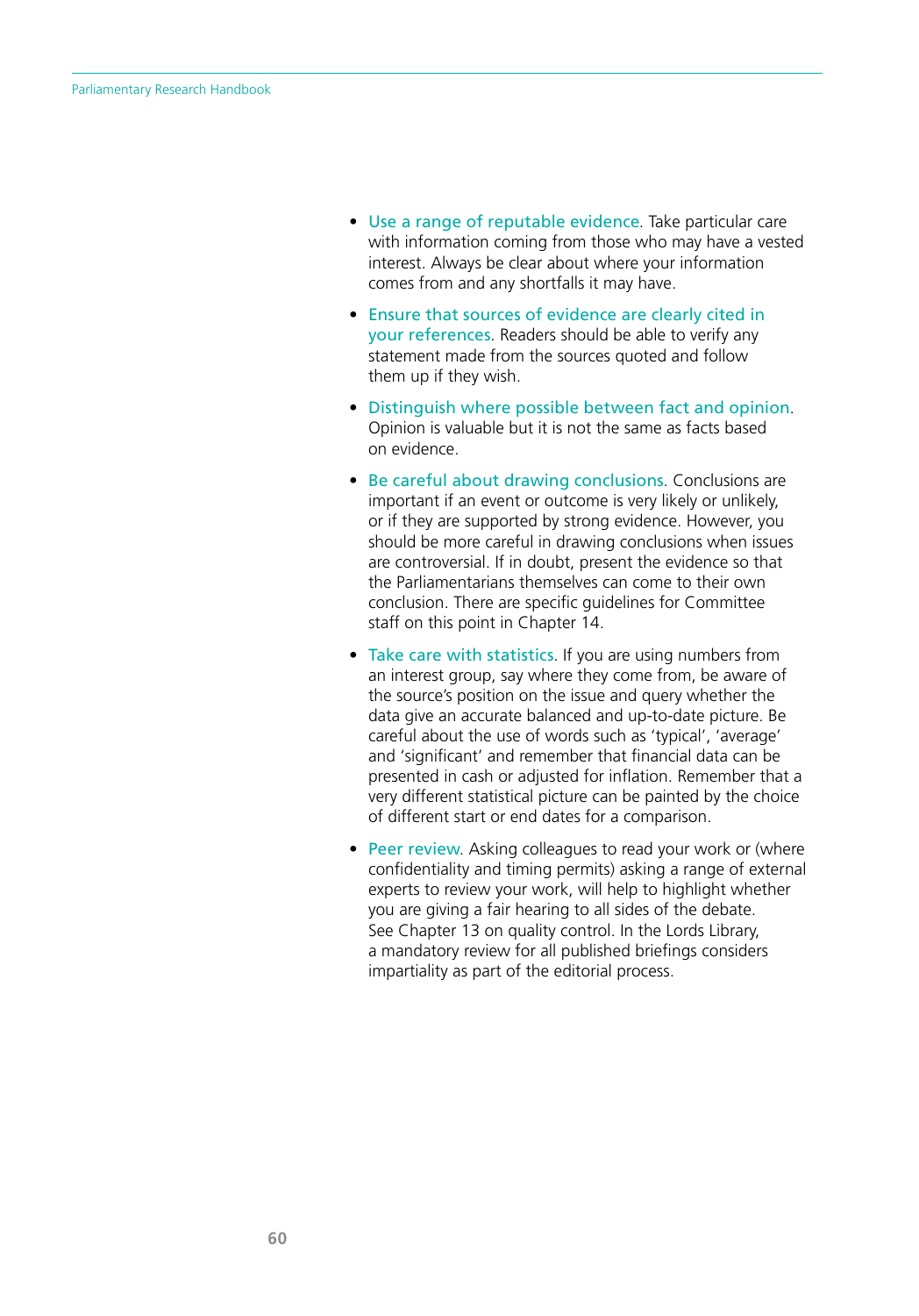- Use a range of reputable evidence. Take particular care with information coming from those who may have a vested interest. Always be clear about where your information comes from and any shortfalls it may have.

- Ensure that sources of evidence are clearly cited in your references. Readers should be able to verify any statement made from the sources quoted and follow them up if they wish.

- Distinguish where possible between fact and opinion. Opinion is valuable but it is not the same as facts based on evidence.

- Be careful about drawing conclusions. Conclusions are important if an event or outcome is very likely or unlikely, or if they are supported by strong evidence. However, you should be more careful in drawing conclusions when issues are controversial. If in doubt, present the evidence so that the Parliamentarians themselves can come to their own conclusion. There are specific guidelines for Committee staff on this point in Chapter 14.

- Take care with statistics. If you are using numbers from an interest group, say where they come from, be aware of the source's position on the issue and query whether the data give an accurate balanced and up-to-date picture. Be careful about the use of words such as 'typical', 'average' and 'significant' and remember that financial data can be presented in cash or adjusted for inflation. Remember that a very different statistical picture can be painted by the choice of different start or end dates for a comparison.

- Peer review. Asking colleagues to read your work or (where confidentiality and timing permits) asking a range of external experts to review your work, will help to highlight whether you are giving a fair hearing to all sides of the debate. See Chapter 13 on quality control. In the Lords Library, a mandatory review for all published briefings considers impartiality as part of the editorial process.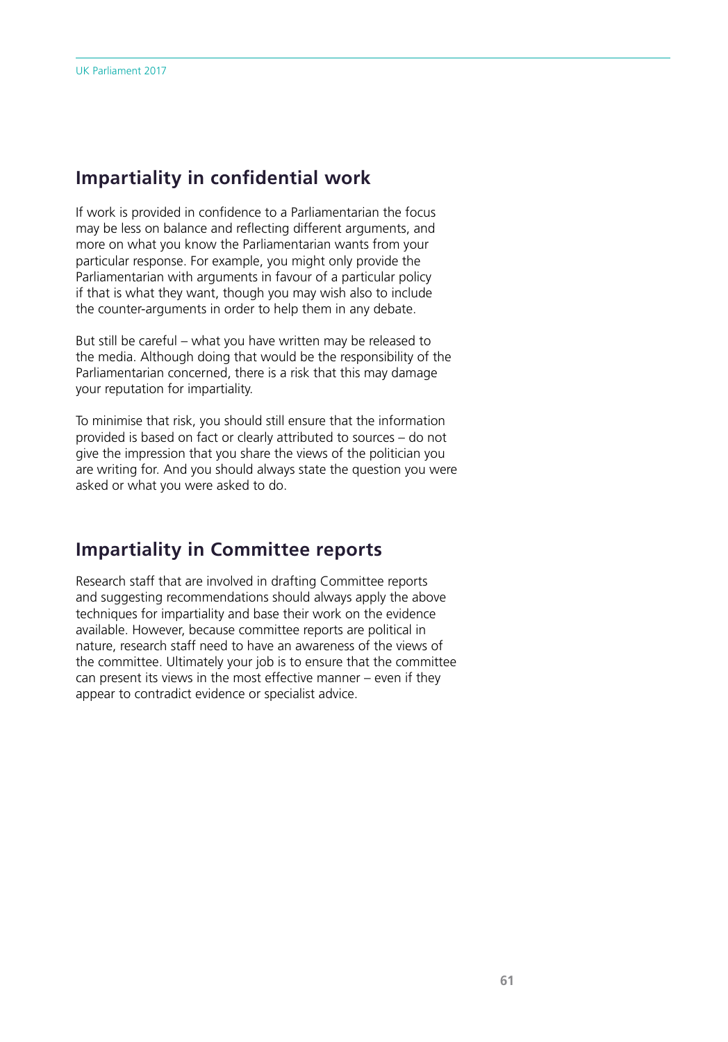## Impartiality in confidential work

If work is provided in confidence to a Parliamentarian the focus may be less on balance and reflecting different arguments, and more on what you know the Parliamentarian wants from your particular response. For example, you might only provide the Parliamentarian with arguments in favour of a particular policy if that is what they want, though you may wish also to include the counter-arguments in order to help them in any debate.

But still be careful – what you have written may be released to the media. Although doing that would be the responsibility of the Parliamentarian concerned, there is a risk that this may damage your reputation for impartiality.

To minimise that risk, you should still ensure that the information provided is based on fact or clearly attributed to sources – do not give the impression that you share the views of the politician you are writing for. And you should always state the question you were asked or what you were asked to do.

## Impartiality in Committee reports

Research staff that are involved in drafting Committee reports and suggesting recommendations should always apply the above techniques for impartiality and base their work on the evidence available. However, because committee reports are political in nature, research staff need to have an awareness of the views of the committee. Ultimately your job is to ensure that the committee can present its views in the most effective manner – even if they appear to contradict evidence or specialist advice.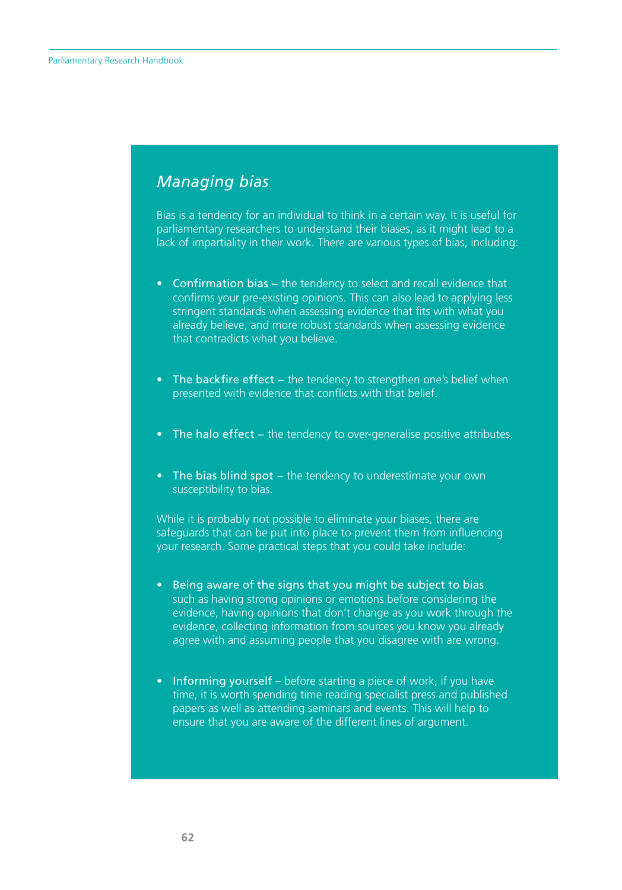## *Managing bias*

Bias is a tendency for an individual to think in a certain way. It is useful for parliamentary researchers to understand their biases, as it might lead to a lack of impartiality in their work. There are various types of bias, including:

- **Confirmation bias** – the tendency to select and recall evidence that confirms your pre-existing opinions. This can also lead to applying less stringent standards when assessing evidence that fits with what you already believe, and more robust standards when assessing evidence that contradicts what you believe.
- **The backfire effect** – the tendency to strengthen one's belief when presented with evidence that conflicts with that belief.
- **The halo effect** – the tendency to over-generalise positive attributes.
- **The bias blind spot** – the tendency to underestimate your own susceptibility to bias.

While it is probably not possible to eliminate your biases, there are safeguards that can be put into place to prevent them from influencing your research. Some practical steps that you could take include:

- **Being aware of the signs that you might be subject to bias** such as having strong opinions or emotions before considering the evidence, having opinions that don't change as you work through the evidence, collecting information from sources you know you already agree with and assuming people that you disagree with are wrong.
- **Informing yourself** – before starting a piece of work, if you have time, it is worth spending time reading specialist press and published papers as well as attending seminars and events. This will help to ensure that you are aware of the different lines of argument.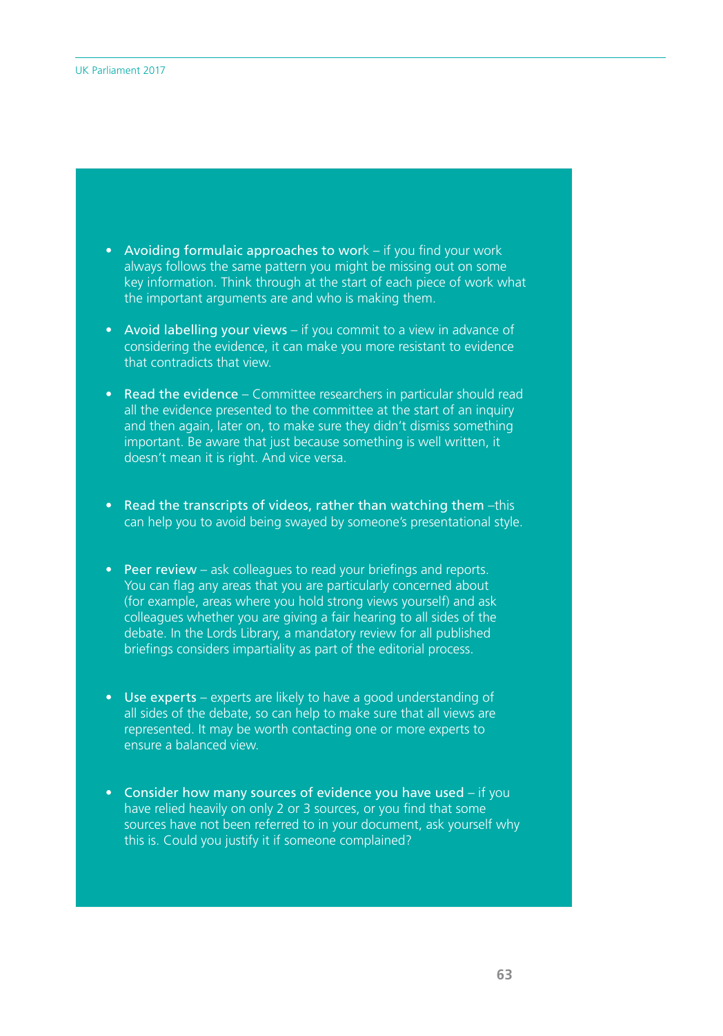- **Avoiding formulaic approaches to work** – if you find your work always follows the same pattern you might be missing out on some key information. Think through at the start of each piece of work what the important arguments are and who is making them.

- **Avoid labelling your views** – if you commit to a view in advance of considering the evidence, it can make you more resistant to evidence that contradicts that view.

- **Read the evidence** – Committee researchers in particular should read all the evidence presented to the committee at the start of an inquiry and then again, later on, to make sure they didn't dismiss something important. Be aware that just because something is well written, it doesn't mean it is right. And vice versa.

- **Read the transcripts of videos, rather than watching them** –this can help you to avoid being swayed by someone's presentational style.

- **Peer review** – ask colleagues to read your briefings and reports. You can flag any areas that you are particularly concerned about (for example, areas where you hold strong views yourself) and ask colleagues whether you are giving a fair hearing to all sides of the debate. In the Lords Library, a mandatory review for all published briefings considers impartiality as part of the editorial process.

- **Use experts** – experts are likely to have a good understanding of all sides of the debate, so can help to make sure that all views are represented. It may be worth contacting one or more experts to ensure a balanced view.

- **Consider how many sources of evidence you have used** – if you have relied heavily on only 2 or 3 sources, or you find that some sources have not been referred to in your document, ask yourself why this is. Could you justify it if someone complained?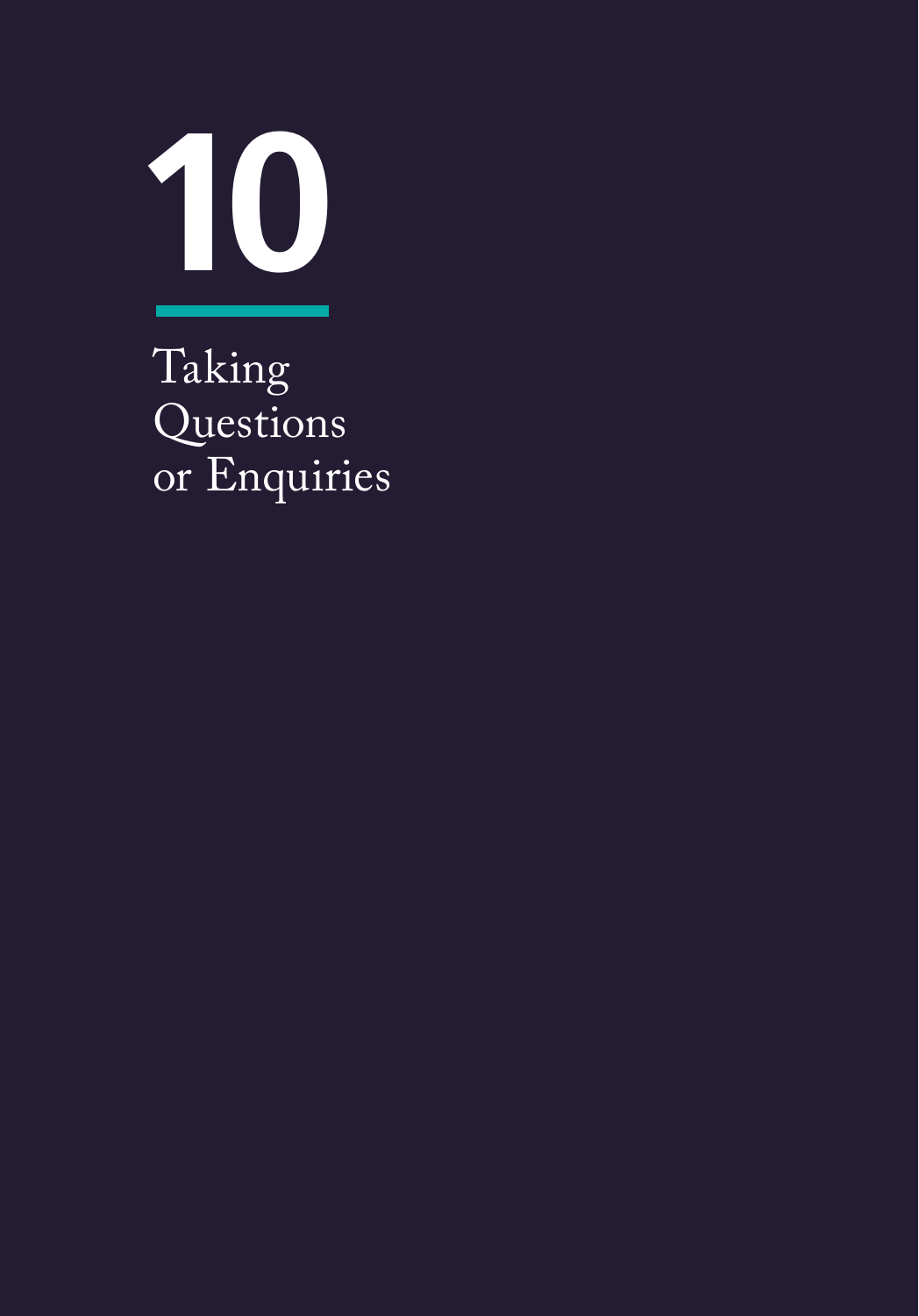# 10

## Taking Questions or Enquiries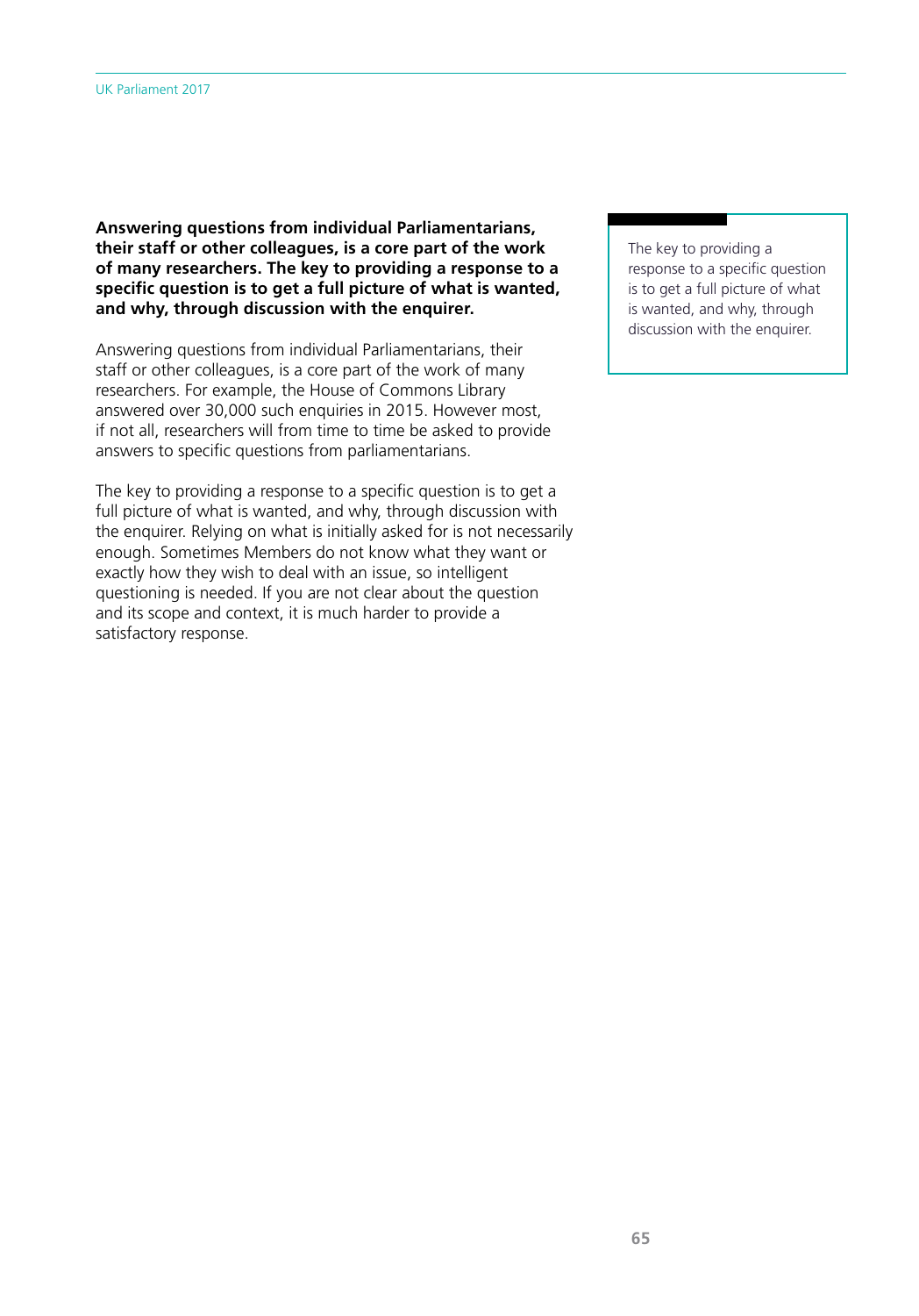**Answering questions from individual Parliamentarians, their staff or other colleagues, is a core part of the work of many researchers. The key to providing a response to a specific question is to get a full picture of what is wanted, and why, through discussion with the enquirer.**

> The key to providing a response to a specific question is to get a full picture of what is wanted, and why, through discussion with the enquirer.

Answering questions from individual Parliamentarians, their staff or other colleagues, is a core part of the work of many researchers. For example, the House of Commons Library answered over 30,000 such enquiries in 2015. However most, if not all, researchers will from time to time be asked to provide answers to specific questions from parliamentarians.

The key to providing a response to a specific question is to get a full picture of what is wanted, and why, through discussion with the enquirer. Relying on what is initially asked for is not necessarily enough. Sometimes Members do not know what they want or exactly how they wish to deal with an issue, so intelligent questioning is needed. If you are not clear about the question and its scope and context, it is much harder to provide a satisfactory response.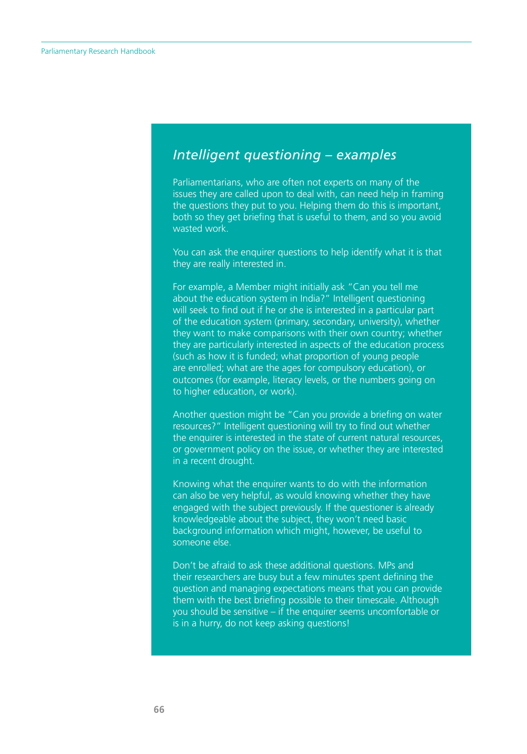## *Intelligent questioning – examples*

Parliamentarians, who are often not experts on many of the issues they are called upon to deal with, can need help in framing the questions they put to you. Helping them do this is important, both so they get briefing that is useful to them, and so you avoid wasted work.

You can ask the enquirer questions to help identify what it is that they are really interested in.

For example, a Member might initially ask "Can you tell me about the education system in India?" Intelligent questioning will seek to find out if he or she is interested in a particular part of the education system (primary, secondary, university), whether they want to make comparisons with their own country; whether they are particularly interested in aspects of the education process (such as how it is funded; what proportion of young people are enrolled; what are the ages for compulsory education), or outcomes (for example, literacy levels, or the numbers going on to higher education, or work).

Another question might be "Can you provide a briefing on water resources?" Intelligent questioning will try to find out whether the enquirer is interested in the state of current natural resources, or government policy on the issue, or whether they are interested in a recent drought.

Knowing what the enquirer wants to do with the information can also be very helpful, as would knowing whether they have engaged with the subject previously. If the questioner is already knowledgeable about the subject, they won't need basic background information which might, however, be useful to someone else.

Don't be afraid to ask these additional questions. MPs and their researchers are busy but a few minutes spent defining the question and managing expectations means that you can provide them with the best briefing possible to their timescale. Although you should be sensitive – if the enquirer seems uncomfortable or is in a hurry, do not keep asking questions!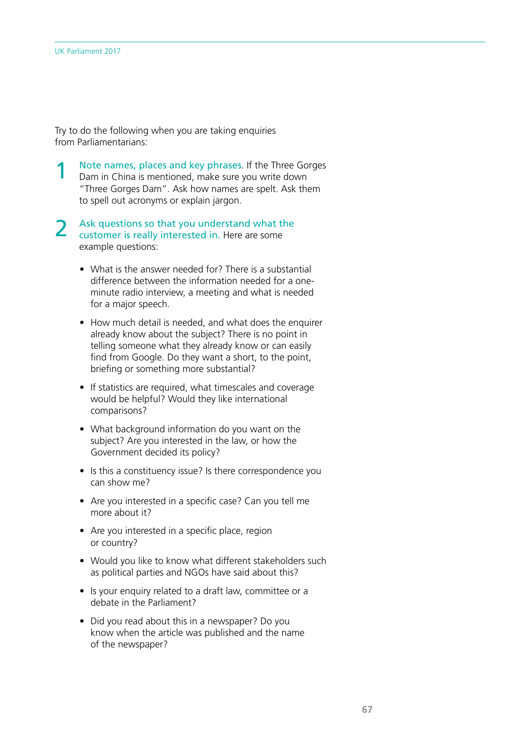Try to do the following when you are taking enquiries from Parliamentarians:

1. **Note names, places and key phrases**. If the Three Gorges Dam in China is mentioned, make sure you write down "Three Gorges Dam". Ask how names are spelt. Ask them to spell out acronyms or explain jargon.

2. **Ask questions so that you understand what the customer is really interested in.** Here are some example questions:

   - What is the answer needed for? There is a substantial difference between the information needed for a one-minute radio interview, a meeting and what is needed for a major speech.
   - How much detail is needed, and what does the enquirer already know about the subject? There is no point in telling someone what they already know or can easily find from Google. Do they want a short, to the point, briefing or something more substantial?
   - If statistics are required, what timescales and coverage would be helpful? Would they like international comparisons?
   - What background information do you want on the subject? Are you interested in the law, or how the Government decided its policy?
   - Is this a constituency issue? Is there correspondence you can show me?
   - Are you interested in a specific case? Can you tell me more about it?
   - Are you interested in a specific place, region or country?
   - Would you like to know what different stakeholders such as political parties and NGOs have said about this?
   - Is your enquiry related to a draft law, committee or a debate in the Parliament?
   - Did you read about this in a newspaper? Do you know when the article was published and the name of the newspaper?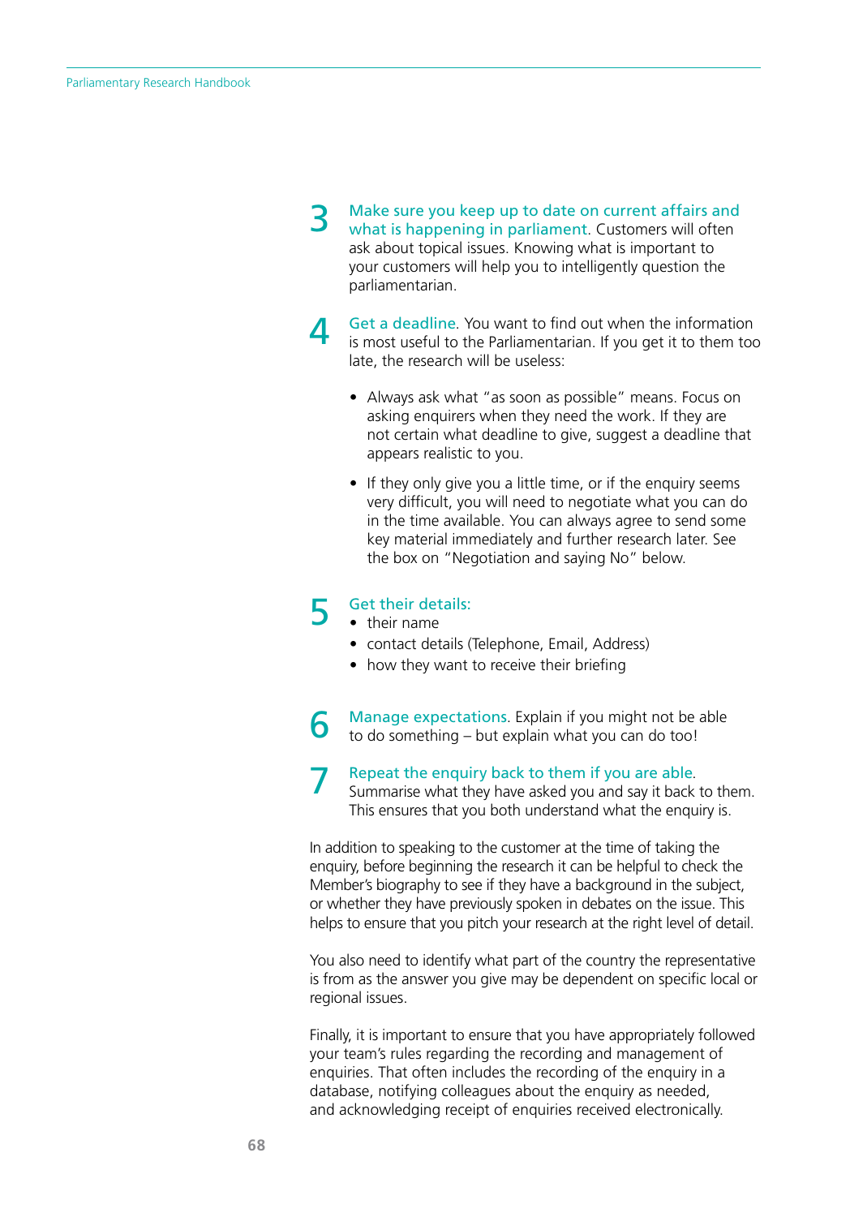3. **Make sure you keep up to date on current affairs and what is happening in parliament**. Customers will often ask about topical issues. Knowing what is important to your customers will help you to intelligently question the parliamentarian.

4. **Get a deadline**. You want to find out when the information is most useful to the Parliamentarian. If you get it to them too late, the research will be useless:

   - Always ask what "as soon as possible" means. Focus on asking enquirers when they need the work. If they are not certain what deadline to give, suggest a deadline that appears realistic to you.

   - If they only give you a little time, or if the enquiry seems very difficult, you will need to negotiate what you can do in the time available. You can always agree to send some key material immediately and further research later. See the box on "Negotiation and saying No" below.

5. **Get their details:**
   - their name
   - contact details (Telephone, Email, Address)
   - how they want to receive their briefing

6. **Manage expectations**. Explain if you might not be able to do something – but explain what you can do too!

7. **Repeat the enquiry back to them if you are able.** Summarise what they have asked you and say it back to them. This ensures that you both understand what the enquiry is.

In addition to speaking to the customer at the time of taking the enquiry, before beginning the research it can be helpful to check the Member's biography to see if they have a background in the subject, or whether they have previously spoken in debates on the issue. This helps to ensure that you pitch your research at the right level of detail.

You also need to identify what part of the country the representative is from as the answer you give may be dependent on specific local or regional issues.

Finally, it is important to ensure that you have appropriately followed your team's rules regarding the recording and management of enquiries. That often includes the recording of the enquiry in a database, notifying colleagues about the enquiry as needed, and acknowledging receipt of enquiries received electronically.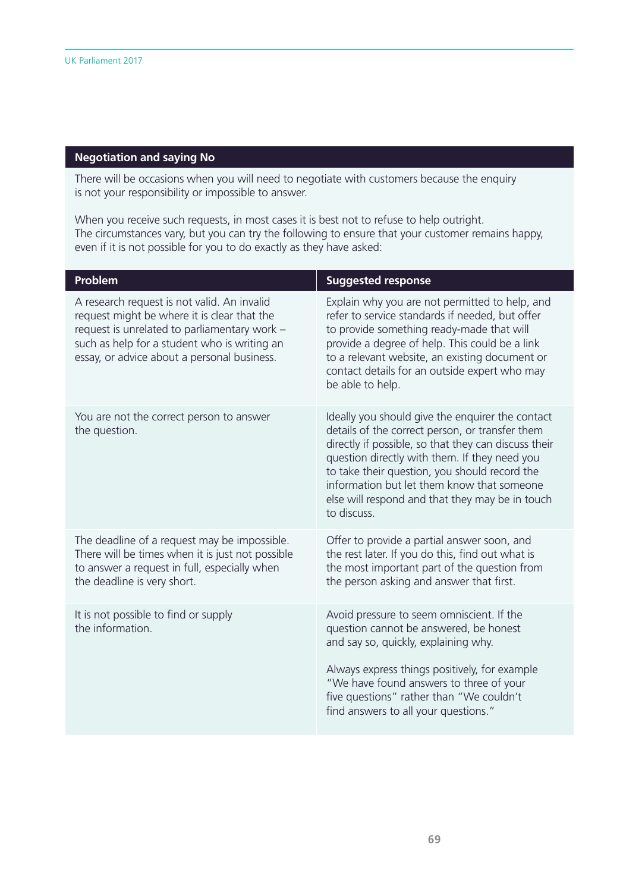## Negotiation and saying No

There will be occasions when you will need to negotiate with customers because the enquiry is not your responsibility or impossible to answer.

When you receive such requests, in most cases it is best not to refuse to help outright. The circumstances vary, but you can try the following to ensure that your customer remains happy, even if it is not possible for you to do exactly as they have asked:

| Problem | Suggested response |
|---|---|
| A research request is not valid. An invalid request might be where it is clear that the request is unrelated to parliamentary work – such as help for a student who is writing an essay, or advice about a personal business. | Explain why you are not permitted to help, and refer to service standards if needed, but offer to provide something ready-made that will provide a degree of help. This could be a link to a relevant website, an existing document or contact details for an outside expert who may be able to help. |
| You are not the correct person to answer the question. | Ideally you should give the enquirer the contact details of the correct person, or transfer them directly if possible, so that they can discuss their question directly with them. If they need you to take their question, you should record the information but let them know that someone else will respond and that they may be in touch to discuss. |
| The deadline of a request may be impossible. There will be times when it is just not possible to answer a request in full, especially when the deadline is very short. | Offer to provide a partial answer soon, and the rest later. If you do this, find out what is the most important part of the question from the person asking and answer that first. |
| It is not possible to find or supply the information. | Avoid pressure to seem omniscient. If the question cannot be answered, be honest and say so, quickly, explaining why.<br><br>Always express things positively, for example "We have found answers to three of your five questions" rather than "We couldn't find answers to all your questions." |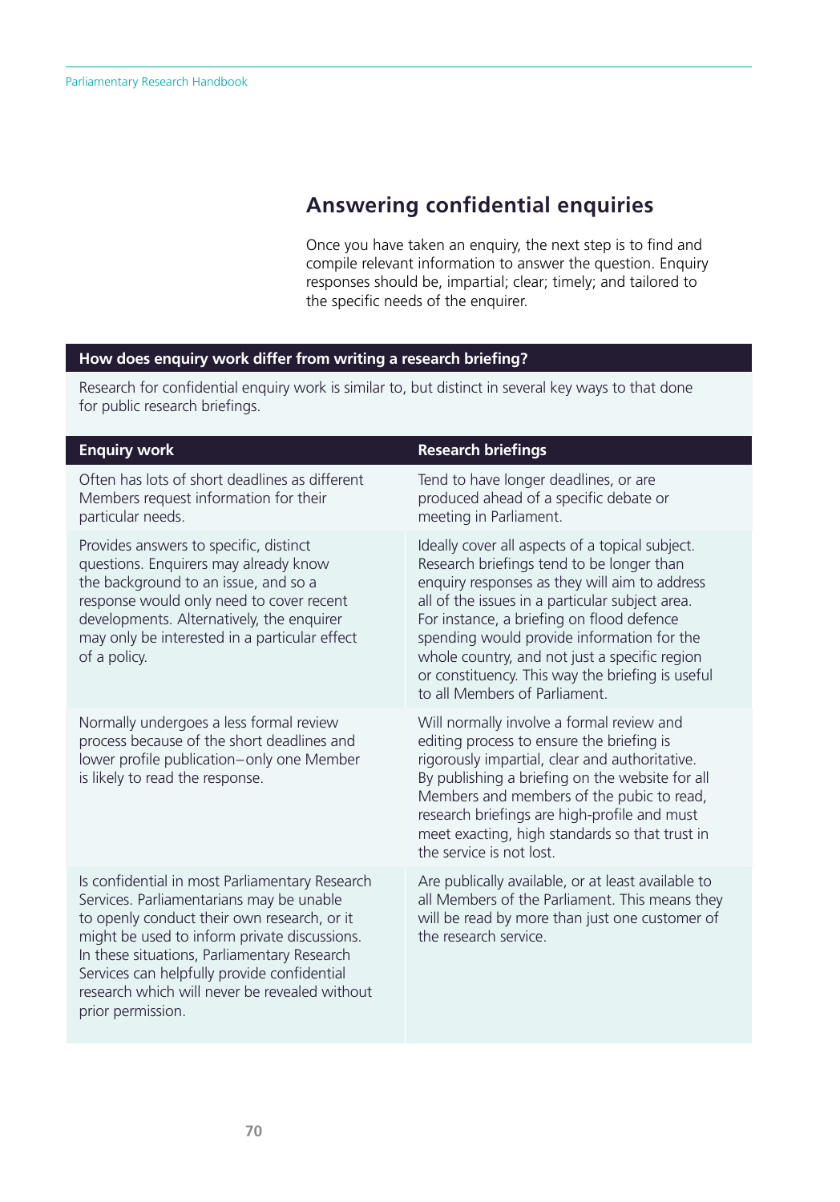## Answering confidential enquiries

Once you have taken an enquiry, the next step is to find and compile relevant information to answer the question. Enquiry responses should be, impartial; clear; timely; and tailored to the specific needs of the enquirer.

### How does enquiry work differ from writing a research briefing?

Research for confidential enquiry work is similar to, but distinct in several key ways to that done for public research briefings.

| Enquiry work | Research briefings |
|---|---|
| Often has lots of short deadlines as different Members request information for their particular needs. | Tend to have longer deadlines, or are produced ahead of a specific debate or meeting in Parliament. |
| Provides answers to specific, distinct questions. Enquirers may already know the background to an issue, and so a response would only need to cover recent developments. Alternatively, the enquirer may only be interested in a particular effect of a policy. | Ideally cover all aspects of a topical subject. Research briefings tend to be longer than enquiry responses as they will aim to address all of the issues in a particular subject area. For instance, a briefing on flood defence spending would provide information for the whole country, and not just a specific region or constituency. This way the briefing is useful to all Members of Parliament. |
| Normally undergoes a less formal review process because of the short deadlines and lower profile publication – only one Member is likely to read the response. | Will normally involve a formal review and editing process to ensure the briefing is rigorously impartial, clear and authoritative. By publishing a briefing on the website for all Members and members of the pubic to read, research briefings are high-profile and must meet exacting, high standards so that trust in the service is not lost. |
| Is confidential in most Parliamentary Research Services. Parliamentarians may be unable to openly conduct their own research, or it might be used to inform private discussions. In these situations, Parliamentary Research Services can helpfully provide confidential research which will never be revealed without prior permission. | Are publically available, or at least available to all Members of the Parliament. This means they will be read by more than just one customer of the research service. |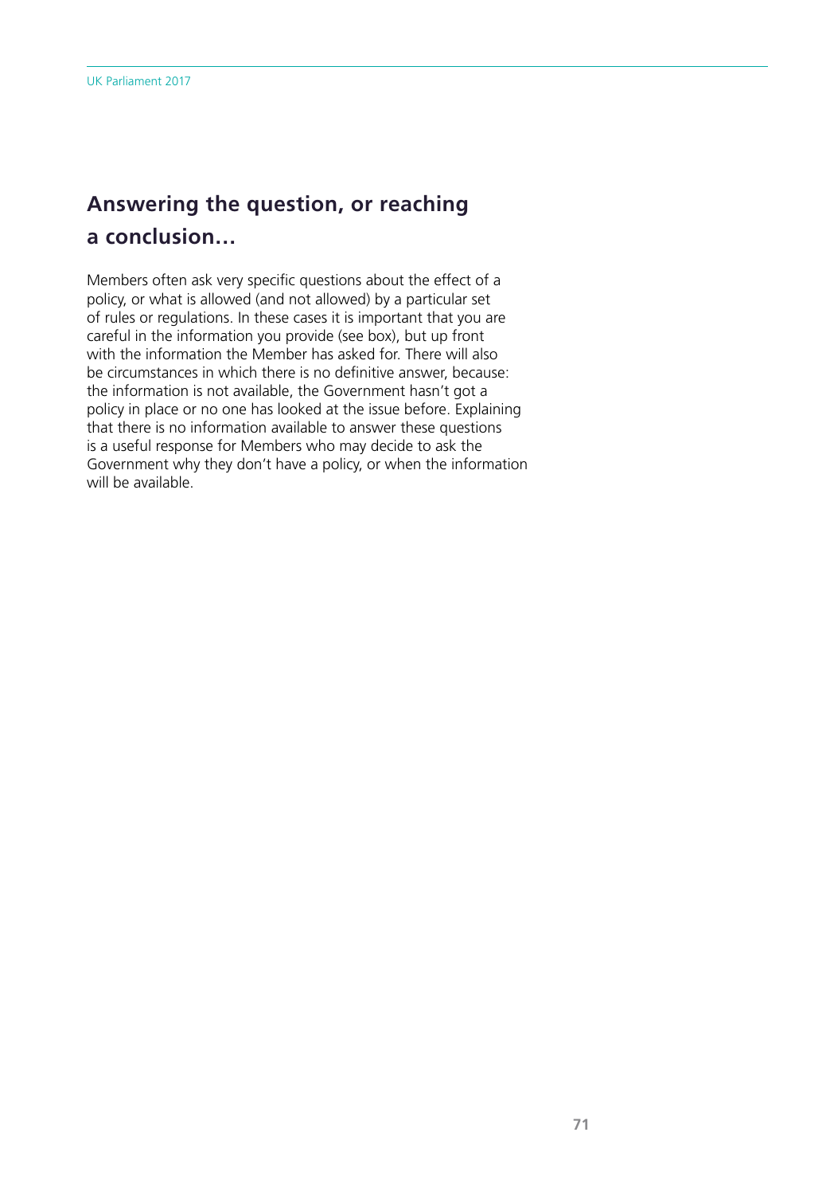## Answering the question, or reaching a conclusion…

Members often ask very specific questions about the effect of a policy, or what is allowed (and not allowed) by a particular set of rules or regulations. In these cases it is important that you are careful in the information you provide (see box), but up front with the information the Member has asked for. There will also be circumstances in which there is no definitive answer, because: the information is not available, the Government hasn't got a policy in place or no one has looked at the issue before. Explaining that there is no information available to answer these questions is a useful response for Members who may decide to ask the Government why they don't have a policy, or when the information will be available.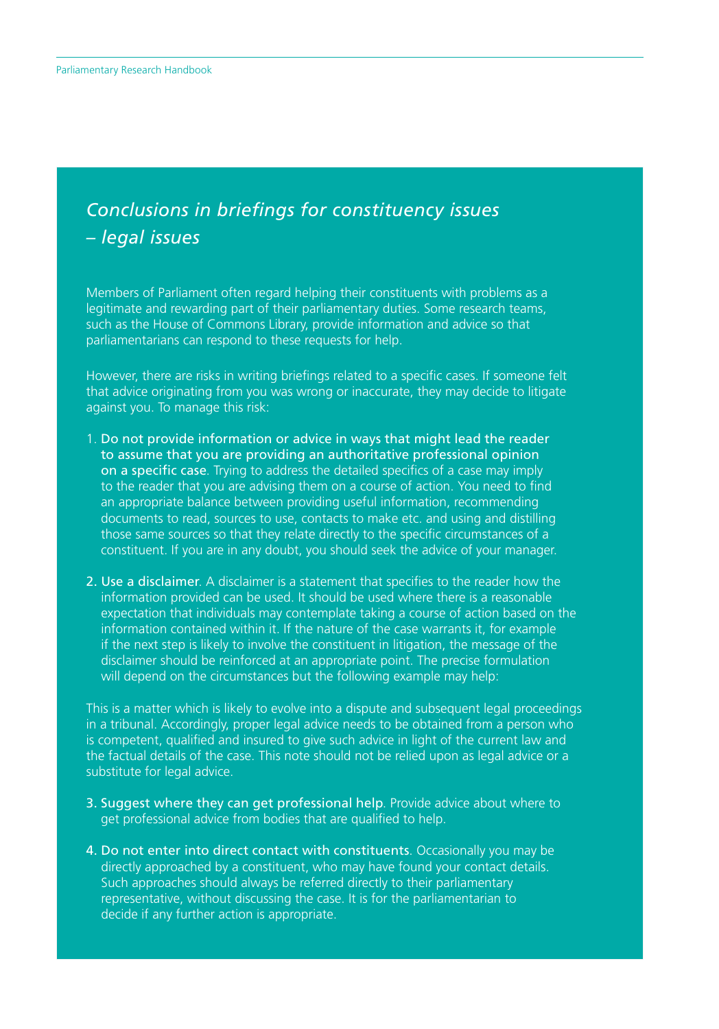## *Conclusions in briefings for constituency issues – legal issues*

Members of Parliament often regard helping their constituents with problems as a legitimate and rewarding part of their parliamentary duties. Some research teams, such as the House of Commons Library, provide information and advice so that parliamentarians can respond to these requests for help.

However, there are risks in writing briefings related to a specific cases. If someone felt that advice originating from you was wrong or inaccurate, they may decide to litigate against you. To manage this risk:

1. **Do not provide information or advice in ways that might lead the reader to assume that you are providing an authoritative professional opinion on a specific case**. Trying to address the detailed specifics of a case may imply to the reader that you are advising them on a course of action. You need to find an appropriate balance between providing useful information, recommending documents to read, sources to use, contacts to make etc. and using and distilling those same sources so that they relate directly to the specific circumstances of a constituent. If you are in any doubt, you should seek the advice of your manager.

2. **Use a disclaimer**. A disclaimer is a statement that specifies to the reader how the information provided can be used. It should be used where there is a reasonable expectation that individuals may contemplate taking a course of action based on the information contained within it. If the nature of the case warrants it, for example if the next step is likely to involve the constituent in litigation, the message of the disclaimer should be reinforced at an appropriate point. The precise formulation will depend on the circumstances but the following example may help:

This is a matter which is likely to evolve into a dispute and subsequent legal proceedings in a tribunal. Accordingly, proper legal advice needs to be obtained from a person who is competent, qualified and insured to give such advice in light of the current law and the factual details of the case. This note should not be relied upon as legal advice or a substitute for legal advice.

3. **Suggest where they can get professional help**. Provide advice about where to get professional advice from bodies that are qualified to help.

4. **Do not enter into direct contact with constituents**. Occasionally you may be directly approached by a constituent, who may have found your contact details. Such approaches should always be referred directly to their parliamentary representative, without discussing the case. It is for the parliamentarian to decide if any further action is appropriate.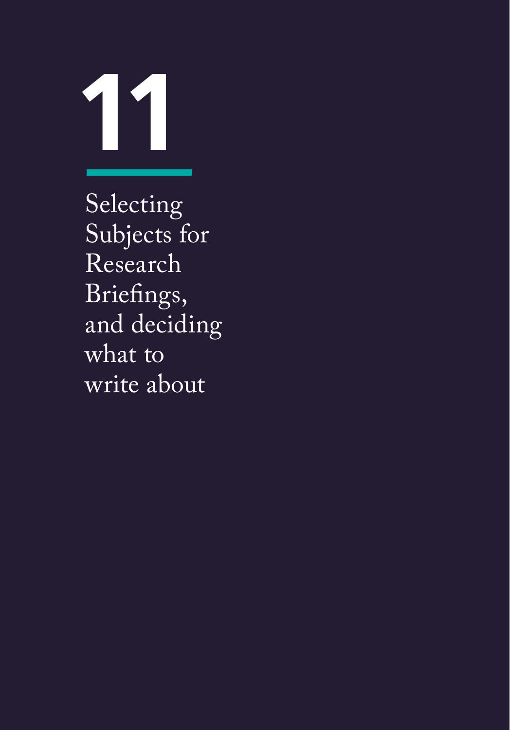# 11

## Selecting Subjects for Research Briefings, and deciding what to write about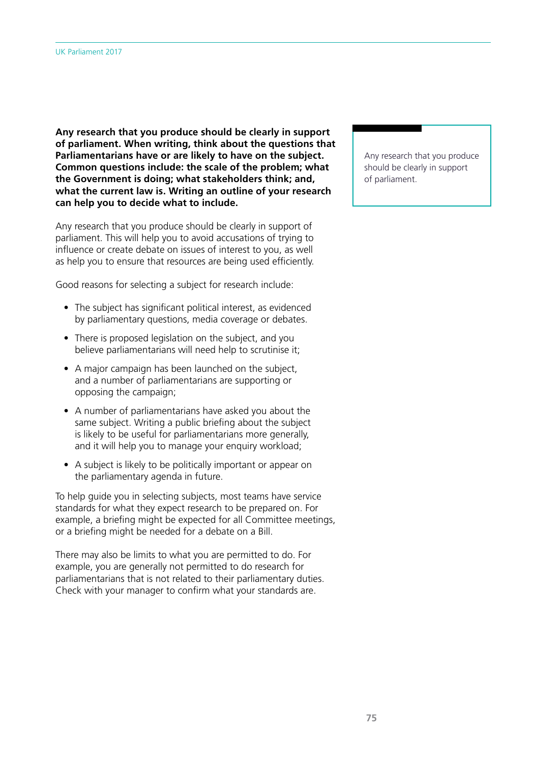**Any research that you produce should be clearly in support of parliament. When writing, think about the questions that Parliamentarians have or are likely to have on the subject. Common questions include: the scale of the problem; what the Government is doing; what stakeholders think; and, what the current law is. Writing an outline of your research can help you to decide what to include.**

> Any research that you produce should be clearly in support of parliament.

Any research that you produce should be clearly in support of parliament. This will help you to avoid accusations of trying to influence or create debate on issues of interest to you, as well as help you to ensure that resources are being used efficiently.

Good reasons for selecting a subject for research include:

- The subject has significant political interest, as evidenced by parliamentary questions, media coverage or debates.
- There is proposed legislation on the subject, and you believe parliamentarians will need help to scrutinise it;
- A major campaign has been launched on the subject, and a number of parliamentarians are supporting or opposing the campaign;
- A number of parliamentarians have asked you about the same subject. Writing a public briefing about the subject is likely to be useful for parliamentarians more generally, and it will help you to manage your enquiry workload;
- A subject is likely to be politically important or appear on the parliamentary agenda in future.

To help guide you in selecting subjects, most teams have service standards for what they expect research to be prepared on. For example, a briefing might be expected for all Committee meetings, or a briefing might be needed for a debate on a Bill.

There may also be limits to what you are permitted to do. For example, you are generally not permitted to do research for parliamentarians that is not related to their parliamentary duties. Check with your manager to confirm what your standards are.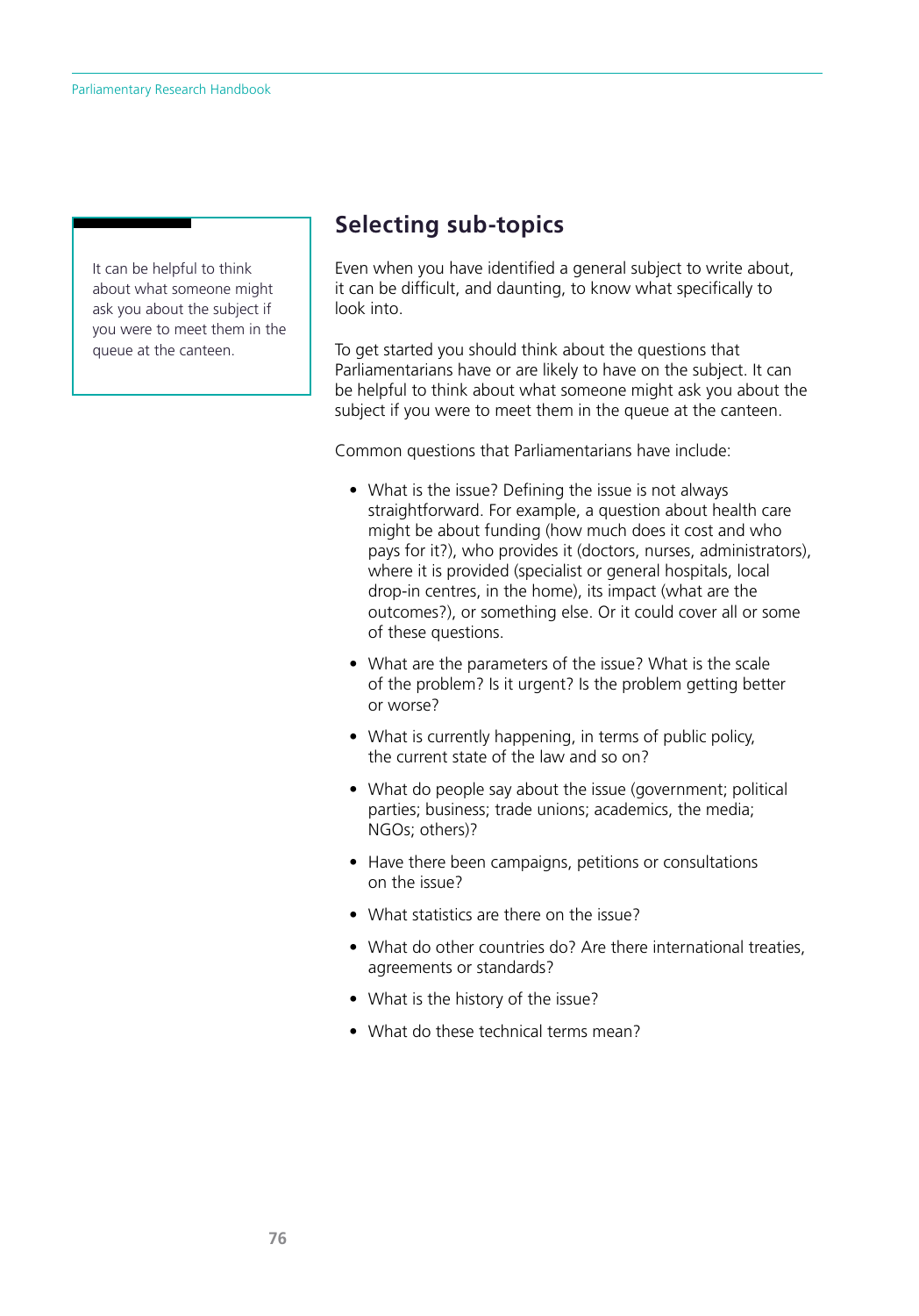> It can be helpful to think about what someone might ask you about the subject if you were to meet them in the queue at the canteen.

## Selecting sub-topics

Even when you have identified a general subject to write about, it can be difficult, and daunting, to know what specifically to look into.

To get started you should think about the questions that Parliamentarians have or are likely to have on the subject. It can be helpful to think about what someone might ask you about the subject if you were to meet them in the queue at the canteen.

Common questions that Parliamentarians have include:

- What is the issue? Defining the issue is not always straightforward. For example, a question about health care might be about funding (how much does it cost and who pays for it?), who provides it (doctors, nurses, administrators), where it is provided (specialist or general hospitals, local drop-in centres, in the home), its impact (what are the outcomes?), or something else. Or it could cover all or some of these questions.
- What are the parameters of the issue? What is the scale of the problem? Is it urgent? Is the problem getting better or worse?
- What is currently happening, in terms of public policy, the current state of the law and so on?
- What do people say about the issue (government; political parties; business; trade unions; academics, the media; NGOs; others)?
- Have there been campaigns, petitions or consultations on the issue?
- What statistics are there on the issue?
- What do other countries do? Are there international treaties, agreements or standards?
- What is the history of the issue?
- What do these technical terms mean?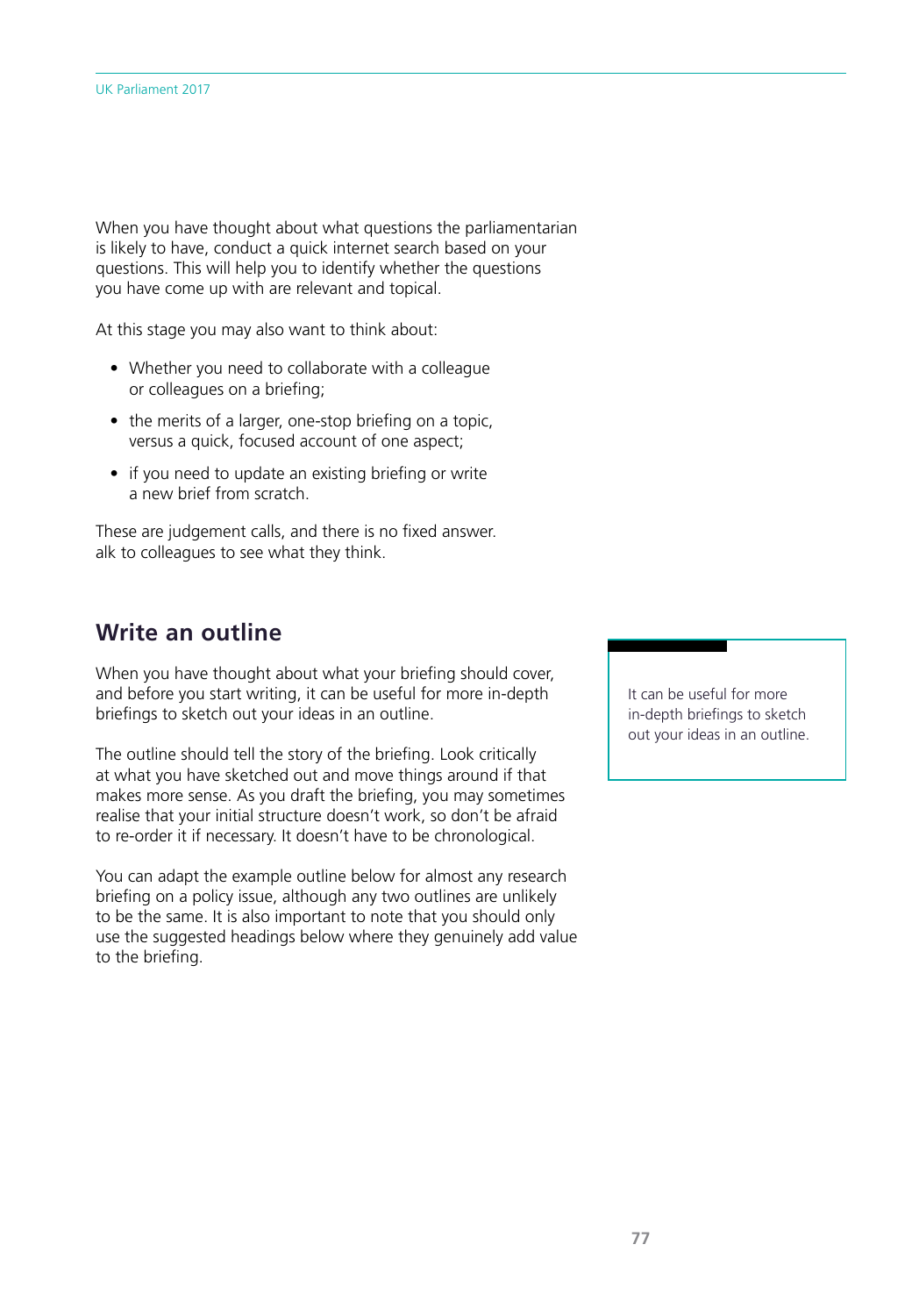When you have thought about what questions the parliamentarian is likely to have, conduct a quick internet search based on your questions. This will help you to identify whether the questions you have come up with are relevant and topical.

At this stage you may also want to think about:

- Whether you need to collaborate with a colleague or colleagues on a briefing;
- the merits of a larger, one-stop briefing on a topic, versus a quick, focused account of one aspect;
- if you need to update an existing briefing or write a new brief from scratch.

These are judgement calls, and there is no fixed answer. alk to colleagues to see what they think.

## Write an outline

When you have thought about what your briefing should cover, and before you start writing, it can be useful for more in-depth briefings to sketch out your ideas in an outline.

The outline should tell the story of the briefing. Look critically at what you have sketched out and move things around if that makes more sense. As you draft the briefing, you may sometimes realise that your initial structure doesn't work, so don't be afraid to re-order it if necessary. It doesn't have to be chronological.

You can adapt the example outline below for almost any research briefing on a policy issue, although any two outlines are unlikely to be the same. It is also important to note that you should only use the suggested headings below where they genuinely add value to the briefing.

> It can be useful for more in-depth briefings to sketch out your ideas in an outline.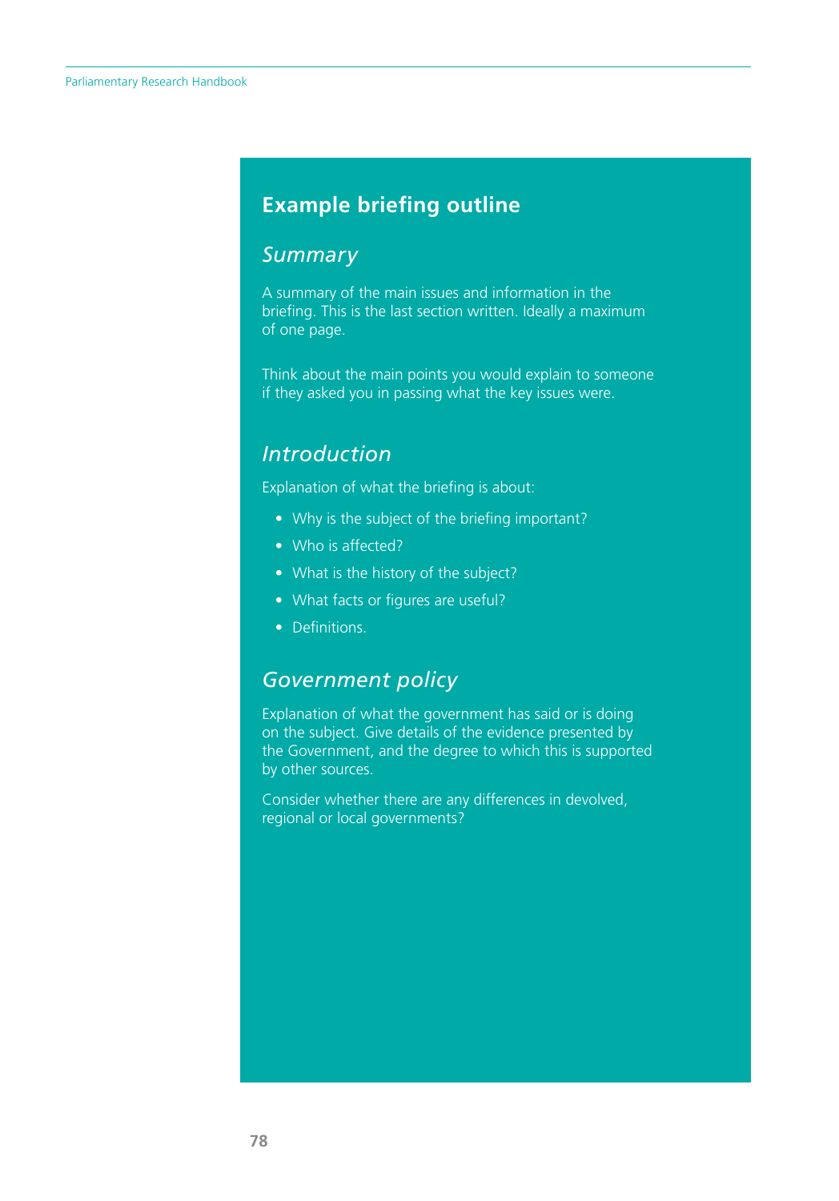## Example briefing outline

### *Summary*

A summary of the main issues and information in the briefing. This is the last section written. Ideally a maximum of one page.

Think about the main points you would explain to someone if they asked you in passing what the key issues were.

### *Introduction*

Explanation of what the briefing is about:

- Why is the subject of the briefing important?
- Who is affected?
- What is the history of the subject?
- What facts or figures are useful?
- Definitions.

### *Government policy*

Explanation of what the government has said or is doing on the subject. Give details of the evidence presented by the Government, and the degree to which this is supported by other sources.

Consider whether there are any differences in devolved, regional or local governments?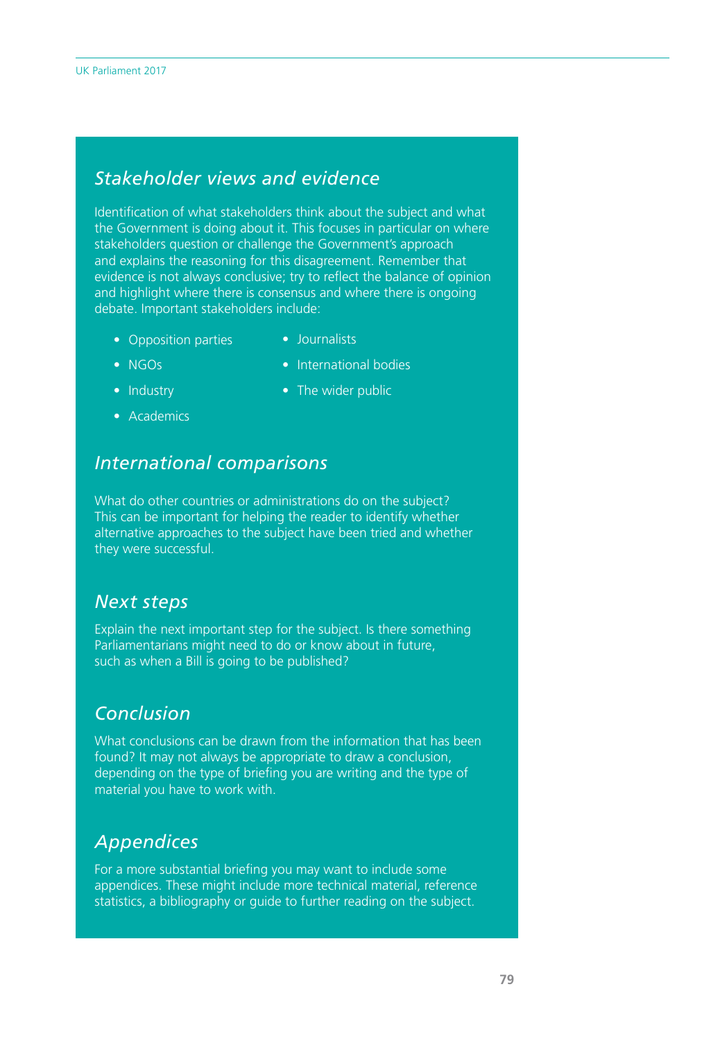## *Stakeholder views and evidence*

Identification of what stakeholders think about the subject and what the Government is doing about it. This focuses in particular on where stakeholders question or challenge the Government's approach and explains the reasoning for this disagreement. Remember that evidence is not always conclusive; try to reflect the balance of opinion and highlight where there is consensus and where there is ongoing debate. Important stakeholders include:

- Opposition parties
- NGOs
- Industry
- Academics
- Journalists
- International bodies
- The wider public

## *International comparisons*

What do other countries or administrations do on the subject? This can be important for helping the reader to identify whether alternative approaches to the subject have been tried and whether they were successful.

## *Next steps*

Explain the next important step for the subject. Is there something Parliamentarians might need to do or know about in future, such as when a Bill is going to be published?

## *Conclusion*

What conclusions can be drawn from the information that has been found? It may not always be appropriate to draw a conclusion, depending on the type of briefing you are writing and the type of material you have to work with.

## *Appendices*

For a more substantial briefing you may want to include some appendices. These might include more technical material, reference statistics, a bibliography or guide to further reading on the subject.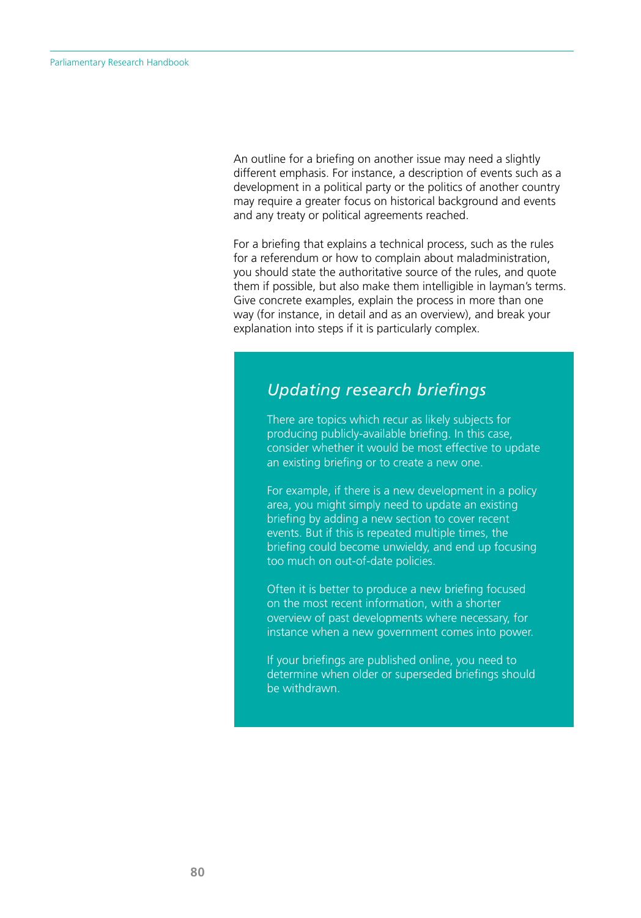An outline for a briefing on another issue may need a slightly different emphasis. For instance, a description of events such as a development in a political party or the politics of another country may require a greater focus on historical background and events and any treaty or political agreements reached.

For a briefing that explains a technical process, such as the rules for a referendum or how to complain about maladministration, you should state the authoritative source of the rules, and quote them if possible, but also make them intelligible in layman's terms. Give concrete examples, explain the process in more than one way (for instance, in detail and as an overview), and break your explanation into steps if it is particularly complex.

## *Updating research briefings*

There are topics which recur as likely subjects for producing publicly-available briefing. In this case, consider whether it would be most effective to update an existing briefing or to create a new one.

For example, if there is a new development in a policy area, you might simply need to update an existing briefing by adding a new section to cover recent events. But if this is repeated multiple times, the briefing could become unwieldy, and end up focusing too much on out-of-date policies.

Often it is better to produce a new briefing focused on the most recent information, with a shorter overview of past developments where necessary, for instance when a new government comes into power.

If your briefings are published online, you need to determine when older or superseded briefings should be withdrawn.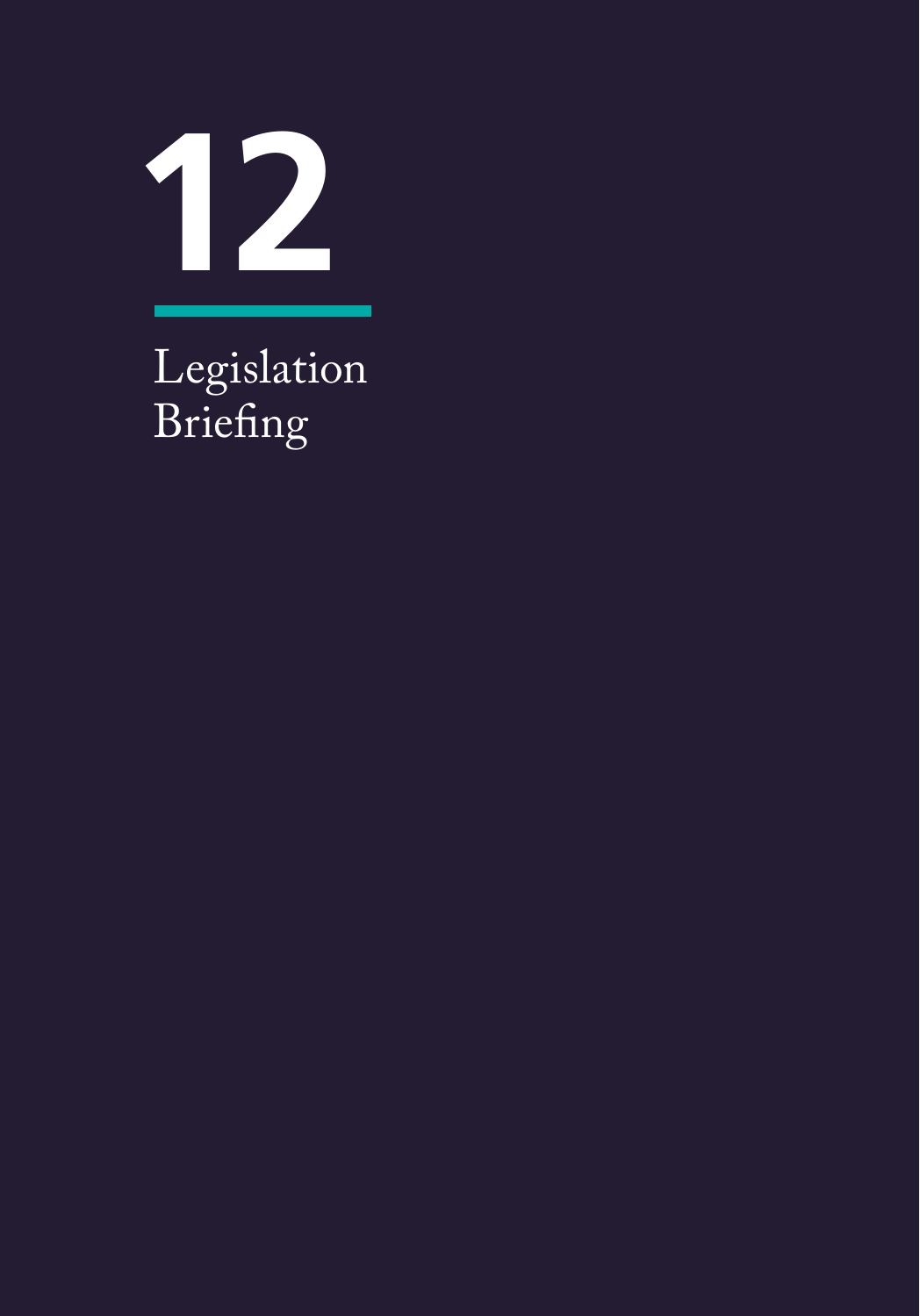# 12

## Legislation Briefing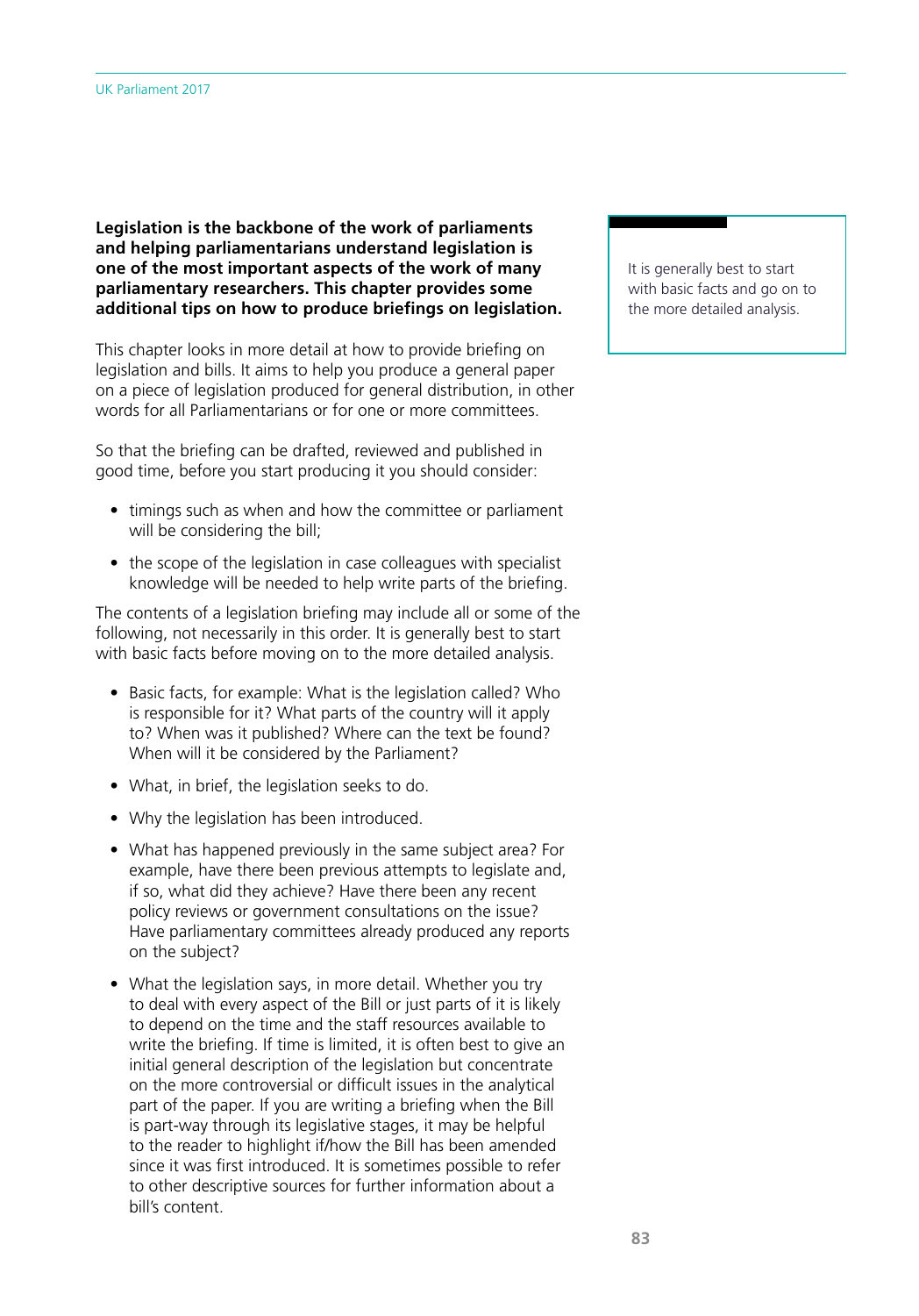**Legislation is the backbone of the work of parliaments and helping parliamentarians understand legislation is one of the most important aspects of the work of many parliamentary researchers. This chapter provides some additional tips on how to produce briefings on legislation.**

> It is generally best to start with basic facts and go on to the more detailed analysis.

This chapter looks in more detail at how to provide briefing on legislation and bills. It aims to help you produce a general paper on a piece of legislation produced for general distribution, in other words for all Parliamentarians or for one or more committees.

So that the briefing can be drafted, reviewed and published in good time, before you start producing it you should consider:

- timings such as when and how the committee or parliament will be considering the bill;
- the scope of the legislation in case colleagues with specialist knowledge will be needed to help write parts of the briefing.

The contents of a legislation briefing may include all or some of the following, not necessarily in this order. It is generally best to start with basic facts before moving on to the more detailed analysis.

- Basic facts, for example: What is the legislation called? Who is responsible for it? What parts of the country will it apply to? When was it published? Where can the text be found? When will it be considered by the Parliament?
- What, in brief, the legislation seeks to do.
- Why the legislation has been introduced.
- What has happened previously in the same subject area? For example, have there been previous attempts to legislate and, if so, what did they achieve? Have there been any recent policy reviews or government consultations on the issue? Have parliamentary committees already produced any reports on the subject?
- What the legislation says, in more detail. Whether you try to deal with every aspect of the Bill or just parts of it is likely to depend on the time and the staff resources available to write the briefing. If time is limited, it is often best to give an initial general description of the legislation but concentrate on the more controversial or difficult issues in the analytical part of the paper. If you are writing a briefing when the Bill is part-way through its legislative stages, it may be helpful to the reader to highlight if/how the Bill has been amended since it was first introduced. It is sometimes possible to refer to other descriptive sources for further information about a bill's content.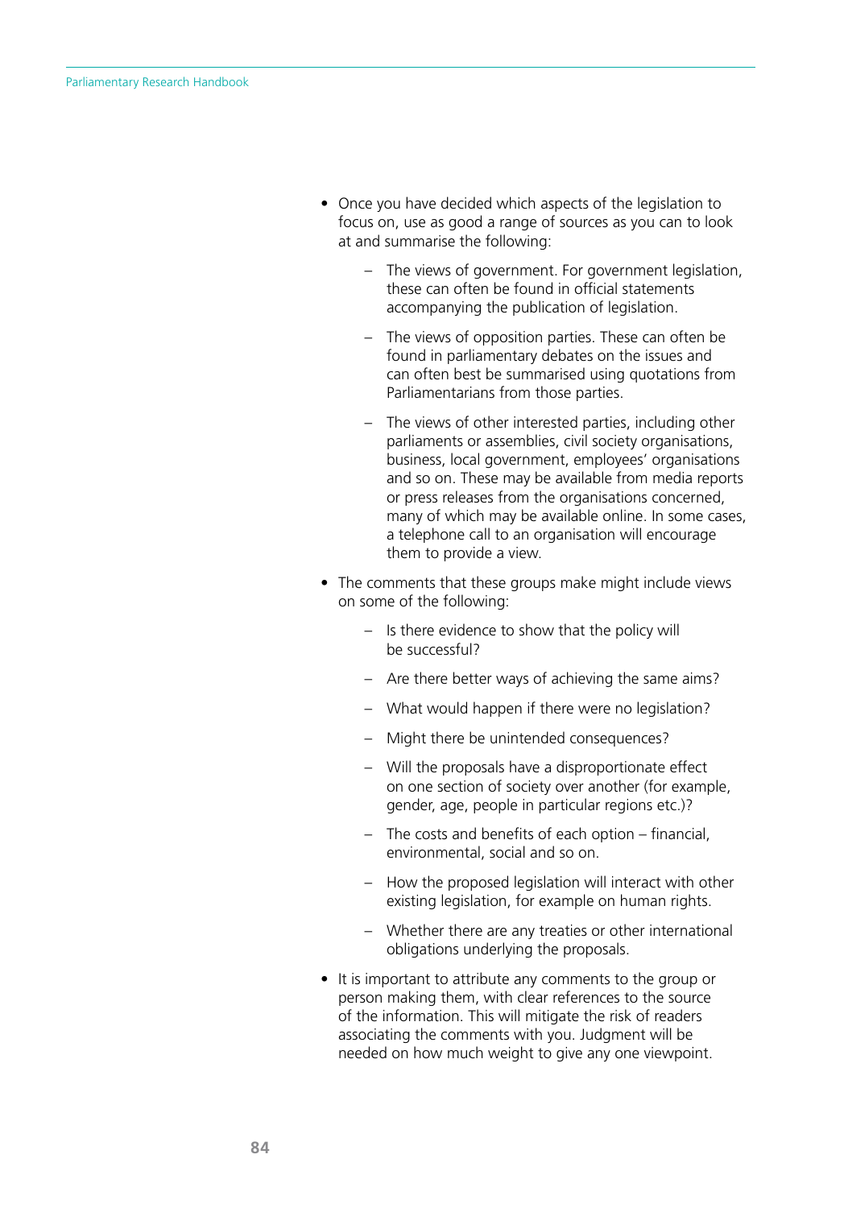- Once you have decided which aspects of the legislation to focus on, use as good a range of sources as you can to look at and summarise the following:
  - The views of government. For government legislation, these can often be found in official statements accompanying the publication of legislation.
  - The views of opposition parties. These can often be found in parliamentary debates on the issues and can often best be summarised using quotations from Parliamentarians from those parties.
  - The views of other interested parties, including other parliaments or assemblies, civil society organisations, business, local government, employees' organisations and so on. These may be available from media reports or press releases from the organisations concerned, many of which may be available online. In some cases, a telephone call to an organisation will encourage them to provide a view.
- The comments that these groups make might include views on some of the following:
  - Is there evidence to show that the policy will be successful?
  - Are there better ways of achieving the same aims?
  - What would happen if there were no legislation?
  - Might there be unintended consequences?
  - Will the proposals have a disproportionate effect on one section of society over another (for example, gender, age, people in particular regions etc.)?
  - The costs and benefits of each option – financial, environmental, social and so on.
  - How the proposed legislation will interact with other existing legislation, for example on human rights.
  - Whether there are any treaties or other international obligations underlying the proposals.
- It is important to attribute any comments to the group or person making them, with clear references to the source of the information. This will mitigate the risk of readers associating the comments with you. Judgment will be needed on how much weight to give any one viewpoint.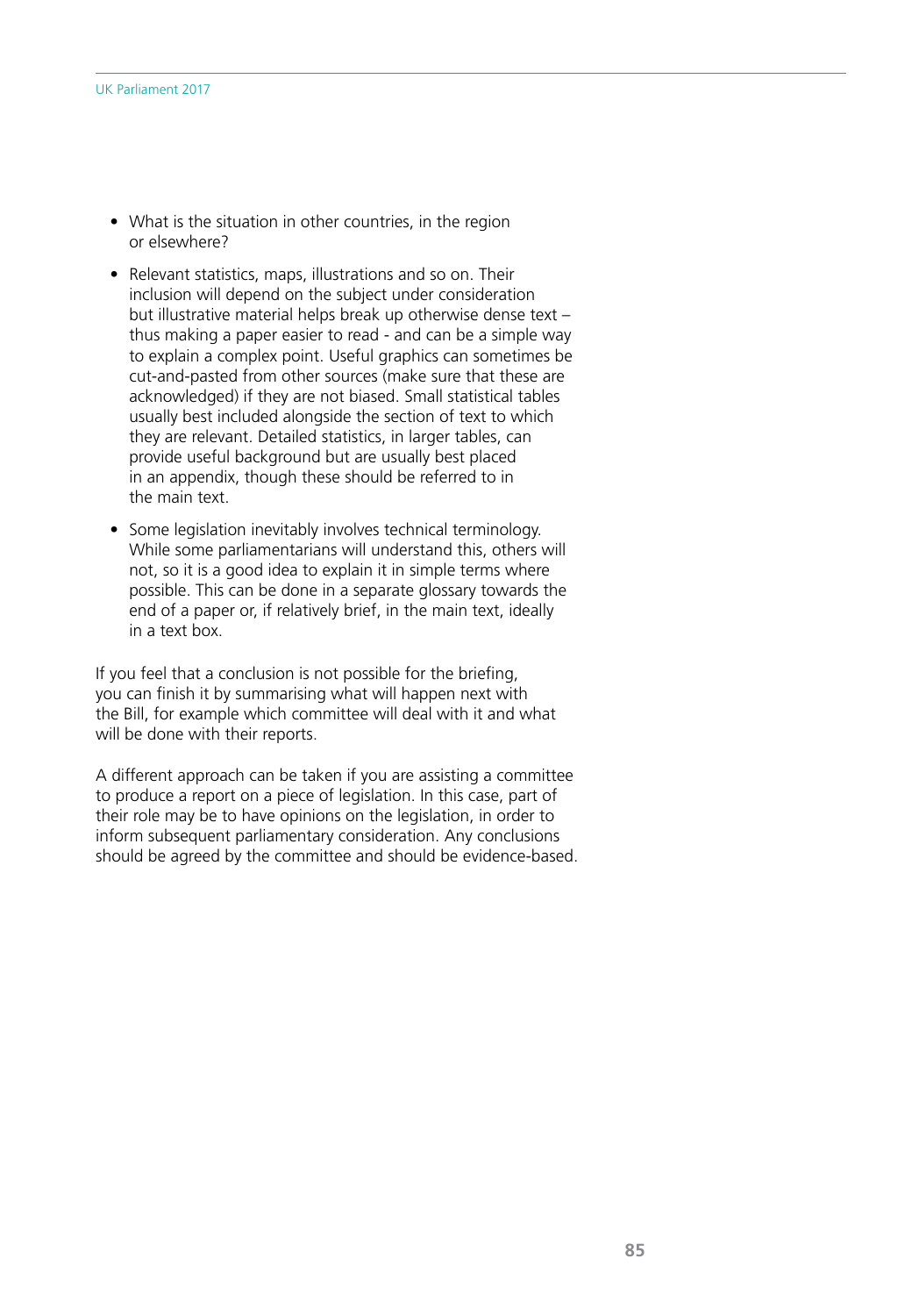- What is the situation in other countries, in the region or elsewhere?

- Relevant statistics, maps, illustrations and so on. Their inclusion will depend on the subject under consideration but illustrative material helps break up otherwise dense text – thus making a paper easier to read - and can be a simple way to explain a complex point. Useful graphics can sometimes be cut-and-pasted from other sources (make sure that these are acknowledged) if they are not biased. Small statistical tables usually best included alongside the section of text to which they are relevant. Detailed statistics, in larger tables, can provide useful background but are usually best placed in an appendix, though these should be referred to in the main text.

- Some legislation inevitably involves technical terminology. While some parliamentarians will understand this, others will not, so it is a good idea to explain it in simple terms where possible. This can be done in a separate glossary towards the end of a paper or, if relatively brief, in the main text, ideally in a text box.

If you feel that a conclusion is not possible for the briefing, you can finish it by summarising what will happen next with the Bill, for example which committee will deal with it and what will be done with their reports.

A different approach can be taken if you are assisting a committee to produce a report on a piece of legislation. In this case, part of their role may be to have opinions on the legislation, in order to inform subsequent parliamentary consideration. Any conclusions should be agreed by the committee and should be evidence-based.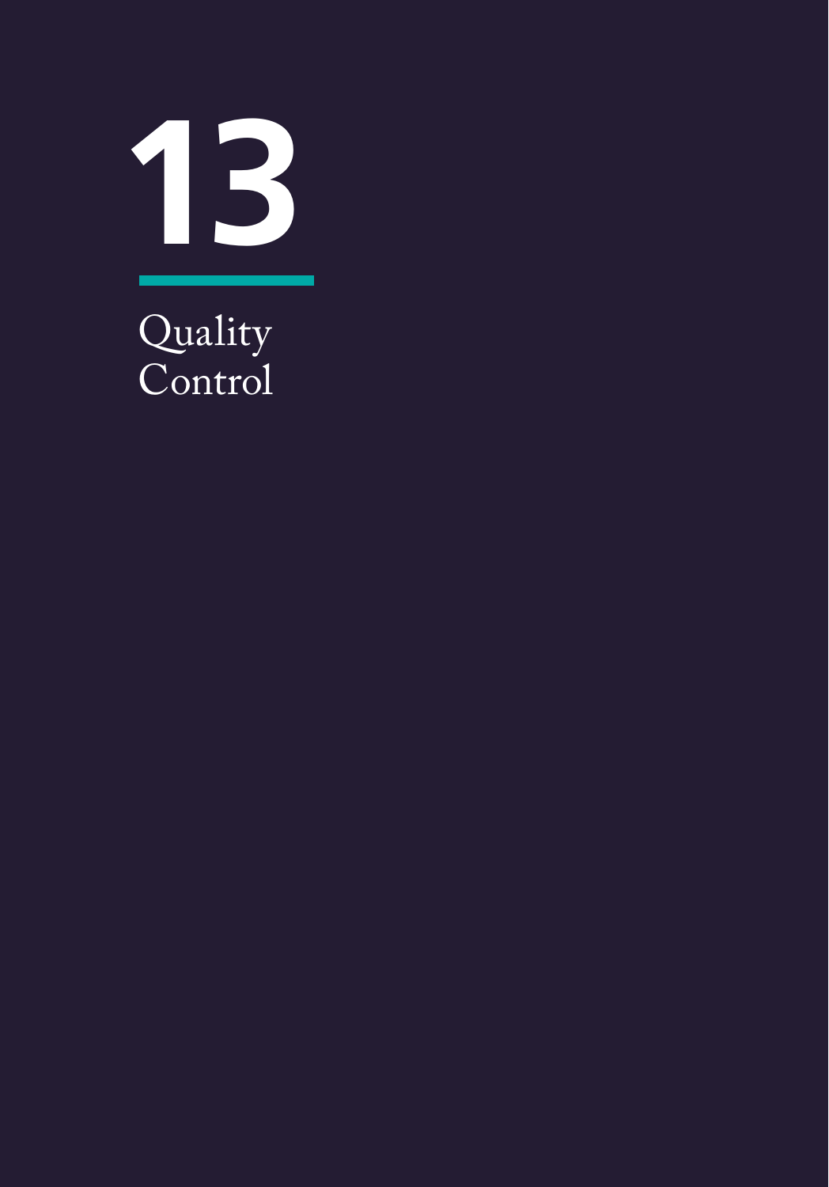# 13

# Quality Control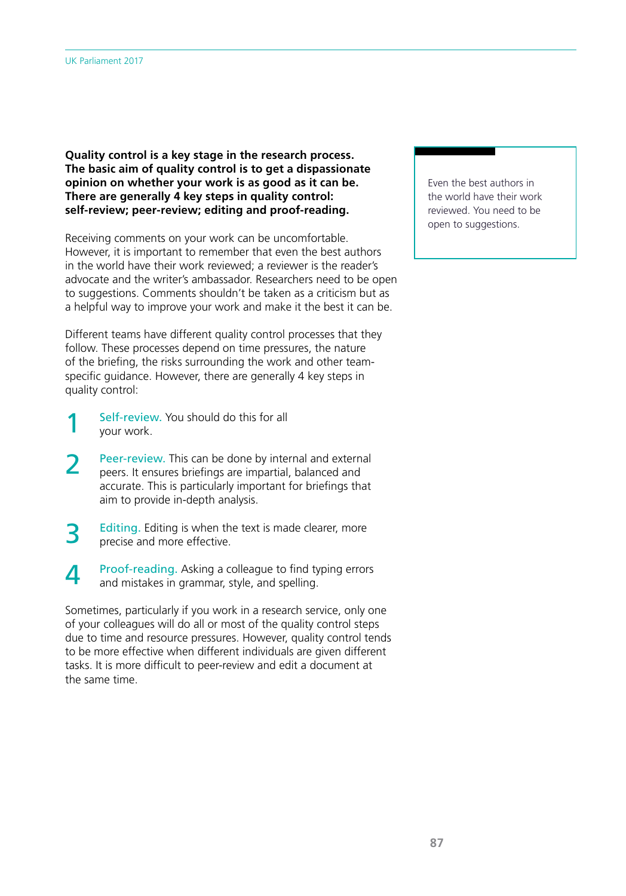**Quality control is a key stage in the research process. The basic aim of quality control is to get a dispassionate opinion on whether your work is as good as it can be. There are generally 4 key steps in quality control: self-review; peer-review; editing and proof-reading.**

Receiving comments on your work can be uncomfortable. However, it is important to remember that even the best authors in the world have their work reviewed; a reviewer is the reader's advocate and the writer's ambassador. Researchers need to be open to suggestions. Comments shouldn't be taken as a criticism but as a helpful way to improve your work and make it the best it can be.

> Even the best authors in the world have their work reviewed. You need to be open to suggestions.

Different teams have different quality control processes that they follow. These processes depend on time pressures, the nature of the briefing, the risks surrounding the work and other team-specific guidance. However, there are generally 4 key steps in quality control:

1. Self-review. You should do this for all your work.
2. Peer-review. This can be done by internal and external peers. It ensures briefings are impartial, balanced and accurate. This is particularly important for briefings that aim to provide in-depth analysis.
3. Editing. Editing is when the text is made clearer, more precise and more effective.
4. Proof-reading. Asking a colleague to find typing errors and mistakes in grammar, style, and spelling.

Sometimes, particularly if you work in a research service, only one of your colleagues will do all or most of the quality control steps due to time and resource pressures. However, quality control tends to be more effective when different individuals are given different tasks. It is more difficult to peer-review and edit a document at the same time.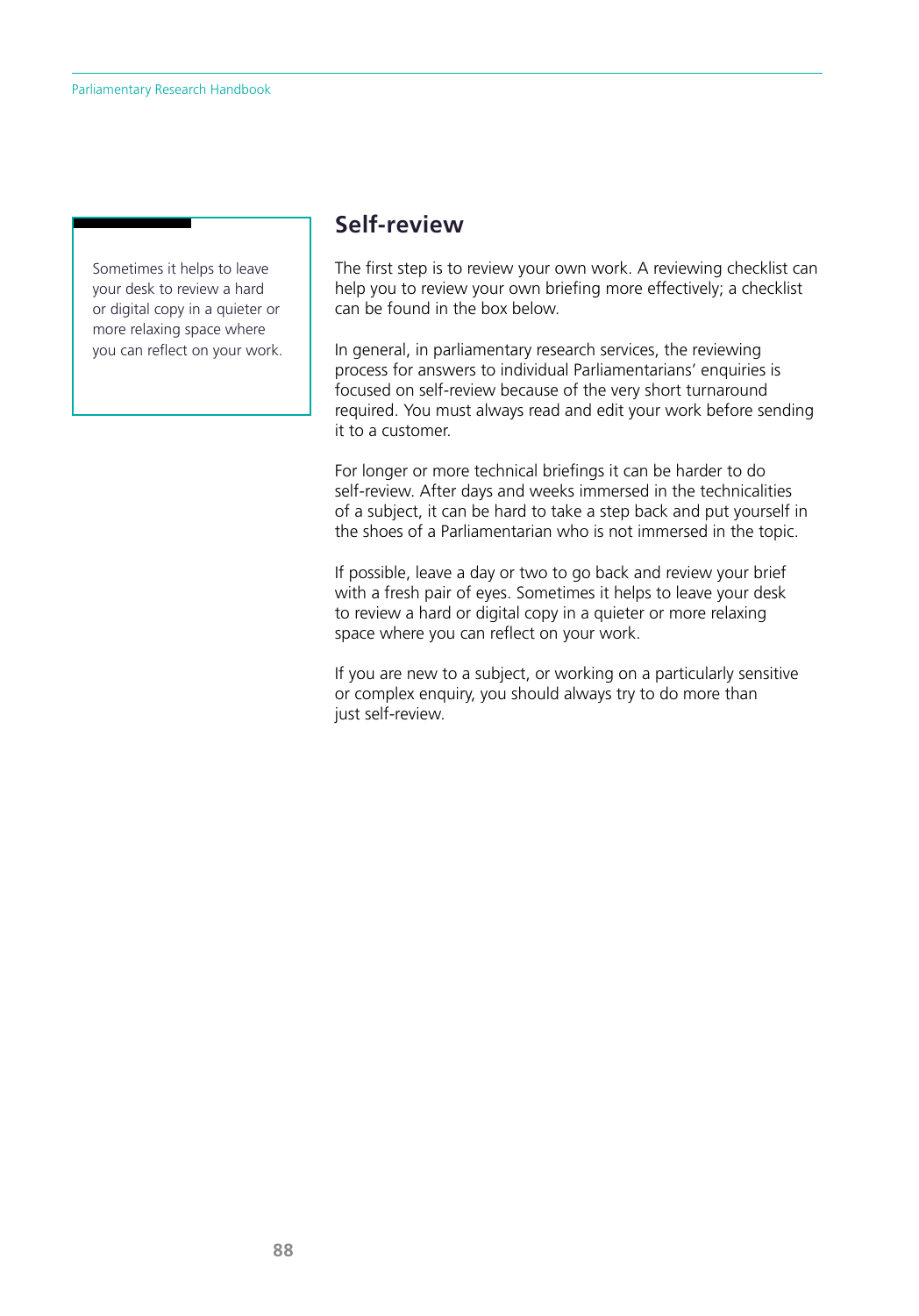> Sometimes it helps to leave your desk to review a hard or digital copy in a quieter or more relaxing space where you can reflect on your work.

## Self-review

The first step is to review your own work. A reviewing checklist can help you to review your own briefing more effectively; a checklist can be found in the box below.

In general, in parliamentary research services, the reviewing process for answers to individual Parliamentarians' enquiries is focused on self-review because of the very short turnaround required. You must always read and edit your work before sending it to a customer.

For longer or more technical briefings it can be harder to do self-review. After days and weeks immersed in the technicalities of a subject, it can be hard to take a step back and put yourself in the shoes of a Parliamentarian who is not immersed in the topic.

If possible, leave a day or two to go back and review your brief with a fresh pair of eyes. Sometimes it helps to leave your desk to review a hard or digital copy in a quieter or more relaxing space where you can reflect on your work.

If you are new to a subject, or working on a particularly sensitive or complex enquiry, you should always try to do more than just self-review.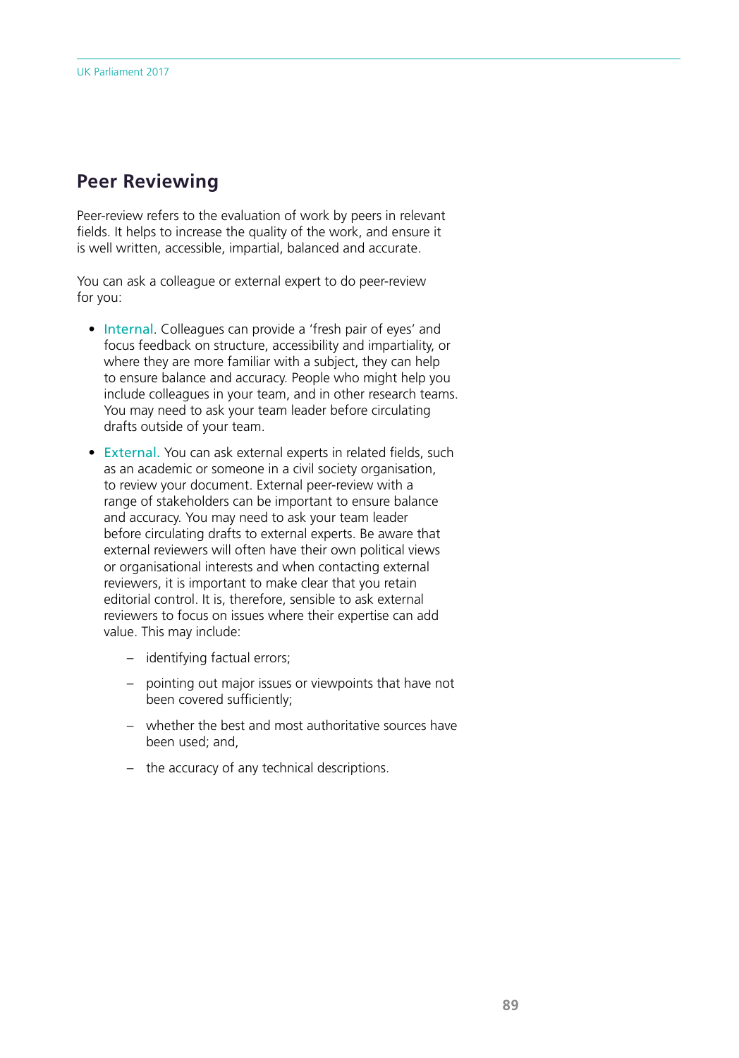## Peer Reviewing

Peer-review refers to the evaluation of work by peers in relevant fields. It helps to increase the quality of the work, and ensure it is well written, accessible, impartial, balanced and accurate.

You can ask a colleague or external expert to do peer-review for you:

- Internal. Colleagues can provide a 'fresh pair of eyes' and focus feedback on structure, accessibility and impartiality, or where they are more familiar with a subject, they can help to ensure balance and accuracy. People who might help you include colleagues in your team, and in other research teams. You may need to ask your team leader before circulating drafts outside of your team.
- External. You can ask external experts in related fields, such as an academic or someone in a civil society organisation, to review your document. External peer-review with a range of stakeholders can be important to ensure balance and accuracy. You may need to ask your team leader before circulating drafts to external experts. Be aware that external reviewers will often have their own political views or organisational interests and when contacting external reviewers, it is important to make clear that you retain editorial control. It is, therefore, sensible to ask external reviewers to focus on issues where their expertise can add value. This may include:
    - identifying factual errors;
    - pointing out major issues or viewpoints that have not been covered sufficiently;
    - whether the best and most authoritative sources have been used; and,
    - the accuracy of any technical descriptions.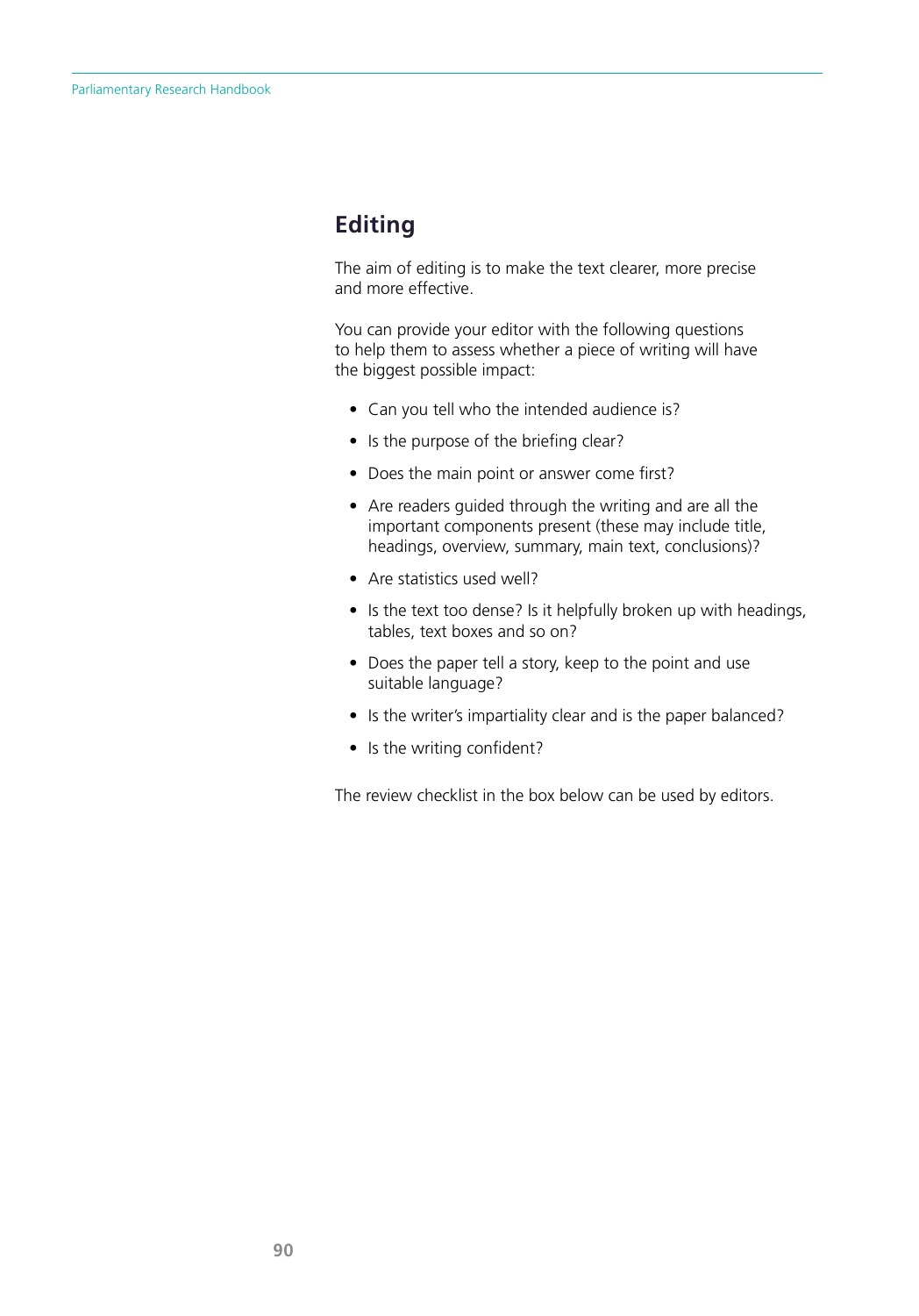## Editing

The aim of editing is to make the text clearer, more precise and more effective.

You can provide your editor with the following questions to help them to assess whether a piece of writing will have the biggest possible impact:

- Can you tell who the intended audience is?
- Is the purpose of the briefing clear?
- Does the main point or answer come first?
- Are readers guided through the writing and are all the important components present (these may include title, headings, overview, summary, main text, conclusions)?
- Are statistics used well?
- Is the text too dense? Is it helpfully broken up with headings, tables, text boxes and so on?
- Does the paper tell a story, keep to the point and use suitable language?
- Is the writer's impartiality clear and is the paper balanced?
- Is the writing confident?

The review checklist in the box below can be used by editors.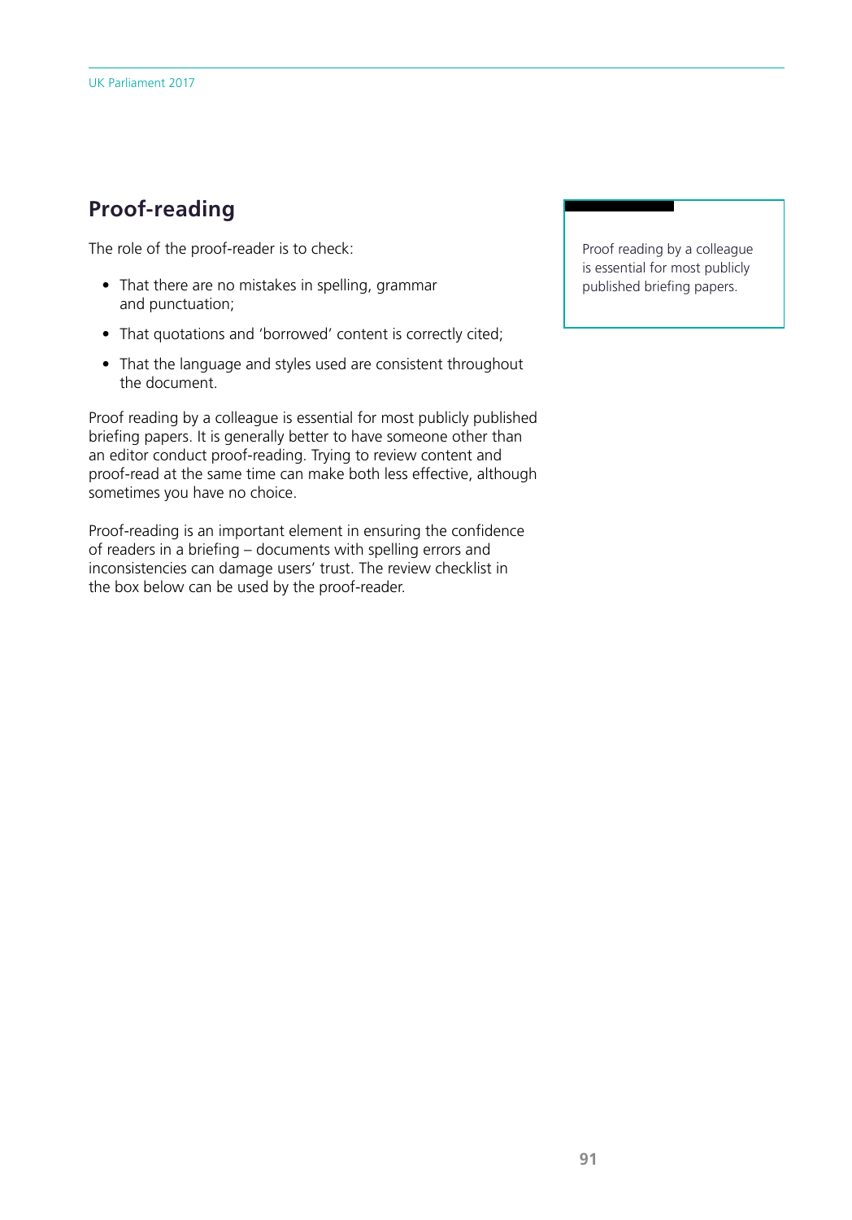## Proof-reading

The role of the proof-reader is to check:

- That there are no mistakes in spelling, grammar and punctuation;
- That quotations and 'borrowed' content is correctly cited;
- That the language and styles used are consistent throughout the document.

Proof reading by a colleague is essential for most publicly published briefing papers. It is generally better to have someone other than an editor conduct proof-reading. Trying to review content and proof-read at the same time can make both less effective, although sometimes you have no choice.

Proof-reading is an important element in ensuring the confidence of readers in a briefing – documents with spelling errors and inconsistencies can damage users' trust. The review checklist in the box below can be used by the proof-reader.

> Proof reading by a colleague is essential for most publicly published briefing papers.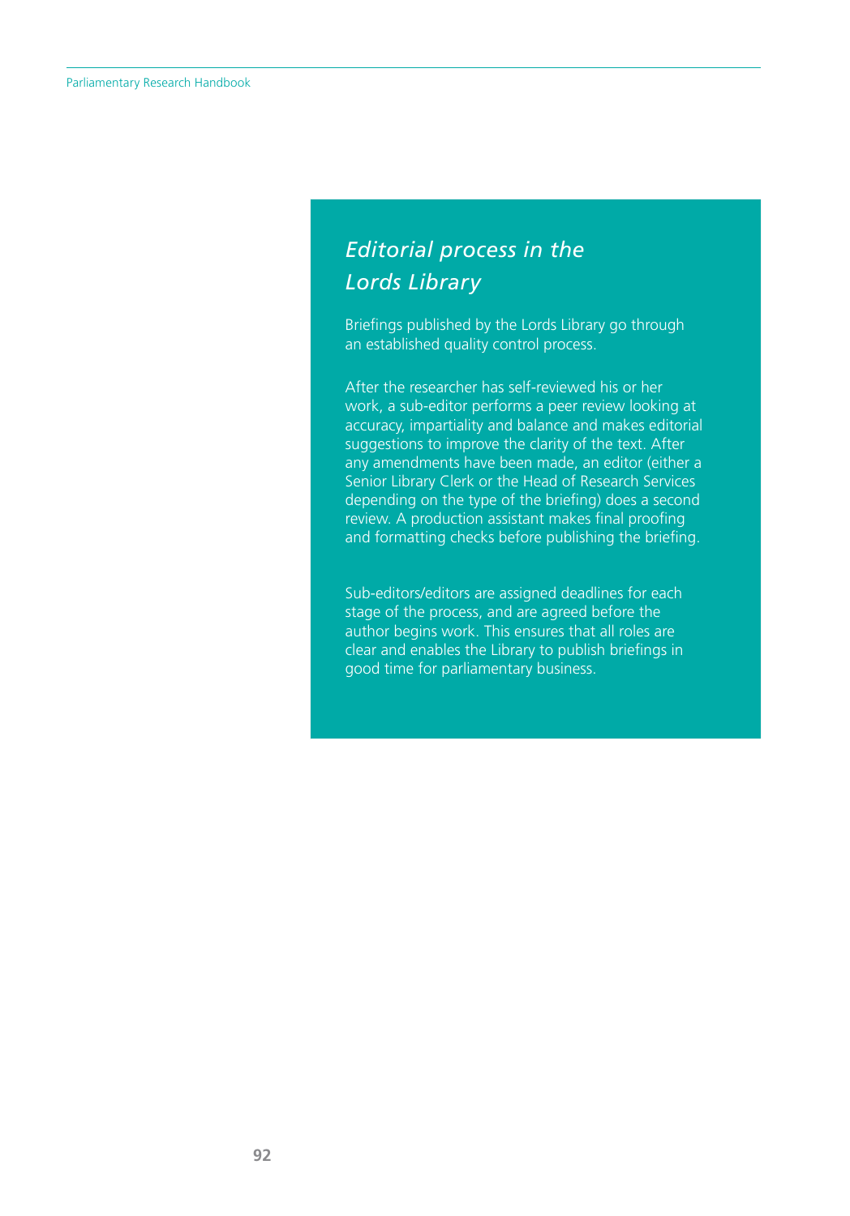## *Editorial process in the Lords Library*

Briefings published by the Lords Library go through an established quality control process.

After the researcher has self-reviewed his or her work, a sub-editor performs a peer review looking at accuracy, impartiality and balance and makes editorial suggestions to improve the clarity of the text. After any amendments have been made, an editor (either a Senior Library Clerk or the Head of Research Services depending on the type of the briefing) does a second review. A production assistant makes final proofing and formatting checks before publishing the briefing.

Sub-editors/editors are assigned deadlines for each stage of the process, and are agreed before the author begins work. This ensures that all roles are clear and enables the Library to publish briefings in good time for parliamentary business.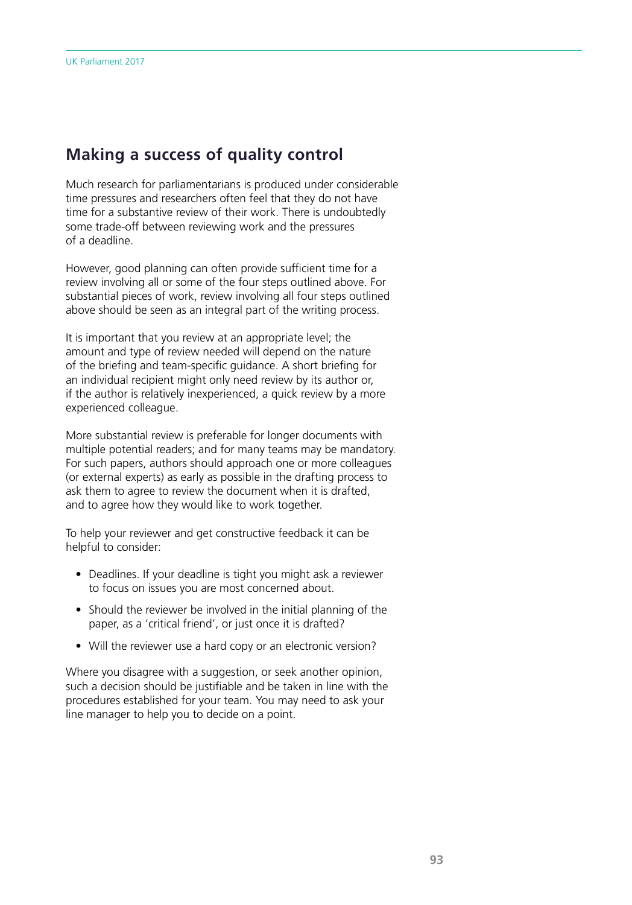## Making a success of quality control

Much research for parliamentarians is produced under considerable time pressures and researchers often feel that they do not have time for a substantive review of their work. There is undoubtedly some trade-off between reviewing work and the pressures of a deadline.

However, good planning can often provide sufficient time for a review involving all or some of the four steps outlined above. For substantial pieces of work, review involving all four steps outlined above should be seen as an integral part of the writing process.

It is important that you review at an appropriate level; the amount and type of review needed will depend on the nature of the briefing and team-specific guidance. A short briefing for an individual recipient might only need review by its author or, if the author is relatively inexperienced, a quick review by a more experienced colleague.

More substantial review is preferable for longer documents with multiple potential readers; and for many teams may be mandatory. For such papers, authors should approach one or more colleagues (or external experts) as early as possible in the drafting process to ask them to agree to review the document when it is drafted, and to agree how they would like to work together.

To help your reviewer and get constructive feedback it can be helpful to consider:

- Deadlines. If your deadline is tight you might ask a reviewer to focus on issues you are most concerned about.
- Should the reviewer be involved in the initial planning of the paper, as a 'critical friend', or just once it is drafted?
- Will the reviewer use a hard copy or an electronic version?

Where you disagree with a suggestion, or seek another opinion, such a decision should be justifiable and be taken in line with the procedures established for your team. You may need to ask your line manager to help you to decide on a point.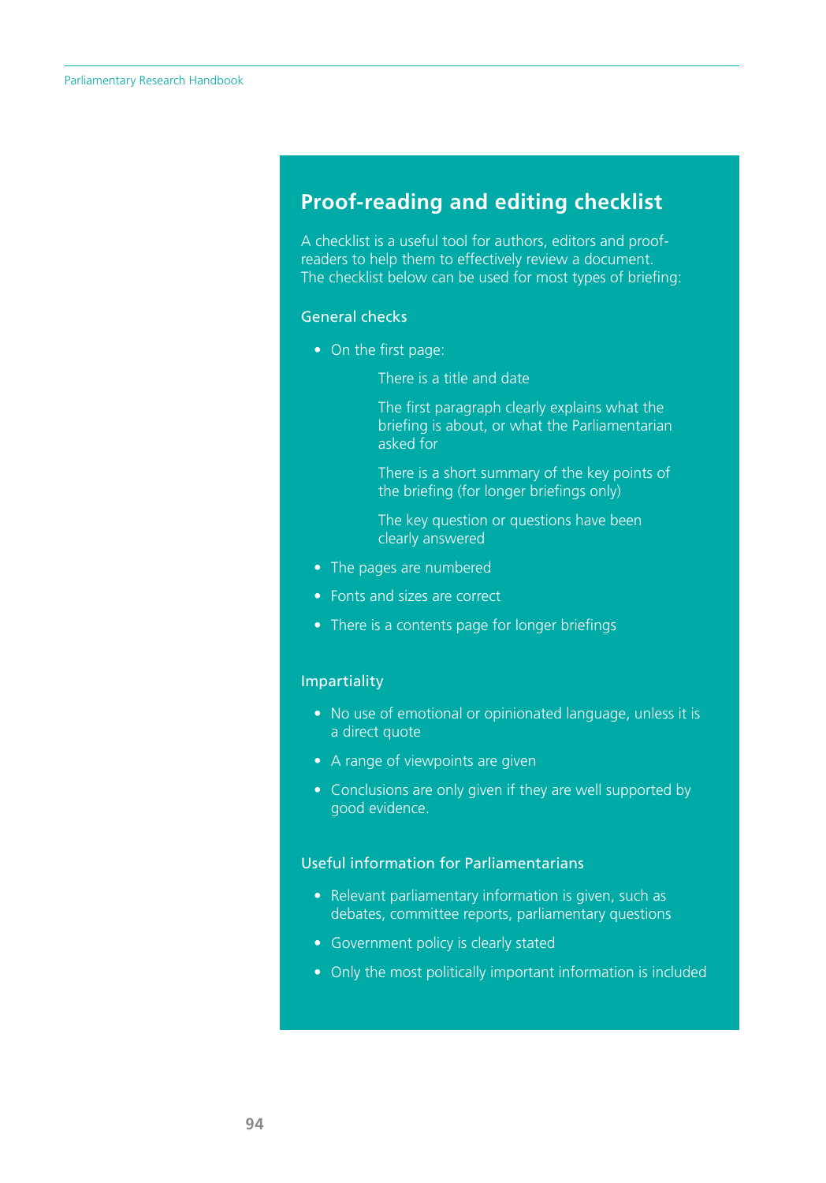## Proof-reading and editing checklist

A checklist is a useful tool for authors, editors and proof-readers to help them to effectively review a document. The checklist below can be used for most types of briefing:

### General checks

- On the first page:
  - There is a title and date
  - The first paragraph clearly explains what the briefing is about, or what the Parliamentarian asked for
  - There is a short summary of the key points of the briefing (for longer briefings only)
  - The key question or questions have been clearly answered
- The pages are numbered
- Fonts and sizes are correct
- There is a contents page for longer briefings

### Impartiality

- No use of emotional or opinionated language, unless it is a direct quote
- A range of viewpoints are given
- Conclusions are only given if they are well supported by good evidence.

### Useful information for Parliamentarians

- Relevant parliamentary information is given, such as debates, committee reports, parliamentary questions
- Government policy is clearly stated
- Only the most politically important information is included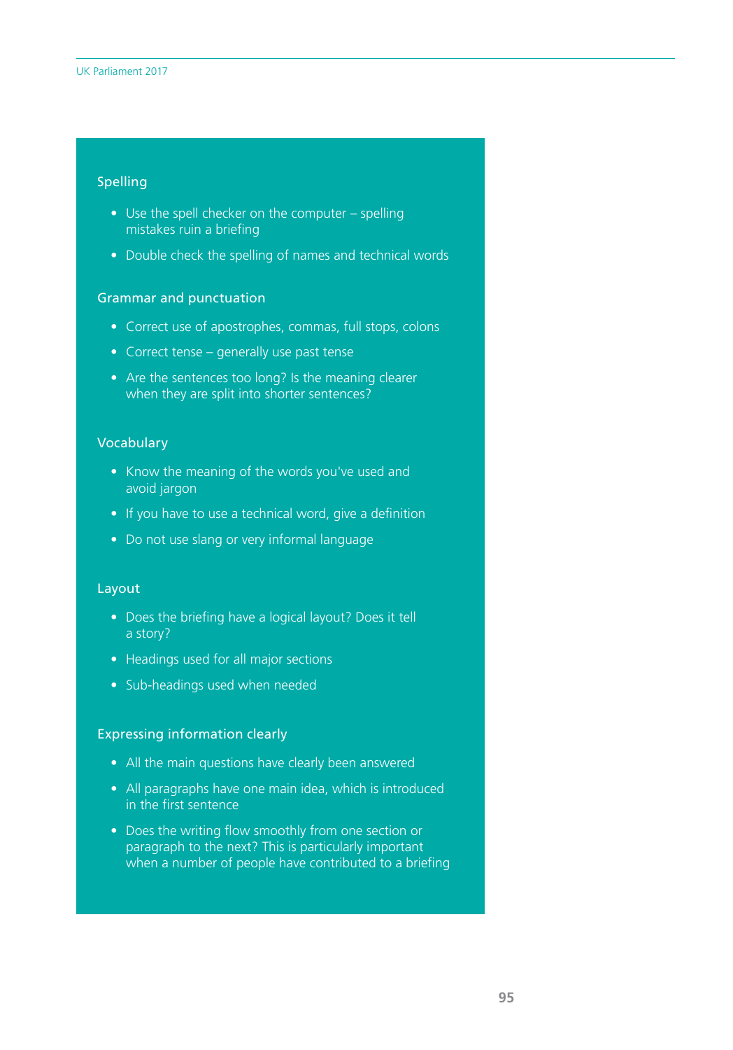### Spelling

- Use the spell checker on the computer – spelling mistakes ruin a briefing
- Double check the spelling of names and technical words

### Grammar and punctuation

- Correct use of apostrophes, commas, full stops, colons
- Correct tense – generally use past tense
- Are the sentences too long? Is the meaning clearer when they are split into shorter sentences?

### Vocabulary

- Know the meaning of the words you've used and avoid jargon
- If you have to use a technical word, give a definition
- Do not use slang or very informal language

### Layout

- Does the briefing have a logical layout? Does it tell a story?
- Headings used for all major sections
- Sub-headings used when needed

### Expressing information clearly

- All the main questions have clearly been answered
- All paragraphs have one main idea, which is introduced in the first sentence
- Does the writing flow smoothly from one section or paragraph to the next? This is particularly important when a number of people have contributed to a briefing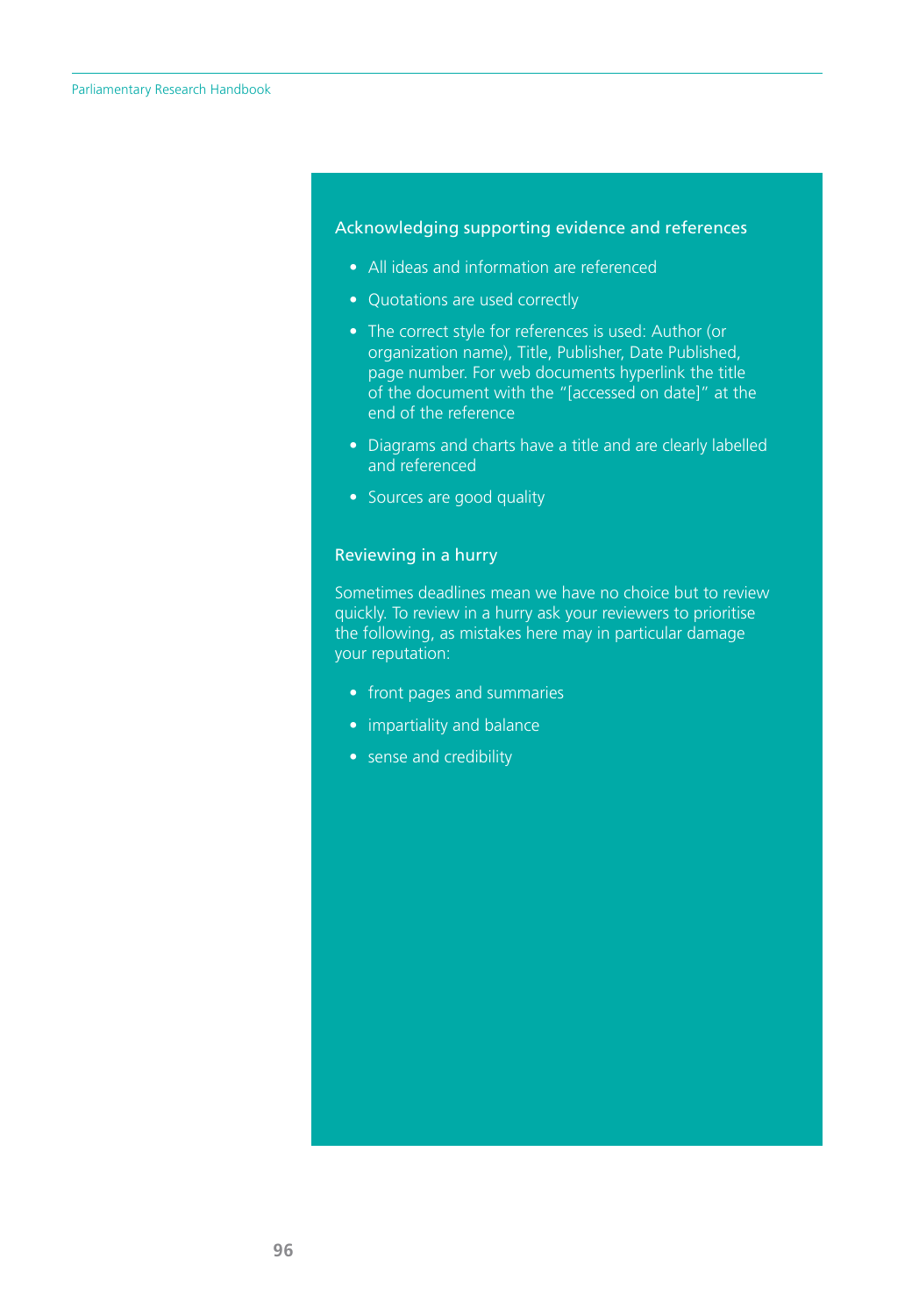### Acknowledging supporting evidence and references

- All ideas and information are referenced
- Quotations are used correctly
- The correct style for references is used: Author (or organization name), Title, Publisher, Date Published, page number. For web documents hyperlink the title of the document with the "[accessed on date]" at the end of the reference
- Diagrams and charts have a title and are clearly labelled and referenced
- Sources are good quality

### Reviewing in a hurry

Sometimes deadlines mean we have no choice but to review quickly. To review in a hurry ask your reviewers to prioritise the following, as mistakes here may in particular damage your reputation:

- front pages and summaries
- impartiality and balance
- sense and credibility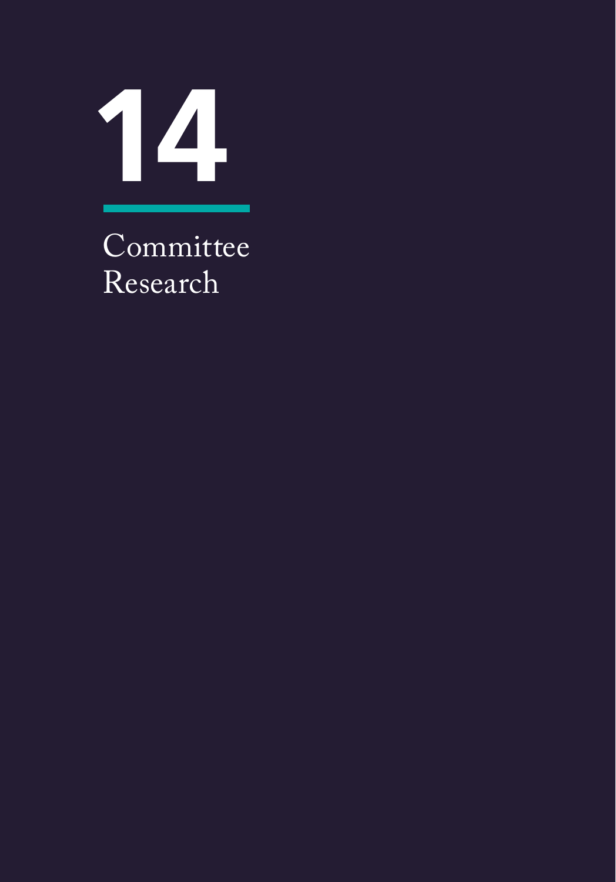# 14

## Committee Research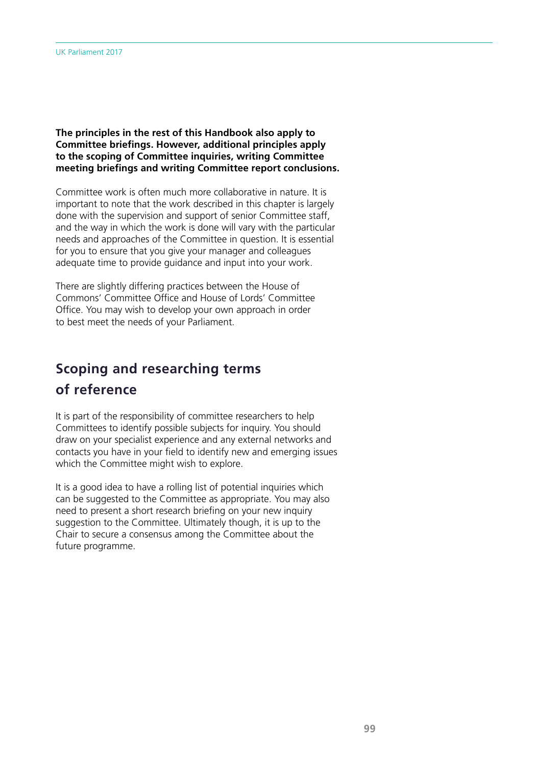**The principles in the rest of this Handbook also apply to Committee briefings. However, additional principles apply to the scoping of Committee inquiries, writing Committee meeting briefings and writing Committee report conclusions.**

Committee work is often much more collaborative in nature. It is important to note that the work described in this chapter is largely done with the supervision and support of senior Committee staff, and the way in which the work is done will vary with the particular needs and approaches of the Committee in question. It is essential for you to ensure that you give your manager and colleagues adequate time to provide guidance and input into your work.

There are slightly differing practices between the House of Commons' Committee Office and House of Lords' Committee Office. You may wish to develop your own approach in order to best meet the needs of your Parliament.

## Scoping and researching terms of reference

It is part of the responsibility of committee researchers to help Committees to identify possible subjects for inquiry. You should draw on your specialist experience and any external networks and contacts you have in your field to identify new and emerging issues which the Committee might wish to explore.

It is a good idea to have a rolling list of potential inquiries which can be suggested to the Committee as appropriate. You may also need to present a short research briefing on your new inquiry suggestion to the Committee. Ultimately though, it is up to the Chair to secure a consensus among the Committee about the future programme.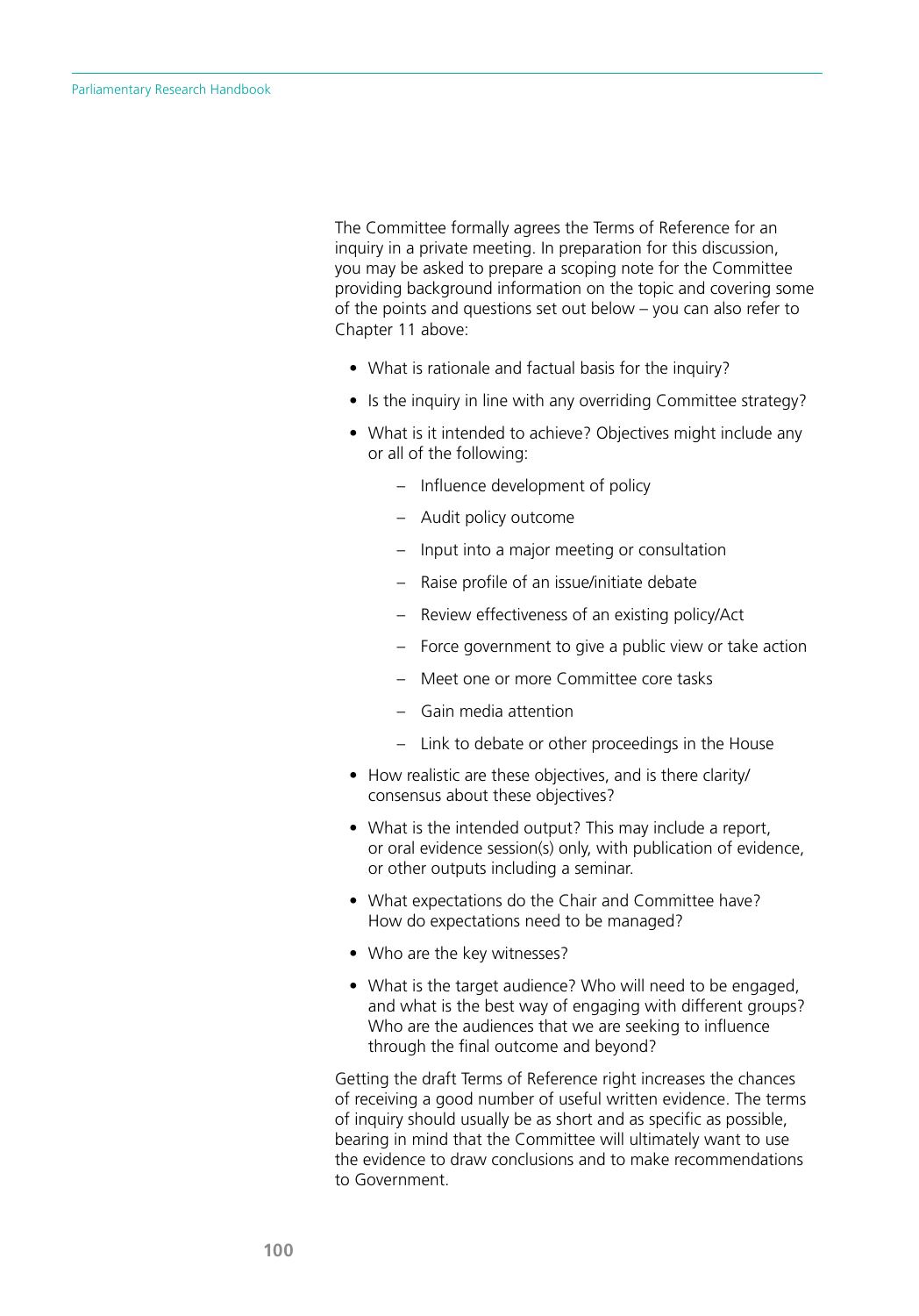The Committee formally agrees the Terms of Reference for an inquiry in a private meeting. In preparation for this discussion, you may be asked to prepare a scoping note for the Committee providing background information on the topic and covering some of the points and questions set out below – you can also refer to Chapter 11 above:

- What is rationale and factual basis for the inquiry?
- Is the inquiry in line with any overriding Committee strategy?
- What is it intended to achieve? Objectives might include any or all of the following:
  - Influence development of policy
  - Audit policy outcome
  - Input into a major meeting or consultation
  - Raise profile of an issue/initiate debate
  - Review effectiveness of an existing policy/Act
  - Force government to give a public view or take action
  - Meet one or more Committee core tasks
  - Gain media attention
  - Link to debate or other proceedings in the House
- How realistic are these objectives, and is there clarity/consensus about these objectives?
- What is the intended output? This may include a report, or oral evidence session(s) only, with publication of evidence, or other outputs including a seminar.
- What expectations do the Chair and Committee have? How do expectations need to be managed?
- Who are the key witnesses?
- What is the target audience? Who will need to be engaged, and what is the best way of engaging with different groups? Who are the audiences that we are seeking to influence through the final outcome and beyond?

Getting the draft Terms of Reference right increases the chances of receiving a good number of useful written evidence. The terms of inquiry should usually be as short and as specific as possible, bearing in mind that the Committee will ultimately want to use the evidence to draw conclusions and to make recommendations to Government.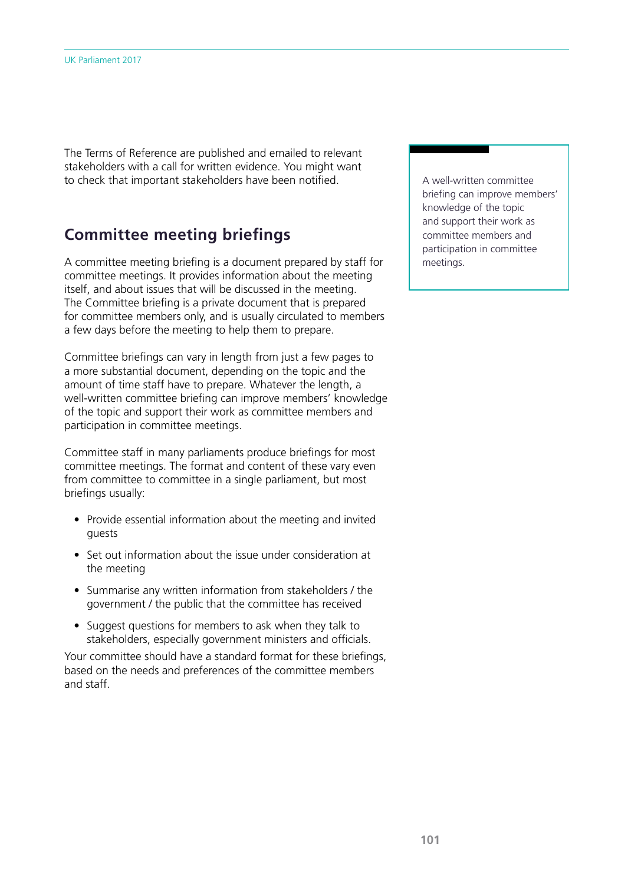The Terms of Reference are published and emailed to relevant stakeholders with a call for written evidence. You might want to check that important stakeholders have been notified.

## Committee meeting briefings

A committee meeting briefing is a document prepared by staff for committee meetings. It provides information about the meeting itself, and about issues that will be discussed in the meeting. The Committee briefing is a private document that is prepared for committee members only, and is usually circulated to members a few days before the meeting to help them to prepare.

Committee briefings can vary in length from just a few pages to a more substantial document, depending on the topic and the amount of time staff have to prepare. Whatever the length, a well-written committee briefing can improve members' knowledge of the topic and support their work as committee members and participation in committee meetings.

Committee staff in many parliaments produce briefings for most committee meetings. The format and content of these vary even from committee to committee in a single parliament, but most briefings usually:

- Provide essential information about the meeting and invited guests
- Set out information about the issue under consideration at the meeting
- Summarise any written information from stakeholders / the government / the public that the committee has received
- Suggest questions for members to ask when they talk to stakeholders, especially government ministers and officials.

Your committee should have a standard format for these briefings, based on the needs and preferences of the committee members and staff.

> A well-written committee briefing can improve members' knowledge of the topic and support their work as committee members and participation in committee meetings.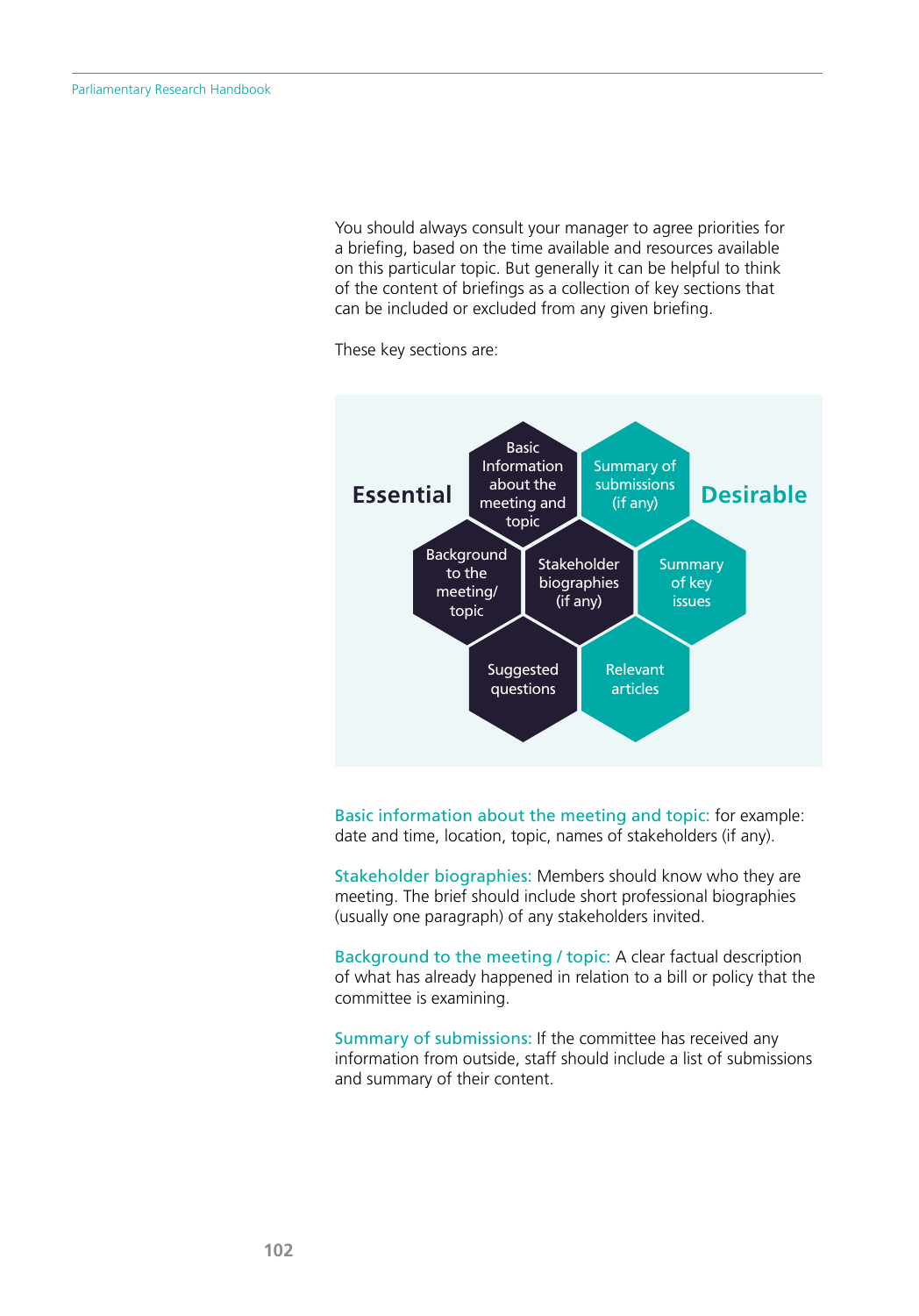You should always consult your manager to agree priorities for a briefing, based on the time available and resources available on this particular topic. But generally it can be helpful to think of the content of briefings as a collection of key sections that can be included or excluded from any given briefing.

These key sections are:

**Essential**

- Basic Information about the meeting and topic
- Background to the meeting/ topic
- Stakeholder biographies (if any)
- Suggested questions

**Desirable**

- Summary of submissions (if any)
- Summary of key issues
- Relevant articles

Basic information about the meeting and topic: for example: date and time, location, topic, names of stakeholders (if any).

Stakeholder biographies: Members should know who they are meeting. The brief should include short professional biographies (usually one paragraph) of any stakeholders invited.

Background to the meeting / topic: A clear factual description of what has already happened in relation to a bill or policy that the committee is examining.

Summary of submissions: If the committee has received any information from outside, staff should include a list of submissions and summary of their content.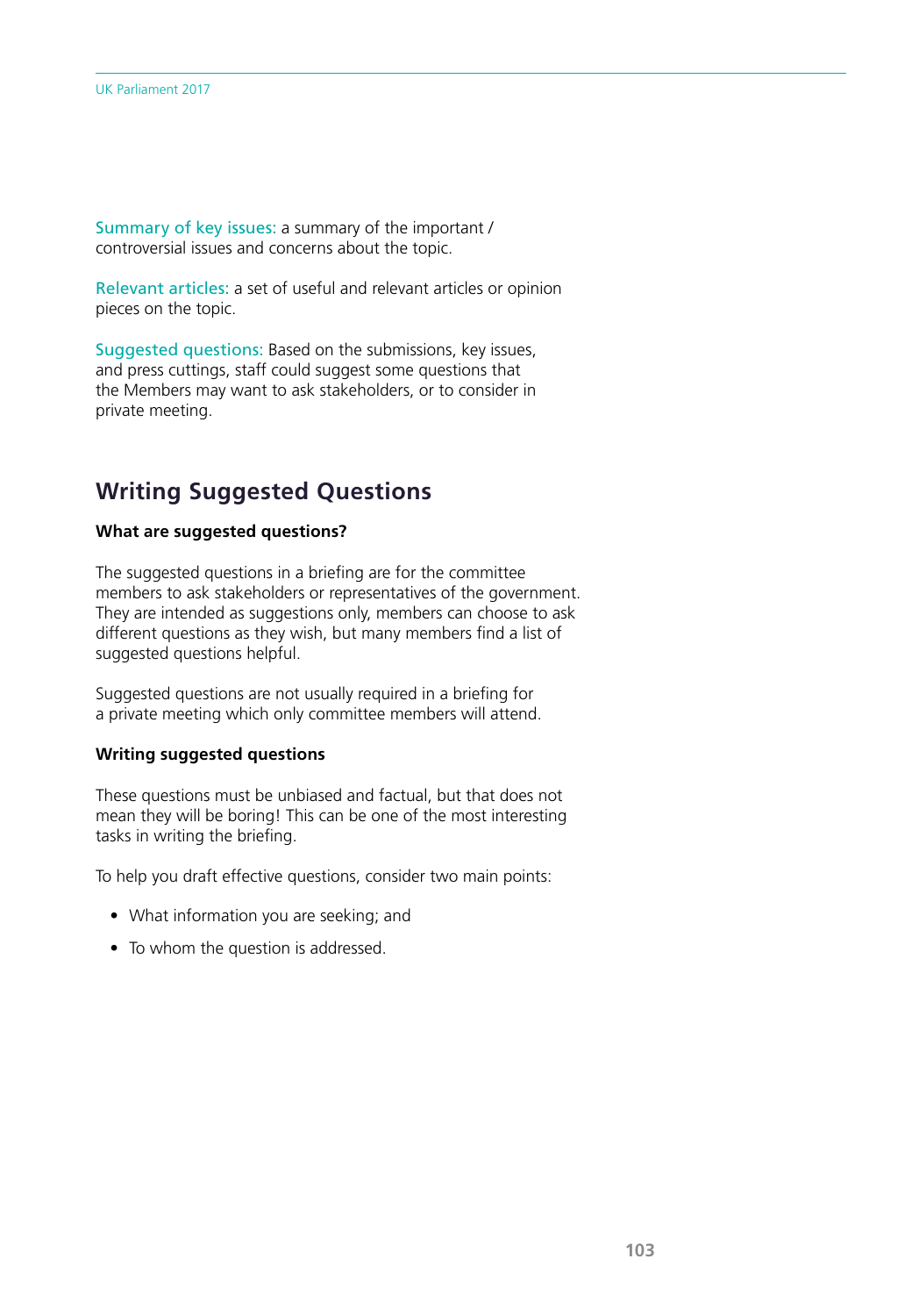Summary of key issues: a summary of the important / controversial issues and concerns about the topic.

Relevant articles: a set of useful and relevant articles or opinion pieces on the topic.

Suggested questions: Based on the submissions, key issues, and press cuttings, staff could suggest some questions that the Members may want to ask stakeholders, or to consider in private meeting.

## Writing Suggested Questions

**What are suggested questions?**

The suggested questions in a briefing are for the committee members to ask stakeholders or representatives of the government. They are intended as suggestions only, members can choose to ask different questions as they wish, but many members find a list of suggested questions helpful.

Suggested questions are not usually required in a briefing for a private meeting which only committee members will attend.

**Writing suggested questions**

These questions must be unbiased and factual, but that does not mean they will be boring! This can be one of the most interesting tasks in writing the briefing.

To help you draft effective questions, consider two main points:

- What information you are seeking; and
- To whom the question is addressed.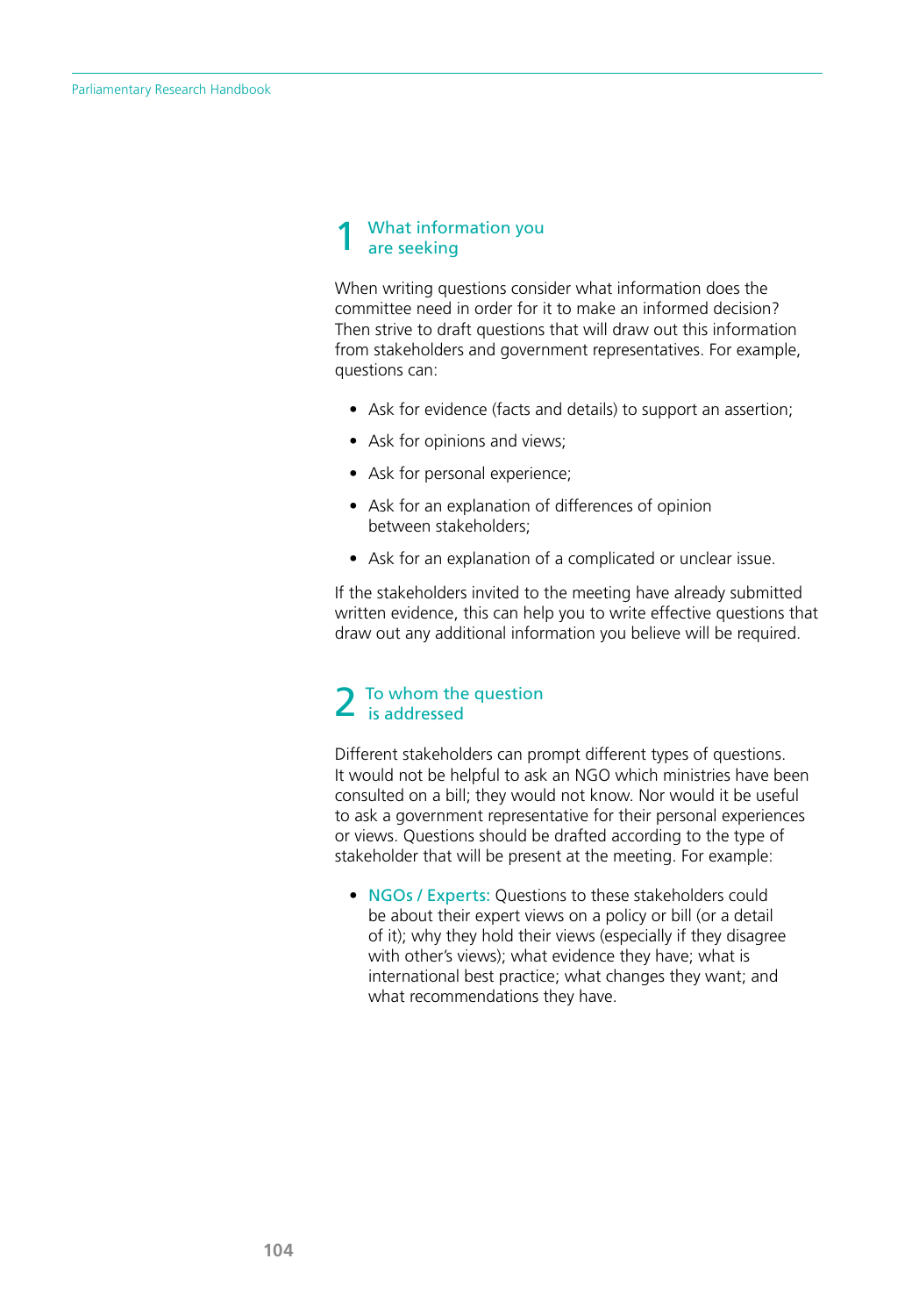## 1 What information you are seeking

When writing questions consider what information does the committee need in order for it to make an informed decision? Then strive to draft questions that will draw out this information from stakeholders and government representatives. For example, questions can:

- Ask for evidence (facts and details) to support an assertion;
- Ask for opinions and views;
- Ask for personal experience;
- Ask for an explanation of differences of opinion between stakeholders;
- Ask for an explanation of a complicated or unclear issue.

If the stakeholders invited to the meeting have already submitted written evidence, this can help you to write effective questions that draw out any additional information you believe will be required.

## 2 To whom the question is addressed

Different stakeholders can prompt different types of questions. It would not be helpful to ask an NGO which ministries have been consulted on a bill; they would not know. Nor would it be useful to ask a government representative for their personal experiences or views. Questions should be drafted according to the type of stakeholder that will be present at the meeting. For example:

- **NGOs / Experts:** Questions to these stakeholders could be about their expert views on a policy or bill (or a detail of it); why they hold their views (especially if they disagree with other's views); what evidence they have; what is international best practice; what changes they want; and what recommendations they have.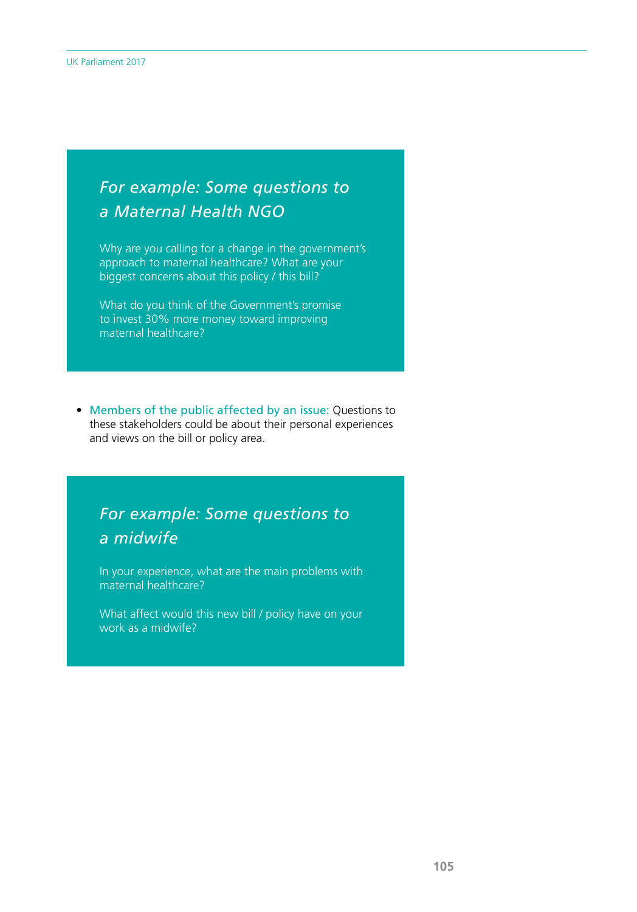> ### *For example: Some questions to a Maternal Health NGO*
>
> Why are you calling for a change in the government's approach to maternal healthcare? What are your biggest concerns about this policy / this bill?
>
> What do you think of the Government's promise to invest 30% more money toward improving maternal healthcare?

- **Members of the public affected by an issue:** Questions to these stakeholders could be about their personal experiences and views on the bill or policy area.

> ### *For example: Some questions to a midwife*
>
> In your experience, what are the main problems with maternal healthcare?
>
> What affect would this new bill / policy have on your work as a midwife?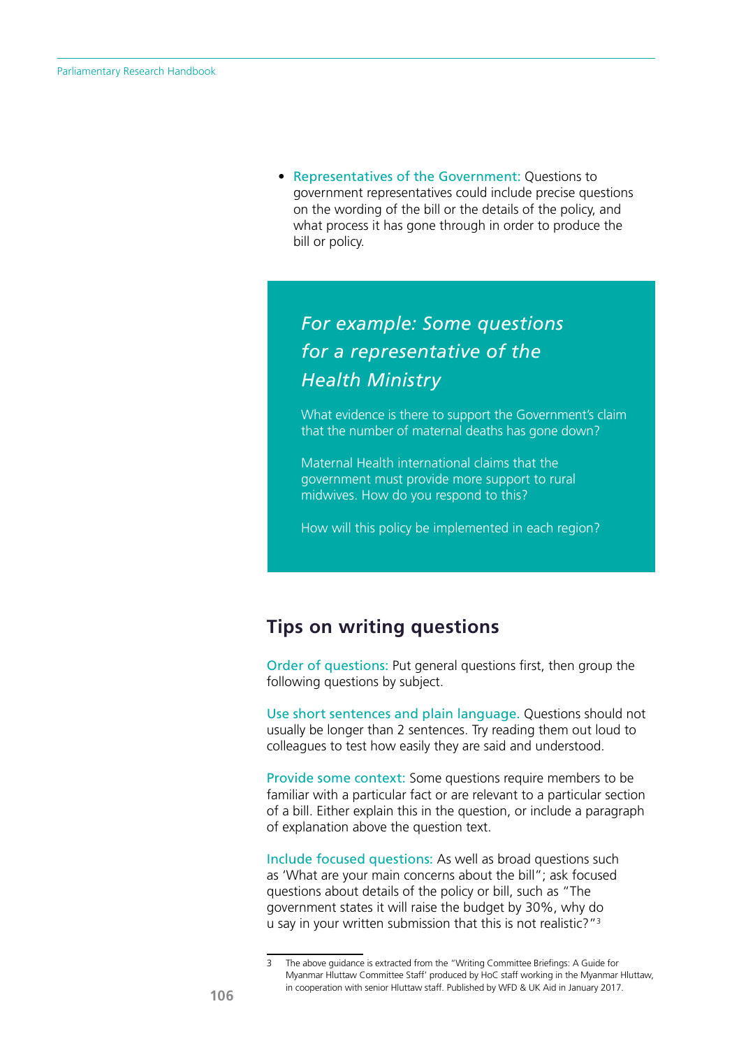- **Representatives of the Government:** Questions to government representatives could include precise questions on the wording of the bill or the details of the policy, and what process it has gone through in order to produce the bill or policy.

> ### *For example: Some questions for a representative of the Health Ministry*
>
> What evidence is there to support the Government's claim that the number of maternal deaths has gone down?
>
> Maternal Health international claims that the government must provide more support to rural midwives. How do you respond to this?
>
> How will this policy be implemented in each region?

## Tips on writing questions

**Order of questions:** Put general questions first, then group the following questions by subject.

**Use short sentences and plain language.** Questions should not usually be longer than 2 sentences. Try reading them out loud to colleagues to test how easily they are said and understood.

**Provide some context:** Some questions require members to be familiar with a particular fact or are relevant to a particular section of a bill. Either explain this in the question, or include a paragraph of explanation above the question text.

**Include focused questions:** As well as broad questions such as 'What are your main concerns about the bill"; ask focused questions about details of the policy or bill, such as "The government states it will raise the budget by 30%, why do u say in your written submission that this is not realistic?"[3]

---

[3] The above guidance is extracted from the "Writing Committee Briefings: A Guide for Myanmar Hluttaw Committee Staff' produced by HoC staff working in the Myanmar Hluttaw, in cooperation with senior Hluttaw staff. Published by WFD & UK Aid in January 2017.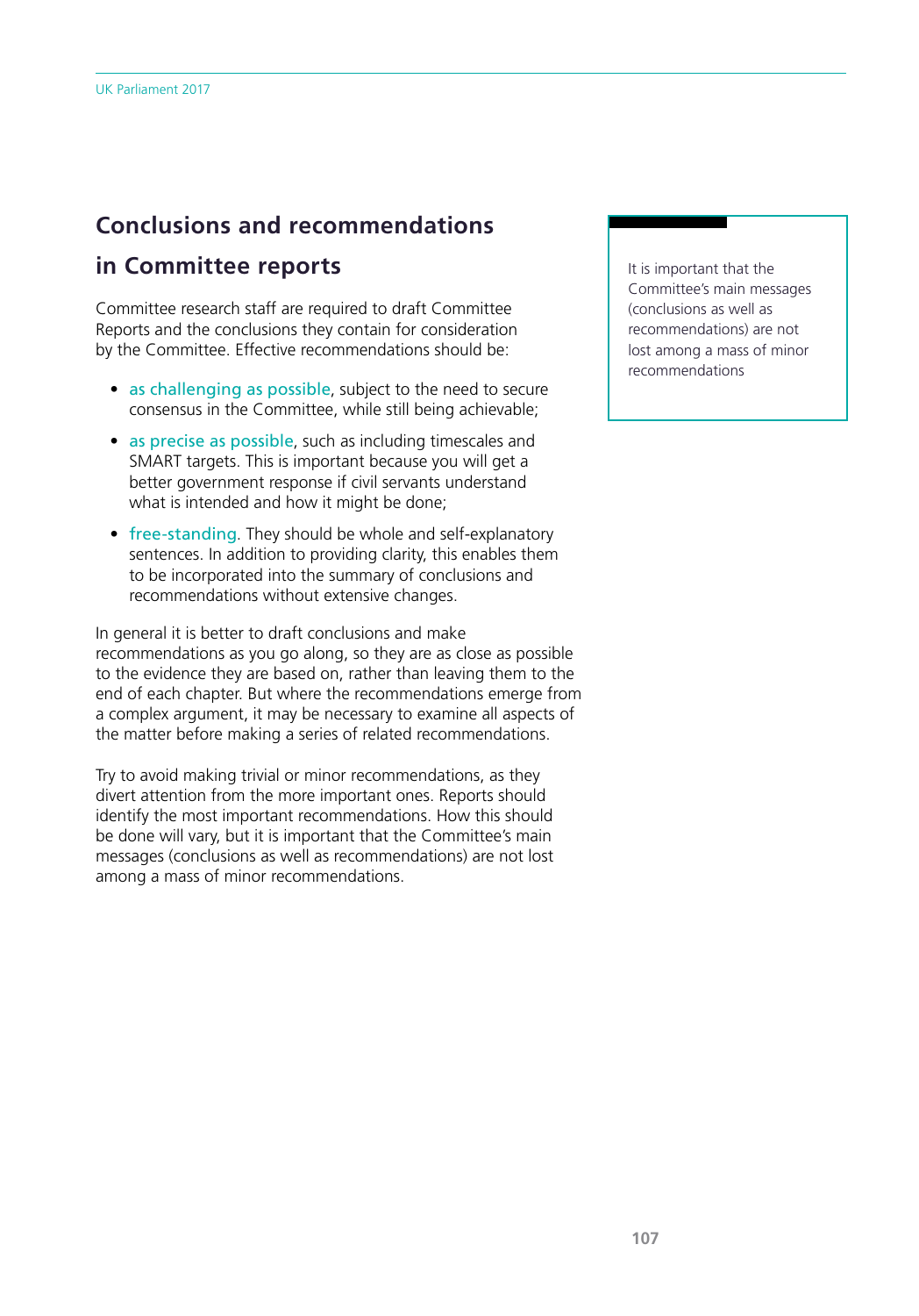## Conclusions and recommendations in Committee reports

Committee research staff are required to draft Committee Reports and the conclusions they contain for consideration by the Committee. Effective recommendations should be:

- as challenging as possible, subject to the need to secure consensus in the Committee, while still being achievable;
- as precise as possible, such as including timescales and SMART targets. This is important because you will get a better government response if civil servants understand what is intended and how it might be done;
- free-standing. They should be whole and self-explanatory sentences. In addition to providing clarity, this enables them to be incorporated into the summary of conclusions and recommendations without extensive changes.

In general it is better to draft conclusions and make recommendations as you go along, so they are as close as possible to the evidence they are based on, rather than leaving them to the end of each chapter. But where the recommendations emerge from a complex argument, it may be necessary to examine all aspects of the matter before making a series of related recommendations.

Try to avoid making trivial or minor recommendations, as they divert attention from the more important ones. Reports should identify the most important recommendations. How this should be done will vary, but it is important that the Committee's main messages (conclusions as well as recommendations) are not lost among a mass of minor recommendations.

> It is important that the Committee's main messages (conclusions as well as recommendations) are not lost among a mass of minor recommendations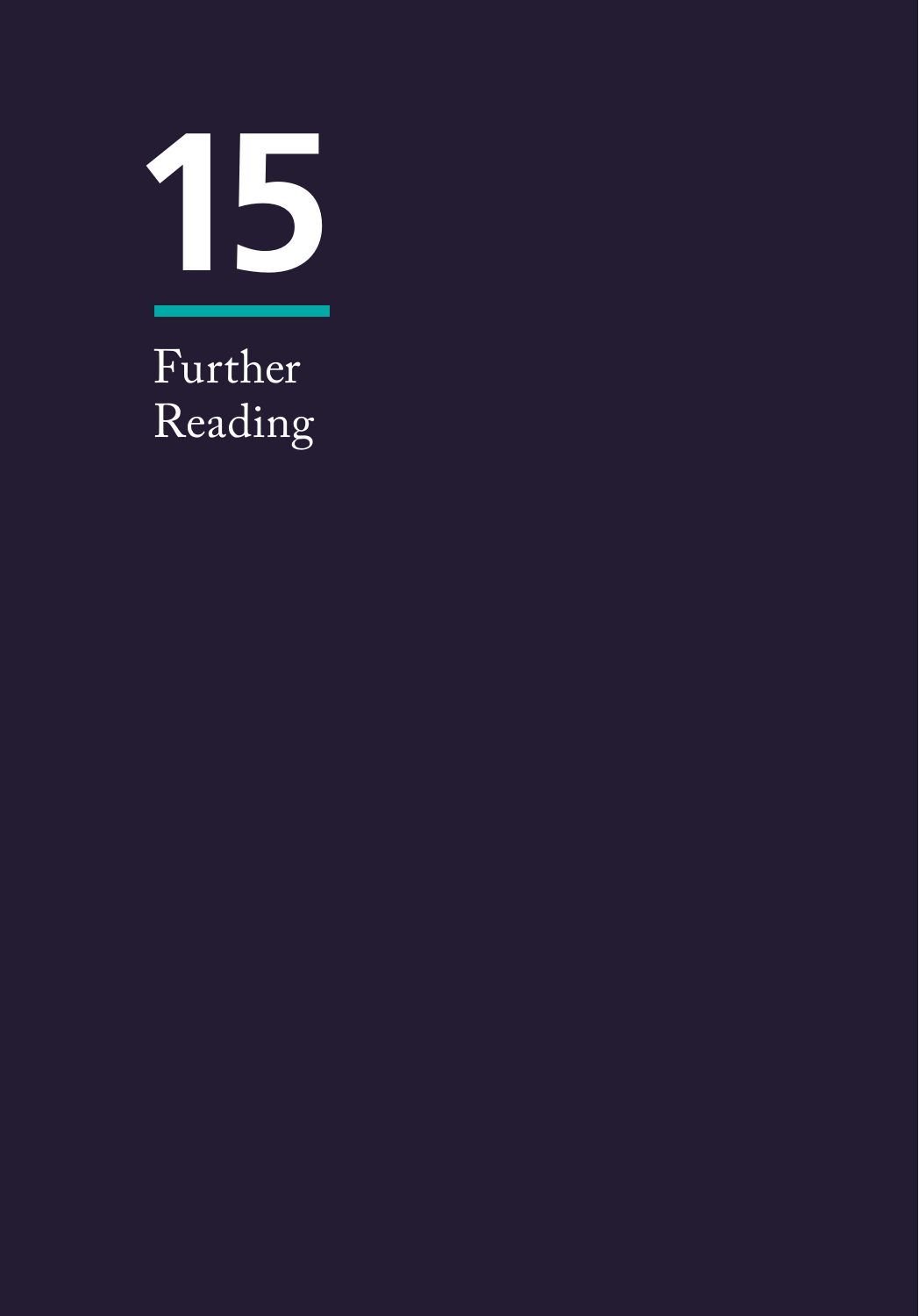# 15

## Further Reading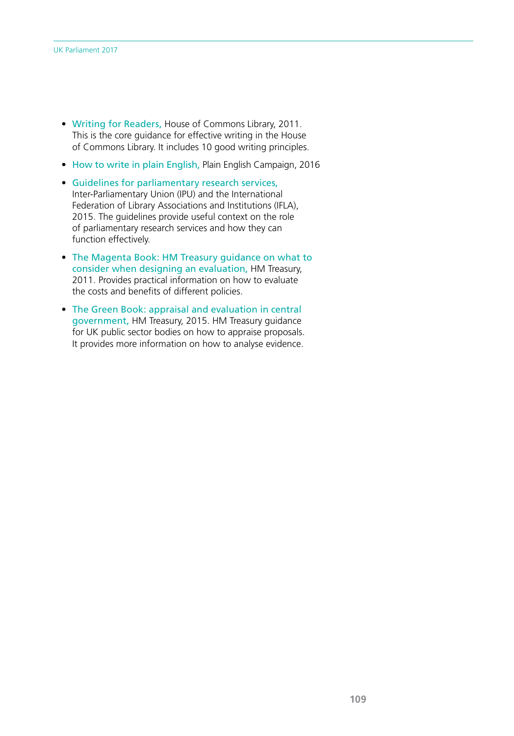- Writing for Readers, House of Commons Library, 2011. This is the core guidance for effective writing in the House of Commons Library. It includes 10 good writing principles.
- How to write in plain English, Plain English Campaign, 2016
- Guidelines for parliamentary research services, Inter-Parliamentary Union (IPU) and the International Federation of Library Associations and Institutions (IFLA), 2015. The guidelines provide useful context on the role of parliamentary research services and how they can function effectively.
- The Magenta Book: HM Treasury guidance on what to consider when designing an evaluation, HM Treasury, 2011. Provides practical information on how to evaluate the costs and benefits of different policies.
- The Green Book: appraisal and evaluation in central government, HM Treasury, 2015. HM Treasury guidance for UK public sector bodies on how to appraise proposals. It provides more information on how to analyse evidence.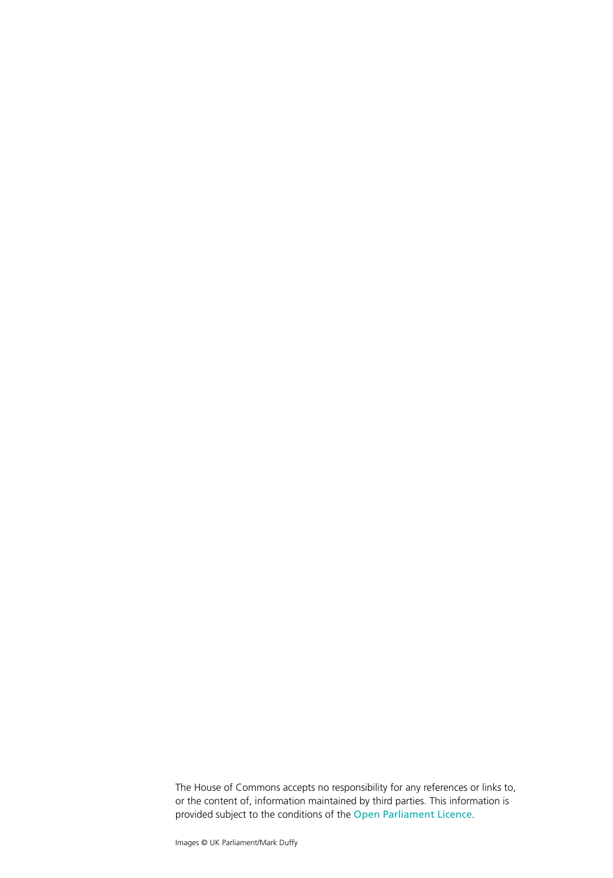The House of Commons accepts no responsibility for any references or links to, or the content of, information maintained by third parties. This information is provided subject to the conditions of the Open Parliament Licence.

Images © UK Parliament/Mark Duffy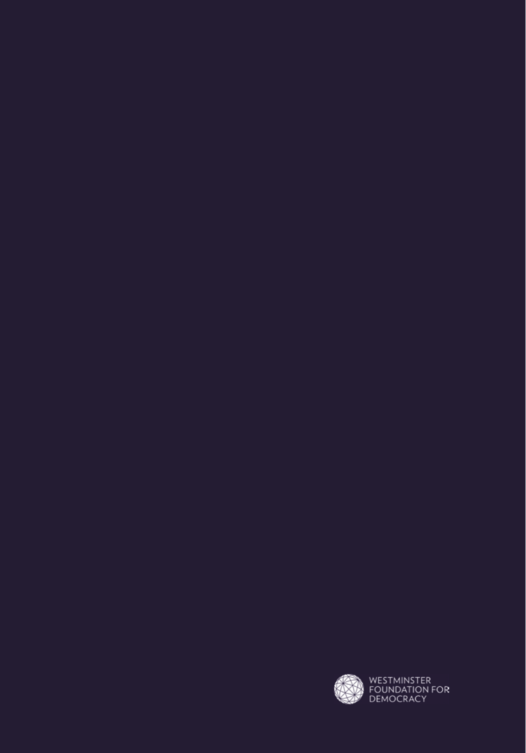WESTMINSTER
FOUNDATION FOR
DEMOCRACY